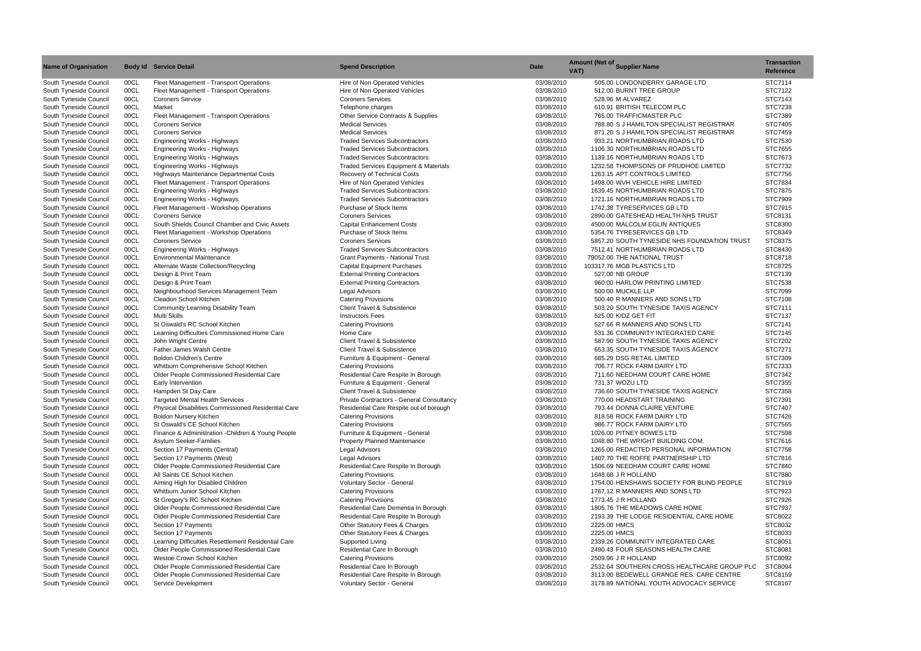| Name of Organisation | Body Id | Service Detail | Spend Description | Date | Amount (Net of VAT) | Supplier Name | Transaction Reference |
|---|---|---|---|---|---|---|---|
| South Tyneside Council | 00CL | Fleet Management - Transport Operations | Hire of Non Operated Vehicles | 03/08/2010 | 505.00 | LONDONDERRY GARAGE LTD | STC7114 |
| South Tyneside Council | 00CL | Fleet Management - Transport Operations | Hire of Non Operated Vehicles | 03/08/2010 | 512.00 | BURNT TREE GROUP | STC7122 |
| South Tyneside Council | 00CL | Coroners Service | Coroners Services | 03/08/2010 | 528.96 | M ALVAREZ | STC7143 |
| South Tyneside Council | 00CL | Market | Telephone charges | 03/08/2010 | 610.91 | BRITISH TELECOM PLC | STC7238 |
| South Tyneside Council | 00CL | Fleet Management - Transport Operations | Other Service Contracts & Supplies | 03/08/2010 | 765.00 | TRAFFICMASTER PLC | STC7389 |
| South Tyneside Council | 00CL | Coroners Service | Medical Services | 03/08/2010 | 788.80 | S J HAMILTON SPECIALIST REGISTRAR | STC7405 |
| South Tyneside Council | 00CL | Coroners Service | Medical Services | 03/08/2010 | 871.20 | S J HAMILTON SPECIALIST REGISTRAR | STC7459 |
| South Tyneside Council | 00CL | Engineering Works - Highways | Traded Services Subcontractors | 03/08/2010 | 933.21 | NORTHUMBRIAN ROADS LTD | STC7530 |
| South Tyneside Council | 00CL | Engineering Works - Highways | Traded Services Subcontractors | 03/08/2010 | 1106.30 | NORTHUMBRIAN ROADS LTD | STC7655 |
| South Tyneside Council | 00CL | Engineering Works - Highways | Traded Services Subcontractors | 03/08/2010 | 1139.16 | NORTHUMBRIAN ROADS LTD | STC7673 |
| South Tyneside Council | 00CL | Engineering Works - Highways | Traded Services Equipment & Materials | 03/08/2010 | 1232.58 | THOMPSONS OF PRUDHOE LIMITED | STC7732 |
| South Tyneside Council | 00CL | Highways Maintenance Departmental Costs | Recovery of Technical Costs | 03/08/2010 | 1263.15 | APT CONTROLS LIMITED | STC7756 |
| South Tyneside Council | 00CL | Fleet Management - Transport Operations | Hire of Non Operated Vehicles | 03/08/2010 | 1498.00 | WVH VEHICLE HIRE LIMITED | STC7834 |
| South Tyneside Council | 00CL | Engineering Works - Highways | Traded Services Subcontractors | 03/08/2010 | 1639.45 | NORTHUMBRIAN ROADS LTD | STC7875 |
| South Tyneside Council | 00CL | Engineering Works - Highways | Traded Services Subcontractors | 03/08/2010 | 1721.16 | NORTHUMBRIAN ROADS LTD | STC7909 |
| South Tyneside Council | 00CL | Fleet Management - Workshop Operations | Purchase of Stock Items | 03/08/2010 | 1742.38 | TYRESERVICES GB LTD | STC7915 |
| South Tyneside Council | 00CL | Coroners Service | Coroners Services | 03/08/2010 | 2890.00 | GATESHEAD HEALTH NHS TRUST | STC8131 |
| South Tyneside Council | 00CL | South Shields Council Chamber and Civic Assets | Capital Enhancement Costs | 03/08/2010 | 4500.00 | MALCOLM EGLIN ANTIQUES | STC8300 |
| South Tyneside Council | 00CL | Fleet Management - Workshop Operations | Purchase of Stock Items | 03/08/2010 | 5354.76 | TYRESERVICES GB LTD | STC8349 |
| South Tyneside Council | 00CL | Coroners Service | Coroners Services | 03/08/2010 | 5857.20 | SOUTH TYNESIDE NHS FOUNDATION TRUST | STC8375 |
| South Tyneside Council | 00CL | Engineering Works - Highways | Traded Services Subcontractors | 03/08/2010 | 7512.41 | NORTHUMBRIAN ROADS LTD | STC8430 |
| South Tyneside Council | 00CL | Environmental Maintenance | Grant Payments - National Trust | 03/08/2010 | 79052.00 | THE NATIONAL TRUST | STC8718 |
| South Tyneside Council | 00CL | Alternate Waste Collection/Recycling | Capital Equipment Purchases | 03/08/2010 | 103317.76 | MGB PLASTICS LTD | STC8725 |
| South Tyneside Council | 00CL | Design & Print Team | External Printing Contractors | 03/08/2010 | 527.00 | NB GROUP | STC7139 |
| South Tyneside Council | 00CL | Design & Print Team | External Printing Contractors | 03/08/2010 | 960.00 | HARLOW PRINTING LIMITED | STC7538 |
| South Tyneside Council | 00CL | Neighbourhood Services Management Team | Legal Advisors | 03/08/2010 | 500.00 | MUCKLE LLP | STC7099 |
| South Tyneside Council | 00CL | Cleadon School Kitchen | Catering Provisions | 03/08/2010 | 500.40 | R MANNERS AND SONS LTD | STC7108 |
| South Tyneside Council | 00CL | Community Learning Disability Team | Client Travel & Subsistence | 03/08/2010 | 503.20 | SOUTH TYNESIDE TAXIS AGENCY | STC7111 |
| South Tyneside Council | 00CL | Multi Skills | Instructors Fees | 03/08/2010 | 525.00 | KIDZ GET FIT | STC7137 |
| South Tyneside Council | 00CL | St Oswald's RC School Kitchen | Catering Provisions | 03/08/2010 | 527.66 | R MANNERS AND SONS LTD | STC7141 |
| South Tyneside Council | 00CL | Learning Difficulties Commissioned Home Care | Home Care | 03/08/2010 | 531.36 | COMMUNITY INTEGRATED CARE | STC7145 |
| South Tyneside Council | 00CL | John Wright Centre | Client Travel & Subsistence | 03/08/2010 | 587.90 | SOUTH TYNESIDE TAXIS AGENCY | STC7202 |
| South Tyneside Council | 00CL | Father James Walsh Centre | Client Travel & Subsistence | 03/08/2010 | 653.35 | SOUTH TYNESIDE TAXIS AGENCY | STC7271 |
| South Tyneside Council | 00CL | Boldon Children's Centre | Furniture & Equipment - General | 03/08/2010 | 685.29 | DSG RETAIL LIMITED | STC7309 |
| South Tyneside Council | 00CL | Whitburn Comprehensive School Kitchen | Catering Provisions | 03/08/2010 | 706.77 | ROCK FARM DAIRY LTD | STC7333 |
| South Tyneside Council | 00CL | Older People Commissioned Residential Care | Residential Care Respite In Borough | 03/08/2010 | 711.60 | NEEDHAM COURT CARE HOME | STC7342 |
| South Tyneside Council | 00CL | Early Intervention | Furniture & Equipment - General | 03/08/2010 | 731.37 | WOZU LTD | STC7355 |
| South Tyneside Council | 00CL | Hampden St Day Care | Client Travel & Subsistence | 03/08/2010 | 736.60 | SOUTH TYNESIDE TAXIS AGENCY | STC7358 |
| South Tyneside Council | 00CL | Targeted Mental Health Services | Private Contractors - General Consultancy | 03/08/2010 | 770.00 | HEADSTART TRAINING | STC7391 |
| South Tyneside Council | 00CL | Physical Disabilities Commissioned Residential Care | Residential Care Respite out of borough | 03/08/2010 | 793.44 | DONNA CLAIRE VENTURE | STC7407 |
| South Tyneside Council | 00CL | Boldon Nursery Kitchen | Catering Provisions | 03/08/2010 | 818.58 | ROCK FARM DAIRY LTD | STC7426 |
| South Tyneside Council | 00CL | St Oswald's CE School Kitchen | Catering Provisions | 03/08/2010 | 986.77 | ROCK FARM DAIRY LTD | STC7565 |
| South Tyneside Council | 00CL | Finance & Administration -Children & Young People | Furniture & Equipment - General | 03/08/2010 | 1026.00 | PITNEY BOWES LTD | STC7598 |
| South Tyneside Council | 00CL | Asylum Seeker-Families | Property Planned Maintenance | 03/08/2010 | 1048.80 | THE WRIGHT BUILDING COM. | STC7616 |
| South Tyneside Council | 00CL | Section 17 Payments (Central) | Legal Advisors | 03/08/2010 | 1265.00 | REDACTED PERSONAL INFORMATION | STC7758 |
| South Tyneside Council | 00CL | Section 17 Payments (West) | Legal Advisors | 03/08/2010 | 1407.70 | THE ROFFE PARTNERSHIP LTD | STC7816 |
| South Tyneside Council | 00CL | Older People Commissioned Residential Care | Residential Care Respite In Borough | 03/08/2010 | 1506.69 | NEEDHAM COURT CARE HOME | STC7840 |
| South Tyneside Council | 00CL | All Saints CE School Kitchen | Catering Provisions | 03/08/2010 | 1648.68 | J R HOLLAND | STC7880 |
| South Tyneside Council | 00CL | Aiming High for Disabled Children | Voluntary Sector - General | 03/08/2010 | 1754.00 | HENSHAWS SOCIETY FOR BLIND PEOPLE | STC7919 |
| South Tyneside Council | 00CL | Whitburn Junior School Kitchen | Catering Provisions | 03/08/2010 | 1767.12 | R MANNERS AND SONS LTD | STC7923 |
| South Tyneside Council | 00CL | St Gregory's RC School Kitchen | Catering Provisions | 03/08/2010 | 1773.45 | J R HOLLAND | STC7926 |
| South Tyneside Council | 00CL | Older People Commissioned Residential Care | Residential Care Dementia In Borough | 03/08/2010 | 1805.76 | THE MEADOWS CARE HOME | STC7937 |
| South Tyneside Council | 00CL | Older People Commissioned Residential Care | Residential Care Respite In Borough | 03/08/2010 | 2193.39 | THE LODGE RESIDENTIAL CARE HOME | STC8022 |
| South Tyneside Council | 00CL | Section 17 Payments | Other Statutory Fees & Charges | 03/08/2010 | 2225.00 | HMCS | STC8032 |
| South Tyneside Council | 00CL | Section 17 Payments | Other Statutory Fees & Charges | 03/08/2010 | 2225.00 | HMCS | STC8033 |
| South Tyneside Council | 00CL | Learning Difficulties Resettlement Residential Care | Supported Living | 03/08/2010 | 2339.26 | COMMUNITY INTEGRATED CARE | STC8051 |
| South Tyneside Council | 00CL | Older People Commissioned Residential Care | Residential Care In Borough | 03/08/2010 | 2490.43 | FOUR SEASONS HEALTH CARE | STC8081 |
| South Tyneside Council | 00CL | Westoe Crown School Kitchen | Catering Provisions | 03/08/2010 | 2509.96 | J R HOLLAND | STC8092 |
| South Tyneside Council | 00CL | Older People Commissioned Residential Care | Residential Care In Borough | 03/08/2010 | 2532.64 | SOUTHERN CROSS HEALTHCARE GROUP PLC | STC8094 |
| South Tyneside Council | 00CL | Older People Commissioned Residential Care | Residential Care Respite In Borough | 03/08/2010 | 3113.00 | BEDEWELL GRANGE RES. CARE CENTRE | STC8159 |
| South Tyneside Council | 00CL | Service Development | Voluntary Sector - General | 03/08/2010 | 3178.89 | NATIONAL YOUTH ADVOCACY SERVICE | STC8167 |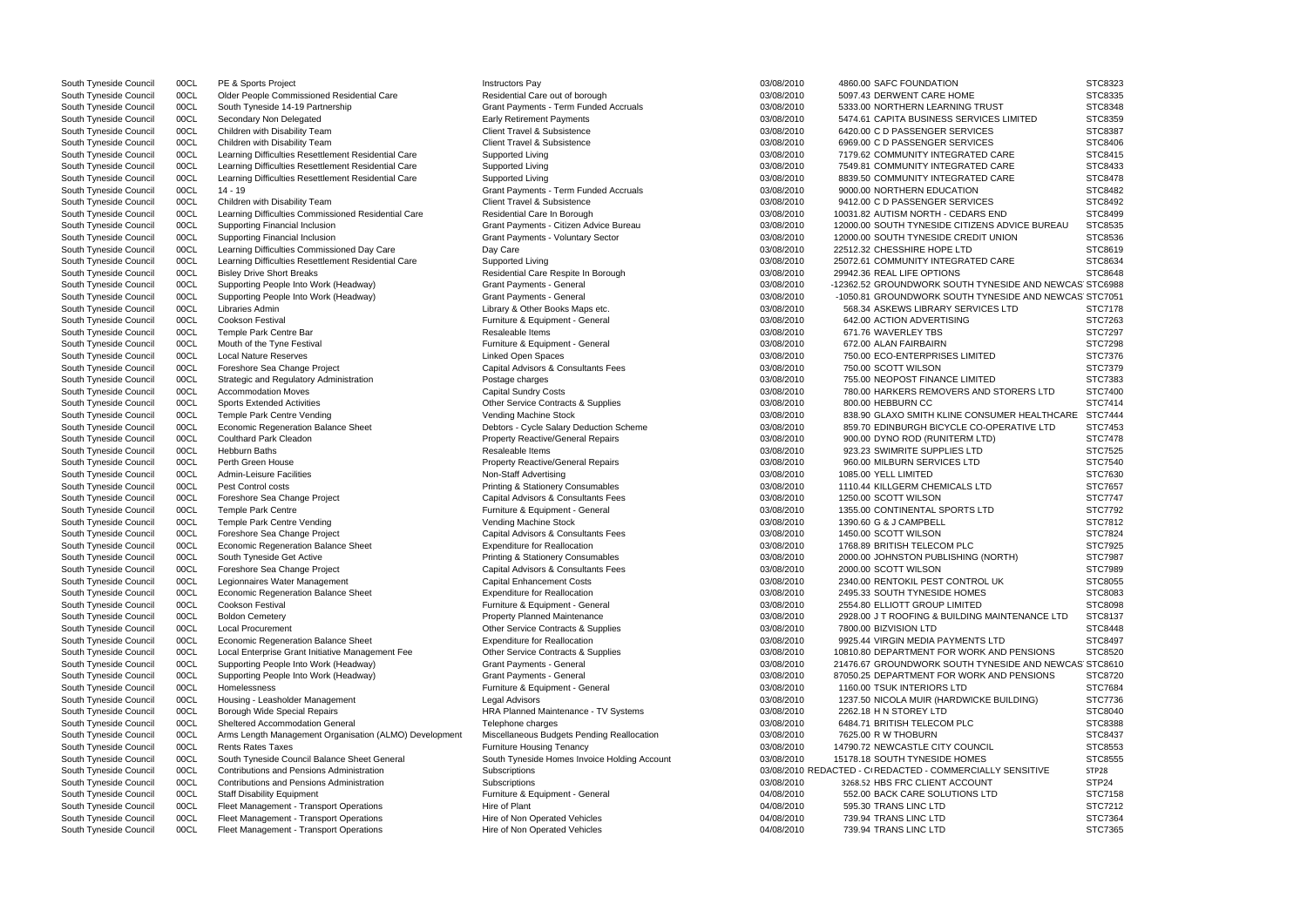| | | | | | | | |
|---|---|---|---|---|---|---|---|
| South Tyneside Council | 00CL | PE & Sports Project | Instructors Pay | 03/08/2010 | 4860.00 | SAFC FOUNDATION | STC8323 |
| South Tyneside Council | 00CL | Older People Commissioned Residential Care | Residential Care out of borough | 03/08/2010 | 5097.43 | DERWENT CARE HOME | STC8335 |
| South Tyneside Council | 00CL | South Tyneside 14-19 Partnership | Grant Payments - Term Funded Accruals | 03/08/2010 | 5333.00 | NORTHERN LEARNING TRUST | STC8348 |
| South Tyneside Council | 00CL | Secondary Non Delegated | Early Retirement Payments | 03/08/2010 | 5474.61 | CAPITA BUSINESS SERVICES LIMITED | STC8359 |
| South Tyneside Council | 00CL | Children with Disability Team | Client Travel & Subsistence | 03/08/2010 | 6420.00 | C D PASSENGER SERVICES | STC8387 |
| South Tyneside Council | 00CL | Children with Disability Team | Client Travel & Subsistence | 03/08/2010 | 6969.00 | C D PASSENGER SERVICES | STC8406 |
| South Tyneside Council | 00CL | Learning Difficulties Resettlement Residential Care | Supported Living | 03/08/2010 | 7179.62 | COMMUNITY INTEGRATED CARE | STC8415 |
| South Tyneside Council | 00CL | Learning Difficulties Resettlement Residential Care | Supported Living | 03/08/2010 | 7549.81 | COMMUNITY INTEGRATED CARE | STC8433 |
| South Tyneside Council | 00CL | Learning Difficulties Resettlement Residential Care | Supported Living | 03/08/2010 | 8839.50 | COMMUNITY INTEGRATED CARE | STC8478 |
| South Tyneside Council | 00CL | 14 - 19 | Grant Payments - Term Funded Accruals | 03/08/2010 | 9000.00 | NORTHERN EDUCATION | STC8482 |
| South Tyneside Council | 00CL | Children with Disability Team | Client Travel & Subsistence | 03/08/2010 | 9412.00 | C D PASSENGER SERVICES | STC8492 |
| South Tyneside Council | 00CL | Learning Difficulties Commissioned Residential Care | Residential Care In Borough | 03/08/2010 | 10031.82 | AUTISM NORTH - CEDARS END | STC8499 |
| South Tyneside Council | 00CL | Supporting Financial Inclusion | Grant Payments - Citizen Advice Bureau | 03/08/2010 | 12000.00 | SOUTH TYNESIDE CITIZENS ADVICE BUREAU | STC8535 |
| South Tyneside Council | 00CL | Supporting Financial Inclusion | Grant Payments - Voluntary Sector | 03/08/2010 | 12000.00 | SOUTH TYNESIDE CREDIT UNION | STC8536 |
| South Tyneside Council | 00CL | Learning Difficulties Commissioned Day Care | Day Care | 03/08/2010 | 22512.32 | CHESSHIRE HOPE LTD | STC8619 |
| South Tyneside Council | 00CL | Learning Difficulties Resettlement Residential Care | Supported Living | 03/08/2010 | 25072.61 | COMMUNITY INTEGRATED CARE | STC8634 |
| South Tyneside Council | 00CL | Bisley Drive Short Breaks | Residential Care Respite In Borough | 03/08/2010 | 29942.36 | REAL LIFE OPTIONS | STC8648 |
| South Tyneside Council | 00CL | Supporting People Into Work (Headway) | Grant Payments - General | 03/08/2010 | -12362.52 | GROUNDWORK SOUTH TYNESIDE AND NEWCAS | STC6988 |
| South Tyneside Council | 00CL | Supporting People Into Work (Headway) | Grant Payments - General | 03/08/2010 | -1050.81 | GROUNDWORK SOUTH TYNESIDE AND NEWCAS | STC7051 |
| South Tyneside Council | 00CL | Libraries Admin | Library & Other Books Maps etc. | 03/08/2010 | 568.34 | ASKEWS LIBRARY SERVICES LTD | STC7178 |
| South Tyneside Council | 00CL | Cookson Festival | Furniture & Equipment - General | 03/08/2010 | 642.00 | ACTION ADVERTISING | STC7263 |
| South Tyneside Council | 00CL | Temple Park Centre Bar | Resaleable Items | 03/08/2010 | 671.76 | WAVERLEY TBS | STC7297 |
| South Tyneside Council | 00CL | Mouth of the Tyne Festival | Furniture & Equipment - General | 03/08/2010 | 672.00 | ALAN FAIRBAIRN | STC7298 |
| South Tyneside Council | 00CL | Local Nature Reserves | Linked Open Spaces | 03/08/2010 | 750.00 | ECO-ENTERPRISES LIMITED | STC7376 |
| South Tyneside Council | 00CL | Foreshore Sea Change Project | Capital Advisors & Consultants Fees | 03/08/2010 | 750.00 | SCOTT WILSON | STC7379 |
| South Tyneside Council | 00CL | Strategic and Regulatory Administration | Postage charges | 03/08/2010 | 755.00 | NEOPOST FINANCE LIMITED | STC7383 |
| South Tyneside Council | 00CL | Accommodation Moves | Capital Sundry Costs | 03/08/2010 | 780.00 | HARKERS REMOVERS AND STORERS LTD | STC7400 |
| South Tyneside Council | 00CL | Sports Extended Activities | Other Service Contracts & Supplies | 03/08/2010 | 800.00 | HEBBURN CC | STC7414 |
| South Tyneside Council | 00CL | Temple Park Centre Vending | Vending Machine Stock | 03/08/2010 | 838.90 | GLAXO SMITH KLINE CONSUMER HEALTHCARE | STC7444 |
| South Tyneside Council | 00CL | Economic Regeneration Balance Sheet | Debtors - Cycle Salary Deduction Scheme | 03/08/2010 | 859.70 | EDINBURGH BICYCLE CO-OPERATIVE LTD | STC7453 |
| South Tyneside Council | 00CL | Coulthard Park Cleadon | Property Reactive/General Repairs | 03/08/2010 | 900.00 | DYNO ROD (RUNITERM LTD) | STC7478 |
| South Tyneside Council | 00CL | Hebburn Baths | Resaleable Items | 03/08/2010 | 923.23 | SWIMRITE SUPPLIES LTD | STC7525 |
| South Tyneside Council | 00CL | Perth Green House | Property Reactive/General Repairs | 03/08/2010 | 960.00 | MILBURN SERVICES LTD | STC7540 |
| South Tyneside Council | 00CL | Admin-Leisure Facilities | Non-Staff Advertising | 03/08/2010 | 1085.00 | YELL LIMITED | STC7630 |
| South Tyneside Council | 00CL | Pest Control costs | Printing & Stationery Consumables | 03/08/2010 | 1110.44 | KILLGERM CHEMICALS LTD | STC7657 |
| South Tyneside Council | 00CL | Foreshore Sea Change Project | Capital Advisors & Consultants Fees | 03/08/2010 | 1250.00 | SCOTT WILSON | STC7747 |
| South Tyneside Council | 00CL | Temple Park Centre | Furniture & Equipment - General | 03/08/2010 | 1355.00 | CONTINENTAL SPORTS LTD | STC7792 |
| South Tyneside Council | 00CL | Temple Park Centre Vending | Vending Machine Stock | 03/08/2010 | 1390.60 | G & J CAMPBELL | STC7812 |
| South Tyneside Council | 00CL | Foreshore Sea Change Project | Capital Advisors & Consultants Fees | 03/08/2010 | 1450.00 | SCOTT WILSON | STC7824 |
| South Tyneside Council | 00CL | Economic Regeneration Balance Sheet | Expenditure for Reallocation | 03/08/2010 | 1768.89 | BRITISH TELECOM PLC | STC7925 |
| South Tyneside Council | 00CL | South Tyneside Get Active | Printing & Stationery Consumables | 03/08/2010 | 2000.00 | JOHNSTON PUBLISHING (NORTH) | STC7987 |
| South Tyneside Council | 00CL | Foreshore Sea Change Project | Capital Advisors & Consultants Fees | 03/08/2010 | 2000.00 | SCOTT WILSON | STC7989 |
| South Tyneside Council | 00CL | Legionnaires Water Management | Capital Enhancement Costs | 03/08/2010 | 2340.00 | RENTOKIL PEST CONTROL UK | STC8055 |
| South Tyneside Council | 00CL | Economic Regeneration Balance Sheet | Expenditure for Reallocation | 03/08/2010 | 2495.33 | SOUTH TYNESIDE HOMES | STC8083 |
| South Tyneside Council | 00CL | Cookson Festival | Furniture & Equipment - General | 03/08/2010 | 2554.80 | ELLIOTT GROUP LIMITED | STC8098 |
| South Tyneside Council | 00CL | Boldon Cemetery | Property Planned Maintenance | 03/08/2010 | 2928.00 | J T ROOFING & BUILDING MAINTENANCE LTD | STC8137 |
| South Tyneside Council | 00CL | Local Procurement | Other Service Contracts & Supplies | 03/08/2010 | 7800.00 | BIZVISION LTD | STC8448 |
| South Tyneside Council | 00CL | Economic Regeneration Balance Sheet | Expenditure for Reallocation | 03/08/2010 | 9925.44 | VIRGIN MEDIA PAYMENTS LTD | STC8497 |
| South Tyneside Council | 00CL | Local Enterprise Grant Initiative Management Fee | Other Service Contracts & Supplies | 03/08/2010 | 10810.80 | DEPARTMENT FOR WORK AND PENSIONS | STC8520 |
| South Tyneside Council | 00CL | Supporting People Into Work (Headway) | Grant Payments - General | 03/08/2010 | 21476.67 | GROUNDWORK SOUTH TYNESIDE AND NEWCAS | STC8610 |
| South Tyneside Council | 00CL | Supporting People Into Work (Headway) | Grant Payments - General | 03/08/2010 | 87050.25 | DEPARTMENT FOR WORK AND PENSIONS | STC8720 |
| South Tyneside Council | 00CL | Homelessness | Furniture & Equipment - General | 03/08/2010 | 1160.00 | TSUK INTERIORS LTD | STC7684 |
| South Tyneside Council | 00CL | Housing - Leasholder Management | Legal Advisors | 03/08/2010 | 1237.50 | NICOLA MUIR (HARDWICKE BUILDING) | STC7736 |
| South Tyneside Council | 00CL | Borough Wide Special Repairs | HRA Planned Maintenance - TV Systems | 03/08/2010 | 2262.18 | H N STOREY LTD | STC8040 |
| South Tyneside Council | 00CL | Sheltered Accommodation General | Telephone charges | 03/08/2010 | 6484.71 | BRITISH TELECOM PLC | STC8388 |
| South Tyneside Council | 00CL | Arms Length Management Organisation (ALMO) Development | Miscellaneous Budgets Pending Reallocation | 03/08/2010 | 7625.00 | R W THOBURN | STC8437 |
| South Tyneside Council | 00CL | Rents Rates Taxes | Furniture Housing Tenancy | 03/08/2010 | 14790.72 | NEWCASTLE CITY COUNCIL | STC8553 |
| South Tyneside Council | 00CL | South Tyneside Council Balance Sheet General | South Tyneside Homes Invoice Holding Account | 03/08/2010 | 15178.18 | SOUTH TYNESIDE HOMES | STC8555 |
| South Tyneside Council | 00CL | Contributions and Pensions Administration | Subscriptions | 03/08/2010 | REDACTED - C( | REDACTED - COMMERCIALLY SENSITIVE | STP28 |
| South Tyneside Council | 00CL | Contributions and Pensions Administration | Subscriptions | 03/08/2010 | 3268.52 | HBS FRC CLIENT ACCOUNT | STP24 |
| South Tyneside Council | 00CL | Staff Disability Equipment | Furniture & Equipment - General | 04/08/2010 | 552.00 | BACK CARE SOLUTIONS LTD | STC7158 |
| South Tyneside Council | 00CL | Fleet Management - Transport Operations | Hire of Plant | 04/08/2010 | 595.30 | TRANS LINC LTD | STC7212 |
| South Tyneside Council | 00CL | Fleet Management - Transport Operations | Hire of Non Operated Vehicles | 04/08/2010 | 739.94 | TRANS LINC LTD | STC7364 |
| South Tyneside Council | 00CL | Fleet Management - Transport Operations | Hire of Non Operated Vehicles | 04/08/2010 | 739.94 | TRANS LINC LTD | STC7365 |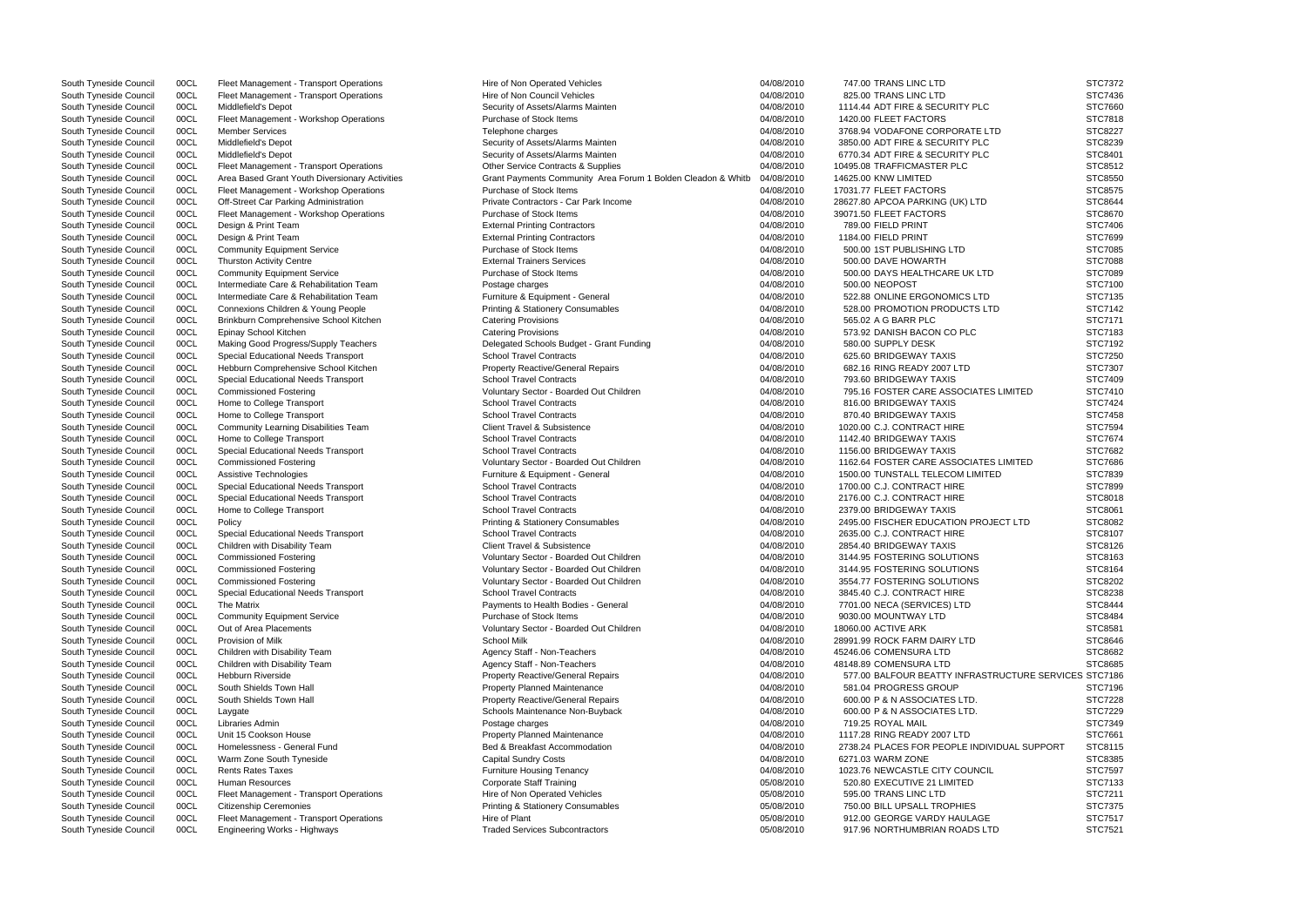| South Tyneside Council | 00CL | Fleet Management - Transport Operations | Hire of Non Operated Vehicles | 04/08/2010 | 747.00 | TRANS LINC LTD | STC7372 |
|---|---|---|---|---|---|---|---|
| South Tyneside Council | 00CL | Fleet Management - Transport Operations | Hire of Non Council Vehicles | 04/08/2010 | 825.00 | TRANS LINC LTD | STC7436 |
| South Tyneside Council | 00CL | Middlefield's Depot | Security of Assets/Alarms Mainten | 04/08/2010 | 1114.44 | ADT FIRE & SECURITY PLC | STC7660 |
| South Tyneside Council | 00CL | Fleet Management - Workshop Operations | Purchase of Stock Items | 04/08/2010 | 1420.00 | FLEET FACTORS | STC7818 |
| South Tyneside Council | 00CL | Member Services | Telephone charges | 04/08/2010 | 3768.94 | VODAFONE CORPORATE LTD | STC8227 |
| South Tyneside Council | 00CL | Middlefield's Depot | Security of Assets/Alarms Mainten | 04/08/2010 | 3850.00 | ADT FIRE & SECURITY PLC | STC8239 |
| South Tyneside Council | 00CL | Middlefield's Depot | Security of Assets/Alarms Mainten | 04/08/2010 | 6770.34 | ADT FIRE & SECURITY PLC | STC8401 |
| South Tyneside Council | 00CL | Fleet Management - Transport Operations | Other Service Contracts & Supplies | 04/08/2010 | 10495.08 | TRAFFICMASTER PLC | STC8512 |
| South Tyneside Council | 00CL | Area Based Grant Youth Diversionary Activities | Grant Payments Community Area Forum 1 Bolden Cleadon & Whitb | 04/08/2010 | 14625.00 | KNW LIMITED | STC8550 |
| South Tyneside Council | 00CL | Fleet Management - Workshop Operations | Purchase of Stock Items | 04/08/2010 | 17031.77 | FLEET FACTORS | STC8575 |
| South Tyneside Council | 00CL | Off-Street Car Parking Administration | Private Contractors - Car Park Income | 04/08/2010 | 28627.80 | APCOA PARKING (UK) LTD | STC8644 |
| South Tyneside Council | 00CL | Fleet Management - Workshop Operations | Purchase of Stock Items | 04/08/2010 | 39071.50 | FLEET FACTORS | STC8670 |
| South Tyneside Council | 00CL | Design & Print Team | External Printing Contractors | 04/08/2010 | 789.00 | FIELD PRINT | STC7406 |
| South Tyneside Council | 00CL | Design & Print Team | External Printing Contractors | 04/08/2010 | 1184.00 | FIELD PRINT | STC7699 |
| South Tyneside Council | 00CL | Community Equipment Service | Purchase of Stock Items | 04/08/2010 | 500.00 | 1ST PUBLISHING LTD | STC7085 |
| South Tyneside Council | 00CL | Thurston Activity Centre | External Trainers Services | 04/08/2010 | 500.00 | DAVE HOWARTH | STC7088 |
| South Tyneside Council | 00CL | Community Equipment Service | Purchase of Stock Items | 04/08/2010 | 500.00 | DAYS HEALTHCARE UK LTD | STC7089 |
| South Tyneside Council | 00CL | Intermediate Care & Rehabilitation Team | Postage charges | 04/08/2010 | 500.00 | NEOPOST | STC7100 |
| South Tyneside Council | 00CL | Intermediate Care & Rehabilitation Team | Furniture & Equipment - General | 04/08/2010 | 522.88 | ONLINE ERGONOMICS LTD | STC7135 |
| South Tyneside Council | 00CL | Connexions Children & Young People | Printing & Stationery Consumables | 04/08/2010 | 528.00 | PROMOTION PRODUCTS LTD | STC7142 |
| South Tyneside Council | 00CL | Brinkburn Comprehensive School Kitchen | Catering Provisions | 04/08/2010 | 565.02 | A G BARR PLC | STC7171 |
| South Tyneside Council | 00CL | Epinay School Kitchen | Catering Provisions | 04/08/2010 | 573.92 | DANISH BACON CO PLC | STC7183 |
| South Tyneside Council | 00CL | Making Good Progress/Supply Teachers | Delegated Schools Budget - Grant Funding | 04/08/2010 | 580.00 | SUPPLY DESK | STC7192 |
| South Tyneside Council | 00CL | Special Educational Needs Transport | School Travel Contracts | 04/08/2010 | 625.60 | BRIDGEWAY TAXIS | STC7250 |
| South Tyneside Council | 00CL | Hebburn Comprehensive School Kitchen | Property Reactive/General Repairs | 04/08/2010 | 682.16 | RING READY 2007 LTD | STC7307 |
| South Tyneside Council | 00CL | Special Educational Needs Transport | School Travel Contracts | 04/08/2010 | 793.60 | BRIDGEWAY TAXIS | STC7409 |
| South Tyneside Council | 00CL | Commissioned Fostering | Voluntary Sector - Boarded Out Children | 04/08/2010 | 795.16 | FOSTER CARE ASSOCIATES LIMITED | STC7410 |
| South Tyneside Council | 00CL | Home to College Transport | School Travel Contracts | 04/08/2010 | 816.00 | BRIDGEWAY TAXIS | STC7424 |
| South Tyneside Council | 00CL | Home to College Transport | School Travel Contracts | 04/08/2010 | 870.40 | BRIDGEWAY TAXIS | STC7458 |
| South Tyneside Council | 00CL | Community Learning Disabilities Team | Client Travel & Subsistence | 04/08/2010 | 1020.00 | C.J. CONTRACT HIRE | STC7594 |
| South Tyneside Council | 00CL | Home to College Transport | School Travel Contracts | 04/08/2010 | 1142.40 | BRIDGEWAY TAXIS | STC7674 |
| South Tyneside Council | 00CL | Special Educational Needs Transport | School Travel Contracts | 04/08/2010 | 1156.00 | BRIDGEWAY TAXIS | STC7682 |
| South Tyneside Council | 00CL | Commissioned Fostering | Voluntary Sector - Boarded Out Children | 04/08/2010 | 1162.64 | FOSTER CARE ASSOCIATES LIMITED | STC7686 |
| South Tyneside Council | 00CL | Assistive Technologies | Furniture & Equipment - General | 04/08/2010 | 1500.00 | TUNSTALL TELECOM LIMITED | STC7839 |
| South Tyneside Council | 00CL | Special Educational Needs Transport | School Travel Contracts | 04/08/2010 | 1700.00 | C.J. CONTRACT HIRE | STC7899 |
| South Tyneside Council | 00CL | Special Educational Needs Transport | School Travel Contracts | 04/08/2010 | 2176.00 | C.J. CONTRACT HIRE | STC8018 |
| South Tyneside Council | 00CL | Home to College Transport | School Travel Contracts | 04/08/2010 | 2379.00 | BRIDGEWAY TAXIS | STC8061 |
| South Tyneside Council | 00CL | Policy | Printing & Stationery Consumables | 04/08/2010 | 2495.00 | FISCHER EDUCATION PROJECT LTD | STC8082 |
| South Tyneside Council | 00CL | Special Educational Needs Transport | School Travel Contracts | 04/08/2010 | 2635.00 | C.J. CONTRACT HIRE | STC8107 |
| South Tyneside Council | 00CL | Children with Disability Team | Client Travel & Subsistence | 04/08/2010 | 2854.40 | BRIDGEWAY TAXIS | STC8126 |
| South Tyneside Council | 00CL | Commissioned Fostering | Voluntary Sector - Boarded Out Children | 04/08/2010 | 3144.95 | FOSTERING SOLUTIONS | STC8163 |
| South Tyneside Council | 00CL | Commissioned Fostering | Voluntary Sector - Boarded Out Children | 04/08/2010 | 3144.95 | FOSTERING SOLUTIONS | STC8164 |
| South Tyneside Council | 00CL | Commissioned Fostering | Voluntary Sector - Boarded Out Children | 04/08/2010 | 3554.77 | FOSTERING SOLUTIONS | STC8202 |
| South Tyneside Council | 00CL | Special Educational Needs Transport | School Travel Contracts | 04/08/2010 | 3845.40 | C.J. CONTRACT HIRE | STC8238 |
| South Tyneside Council | 00CL | The Matrix | Payments to Health Bodies - General | 04/08/2010 | 7701.00 | NECA (SERVICES) LTD | STC8444 |
| South Tyneside Council | 00CL | Community Equipment Service | Purchase of Stock Items | 04/08/2010 | 9030.00 | MOUNTWAY LTD | STC8484 |
| South Tyneside Council | 00CL | Out of Area Placements | Voluntary Sector - Boarded Out Children | 04/08/2010 | 18060.00 | ACTIVE ARK | STC8581 |
| South Tyneside Council | 00CL | Provision of Milk | School Milk | 04/08/2010 | 28991.99 | ROCK FARM DAIRY LTD | STC8646 |
| South Tyneside Council | 00CL | Children with Disability Team | Agency Staff - Non-Teachers | 04/08/2010 | 45246.06 | COMENSURA LTD | STC8682 |
| South Tyneside Council | 00CL | Children with Disability Team | Agency Staff - Non-Teachers | 04/08/2010 | 48148.89 | COMENSURA LTD | STC8685 |
| South Tyneside Council | 00CL | Hebburn Riverside | Property Reactive/General Repairs | 04/08/2010 | 577.00 | BALFOUR BEATTY INFRASTRUCTURE SERVICES | STC7186 |
| South Tyneside Council | 00CL | South Shields Town Hall | Property Planned Maintenance | 04/08/2010 | 581.04 | PROGRESS GROUP | STC7196 |
| South Tyneside Council | 00CL | South Shields Town Hall | Property Reactive/General Repairs | 04/08/2010 | 600.00 | P & N ASSOCIATES LTD. | STC7228 |
| South Tyneside Council | 00CL | Laygate | Schools Maintenance Non-Buyback | 04/08/2010 | 600.00 | P & N ASSOCIATES LTD. | STC7229 |
| South Tyneside Council | 00CL | Libraries Admin | Postage charges | 04/08/2010 | 719.25 | ROYAL MAIL | STC7349 |
| South Tyneside Council | 00CL | Unit 15 Cookson House | Property Planned Maintenance | 04/08/2010 | 1117.28 | RING READY 2007 LTD | STC7661 |
| South Tyneside Council | 00CL | Homelessness - General Fund | Bed & Breakfast Accommodation | 04/08/2010 | 2738.24 | PLACES FOR PEOPLE INDIVIDUAL SUPPORT | STC8115 |
| South Tyneside Council | 00CL | Warm Zone South Tyneside | Capital Sundry Costs | 04/08/2010 | 6271.03 | WARM ZONE | STC8385 |
| South Tyneside Council | 00CL | Rents Rates Taxes | Furniture Housing Tenancy | 04/08/2010 | 1023.76 | NEWCASTLE CITY COUNCIL | STC7597 |
| South Tyneside Council | 00CL | Human Resources | Corporate Staff Training | 05/08/2010 | 520.80 | EXECUTIVE 21 LIMITED | STC7133 |
| South Tyneside Council | 00CL | Fleet Management - Transport Operations | Hire of Non Operated Vehicles | 05/08/2010 | 595.00 | TRANS LINC LTD | STC7211 |
| South Tyneside Council | 00CL | Citizenship Ceremonies | Printing & Stationery Consumables | 05/08/2010 | 750.00 | BILL UPSALL TROPHIES | STC7375 |
| South Tyneside Council | 00CL | Fleet Management - Transport Operations | Hire of Plant | 05/08/2010 | 912.00 | GEORGE VARDY HAULAGE | STC7517 |
| South Tyneside Council | 00CL | Engineering Works - Highways | Traded Services Subcontractors | 05/08/2010 | 917.96 | NORTHUMBRIAN ROADS LTD | STC7521 |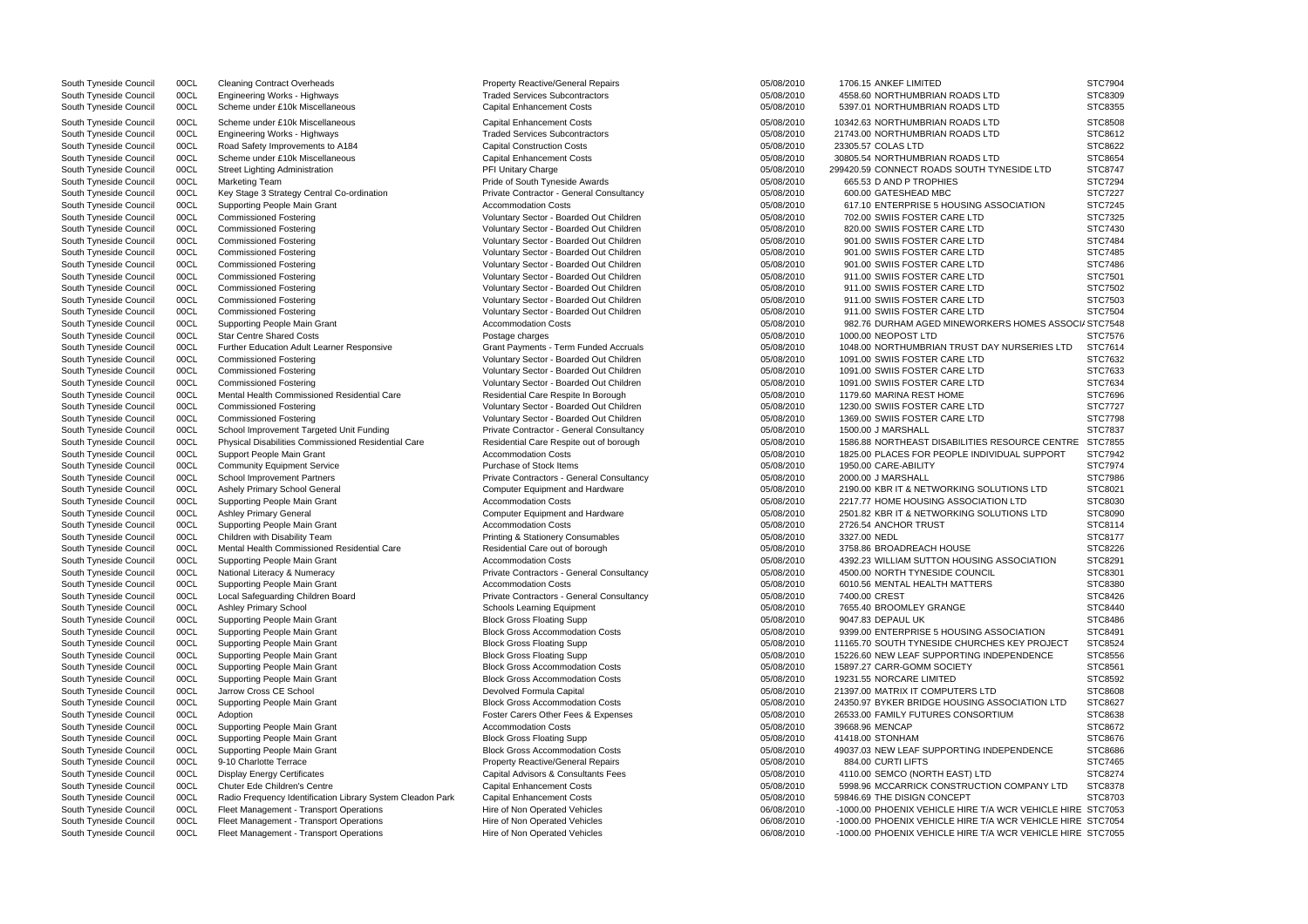| | | | | | | | |
|---|---|---|---|---|---|---|---|
| South Tyneside Council | 00CL | Cleaning Contract Overheads | Property Reactive/General Repairs | 05/08/2010 | 1706.15 | ANKEF LIMITED | STC7904 |
| South Tyneside Council | 00CL | Engineering Works - Highways | Traded Services Subcontractors | 05/08/2010 | 4558.60 | NORTHUMBRIAN ROADS LTD | STC8309 |
| South Tyneside Council | 00CL | Scheme under £10k Miscellaneous | Capital Enhancement Costs | 05/08/2010 | 5397.01 | NORTHUMBRIAN ROADS LTD | STC8355 |
| South Tyneside Council | 00CL | Scheme under £10k Miscellaneous | Capital Enhancement Costs | 05/08/2010 | 10342.63 | NORTHUMBRIAN ROADS LTD | STC8508 |
| South Tyneside Council | 00CL | Engineering Works - Highways | Traded Services Subcontractors | 05/08/2010 | 21743.00 | NORTHUMBRIAN ROADS LTD | STC8612 |
| South Tyneside Council | 00CL | Road Safety Improvements to A184 | Capital Construction Costs | 05/08/2010 | 23305.57 | COLAS LTD | STC8622 |
| South Tyneside Council | 00CL | Scheme under £10k Miscellaneous | Capital Enhancement Costs | 05/08/2010 | 30805.54 | NORTHUMBRIAN ROADS LTD | STC8654 |
| South Tyneside Council | 00CL | Street Lighting Administration | PFI Unitary Charge | 05/08/2010 | 299420.59 | CONNECT ROADS SOUTH TYNESIDE LTD | STC8747 |
| South Tyneside Council | 00CL | Marketing Team | Pride of South Tyneside Awards | 05/08/2010 | 665.53 | D AND P TROPHIES | STC7294 |
| South Tyneside Council | 00CL | Key Stage 3 Strategy Central Co-ordination | Private Contractor - General Consultancy | 05/08/2010 | 600.00 | GATESHEAD MBC | STC7227 |
| South Tyneside Council | 00CL | Supporting People Main Grant | Accommodation Costs | 05/08/2010 | 617.10 | ENTERPRISE 5 HOUSING ASSOCIATION | STC7245 |
| South Tyneside Council | 00CL | Commissioned Fostering | Voluntary Sector - Boarded Out Children | 05/08/2010 | 702.00 | SWIIS FOSTER CARE LTD | STC7325 |
| South Tyneside Council | 00CL | Commissioned Fostering | Voluntary Sector - Boarded Out Children | 05/08/2010 | 820.00 | SWIIS FOSTER CARE LTD | STC7430 |
| South Tyneside Council | 00CL | Commissioned Fostering | Voluntary Sector - Boarded Out Children | 05/08/2010 | 901.00 | SWIIS FOSTER CARE LTD | STC7484 |
| South Tyneside Council | 00CL | Commissioned Fostering | Voluntary Sector - Boarded Out Children | 05/08/2010 | 901.00 | SWIIS FOSTER CARE LTD | STC7485 |
| South Tyneside Council | 00CL | Commissioned Fostering | Voluntary Sector - Boarded Out Children | 05/08/2010 | 901.00 | SWIIS FOSTER CARE LTD | STC7486 |
| South Tyneside Council | 00CL | Commissioned Fostering | Voluntary Sector - Boarded Out Children | 05/08/2010 | 911.00 | SWIIS FOSTER CARE LTD | STC7501 |
| South Tyneside Council | 00CL | Commissioned Fostering | Voluntary Sector - Boarded Out Children | 05/08/2010 | 911.00 | SWIIS FOSTER CARE LTD | STC7502 |
| South Tyneside Council | 00CL | Commissioned Fostering | Voluntary Sector - Boarded Out Children | 05/08/2010 | 911.00 | SWIIS FOSTER CARE LTD | STC7503 |
| South Tyneside Council | 00CL | Commissioned Fostering | Voluntary Sector - Boarded Out Children | 05/08/2010 | 911.00 | SWIIS FOSTER CARE LTD | STC7504 |
| South Tyneside Council | 00CL | Supporting People Main Grant | Accommodation Costs | 05/08/2010 | 982.76 | DURHAM AGED MINEWORKERS HOMES ASSOCI/ | STC7548 |
| South Tyneside Council | 00CL | Star Centre Shared Costs | Postage charges | 05/08/2010 | 1000.00 | NEOPOST LTD | STC7576 |
| South Tyneside Council | 00CL | Further Education Adult Learner Responsive | Grant Payments - Term Funded Accruals | 05/08/2010 | 1048.00 | NORTHUMBRIAN TRUST DAY NURSERIES LTD | STC7614 |
| South Tyneside Council | 00CL | Commissioned Fostering | Voluntary Sector - Boarded Out Children | 05/08/2010 | 1091.00 | SWIIS FOSTER CARE LTD | STC7632 |
| South Tyneside Council | 00CL | Commissioned Fostering | Voluntary Sector - Boarded Out Children | 05/08/2010 | 1091.00 | SWIIS FOSTER CARE LTD | STC7633 |
| South Tyneside Council | 00CL | Commissioned Fostering | Voluntary Sector - Boarded Out Children | 05/08/2010 | 1091.00 | SWIIS FOSTER CARE LTD | STC7634 |
| South Tyneside Council | 00CL | Mental Health Commissioned Residential Care | Residential Care Respite In Borough | 05/08/2010 | 1179.60 | MARINA REST HOME | STC7696 |
| South Tyneside Council | 00CL | Commissioned Fostering | Voluntary Sector - Boarded Out Children | 05/08/2010 | 1230.00 | SWIIS FOSTER CARE LTD | STC7727 |
| South Tyneside Council | 00CL | Commissioned Fostering | Voluntary Sector - Boarded Out Children | 05/08/2010 | 1369.00 | SWIIS FOSTER CARE LTD | STC7798 |
| South Tyneside Council | 00CL | School Improvement Targeted Unit Funding | Private Contractor - General Consultancy | 05/08/2010 | 1500.00 | J MARSHALL | STC7837 |
| South Tyneside Council | 00CL | Physical Disabilities Commissioned Residential Care | Residential Care Respite out of borough | 05/08/2010 | 1586.88 | NORTHEAST DISABILITIES RESOURCE CENTRE | STC7855 |
| South Tyneside Council | 00CL | Support People Main Grant | Accommodation Costs | 05/08/2010 | 1825.00 | PLACES FOR PEOPLE INDIVIDUAL SUPPORT | STC7942 |
| South Tyneside Council | 00CL | Community Equipment Service | Purchase of Stock Items | 05/08/2010 | 1950.00 | CARE-ABILITY | STC7974 |
| South Tyneside Council | 00CL | School Improvement Partners | Private Contractors - General Consultancy | 05/08/2010 | 2000.00 | J MARSHALL | STC7986 |
| South Tyneside Council | 00CL | Ashely Primary School General | Computer Equipment and Hardware | 05/08/2010 | 2190.00 | KBR IT & NETWORKING SOLUTIONS LTD | STC8021 |
| South Tyneside Council | 00CL | Supporting People Main Grant | Accommodation Costs | 05/08/2010 | 2217.77 | HOME HOUSING ASSOCIATION LTD | STC8030 |
| South Tyneside Council | 00CL | Ashley Primary General | Computer Equipment and Hardware | 05/08/2010 | 2501.82 | KBR IT & NETWORKING SOLUTIONS LTD | STC8090 |
| South Tyneside Council | 00CL | Supporting People Main Grant | Accommodation Costs | 05/08/2010 | 2726.54 | ANCHOR TRUST | STC8114 |
| South Tyneside Council | 00CL | Children with Disability Team | Printing & Stationery Consumables | 05/08/2010 | 3327.00 | NEDL | STC8177 |
| South Tyneside Council | 00CL | Mental Health Commissioned Residential Care | Residential Care out of borough | 05/08/2010 | 3758.86 | BROADREACH HOUSE | STC8226 |
| South Tyneside Council | 00CL | Supporting People Main Grant | Accommodation Costs | 05/08/2010 | 4392.23 | WILLIAM SUTTON HOUSING ASSOCIATION | STC8291 |
| South Tyneside Council | 00CL | National Literacy & Numeracy | Private Contractors - General Consultancy | 05/08/2010 | 4500.00 | NORTH TYNESIDE COUNCIL | STC8301 |
| South Tyneside Council | 00CL | Supporting People Main Grant | Accommodation Costs | 05/08/2010 | 6010.56 | MENTAL HEALTH MATTERS | STC8380 |
| South Tyneside Council | 00CL | Local Safeguarding Children Board | Private Contractors - General Consultancy | 05/08/2010 | 7400.00 | CREST | STC8426 |
| South Tyneside Council | 00CL | Ashley Primary School | Schools Learning Equipment | 05/08/2010 | 7655.40 | BROOMLEY GRANGE | STC8440 |
| South Tyneside Council | 00CL | Supporting People Main Grant | Block Gross Floating Supp | 05/08/2010 | 9047.83 | DEPAUL UK | STC8486 |
| South Tyneside Council | 00CL | Supporting People Main Grant | Block Gross Accommodation Costs | 05/08/2010 | 9399.00 | ENTERPRISE 5 HOUSING ASSOCIATION | STC8491 |
| South Tyneside Council | 00CL | Supporting People Main Grant | Block Gross Floating Supp | 05/08/2010 | 11165.70 | SOUTH TYNESIDE CHURCHES KEY PROJECT | STC8524 |
| South Tyneside Council | 00CL | Supporting People Main Grant | Block Gross Floating Supp | 05/08/2010 | 15226.60 | NEW LEAF SUPPORTING INDEPENDENCE | STC8556 |
| South Tyneside Council | 00CL | Supporting People Main Grant | Block Gross Accommodation Costs | 05/08/2010 | 15897.27 | CARR-GOMM SOCIETY | STC8561 |
| South Tyneside Council | 00CL | Supporting People Main Grant | Block Gross Accommodation Costs | 05/08/2010 | 19231.55 | NORCARE LIMITED | STC8592 |
| South Tyneside Council | 00CL | Jarrow Cross CE School | Devolved Formula Capital | 05/08/2010 | 21397.00 | MATRIX IT COMPUTERS LTD | STC8608 |
| South Tyneside Council | 00CL | Supporting People Main Grant | Block Gross Accommodation Costs | 05/08/2010 | 24350.97 | BYKER BRIDGE HOUSING ASSOCIATION LTD | STC8627 |
| South Tyneside Council | 00CL | Adoption | Foster Carers Other Fees & Expenses | 05/08/2010 | 26533.00 | FAMILY FUTURES CONSORTIUM | STC8638 |
| South Tyneside Council | 00CL | Supporting People Main Grant | Accommodation Costs | 05/08/2010 | 39668.96 | MENCAP | STC8672 |
| South Tyneside Council | 00CL | Supporting People Main Grant | Block Gross Floating Supp | 05/08/2010 | 41418.00 | STONHAM | STC8676 |
| South Tyneside Council | 00CL | Supporting People Main Grant | Block Gross Accommodation Costs | 05/08/2010 | 49037.03 | NEW LEAF SUPPORTING INDEPENDENCE | STC8686 |
| South Tyneside Council | 00CL | 9-10 Charlotte Terrace | Property Reactive/General Repairs | 05/08/2010 | 884.00 | CURTI LIFTS | STC7465 |
| South Tyneside Council | 00CL | Display Energy Certificates | Capital Advisors & Consultants Fees | 05/08/2010 | 4110.00 | SEMCO (NORTH EAST) LTD | STC8274 |
| South Tyneside Council | 00CL | Chuter Ede Children's Centre | Capital Enhancement Costs | 05/08/2010 | 5998.96 | MCCARRICK CONSTRUCTION COMPANY LTD | STC8378 |
| South Tyneside Council | 00CL | Radio Frequency Identification Library System Cleadon Park | Capital Enhancement Costs | 05/08/2010 | 59846.69 | THE DISIGN CONCEPT | STC8703 |
| South Tyneside Council | 00CL | Fleet Management - Transport Operations | Hire of Non Operated Vehicles | 06/08/2010 | -1000.00 | PHOENIX VEHICLE HIRE T/A WCR VEHICLE HIRE | STC7053 |
| South Tyneside Council | 00CL | Fleet Management - Transport Operations | Hire of Non Operated Vehicles | 06/08/2010 | -1000.00 | PHOENIX VEHICLE HIRE T/A WCR VEHICLE HIRE | STC7054 |
| South Tyneside Council | 00CL | Fleet Management - Transport Operations | Hire of Non Operated Vehicles | 06/08/2010 | -1000.00 | PHOENIX VEHICLE HIRE T/A WCR VEHICLE HIRE | STC7055 |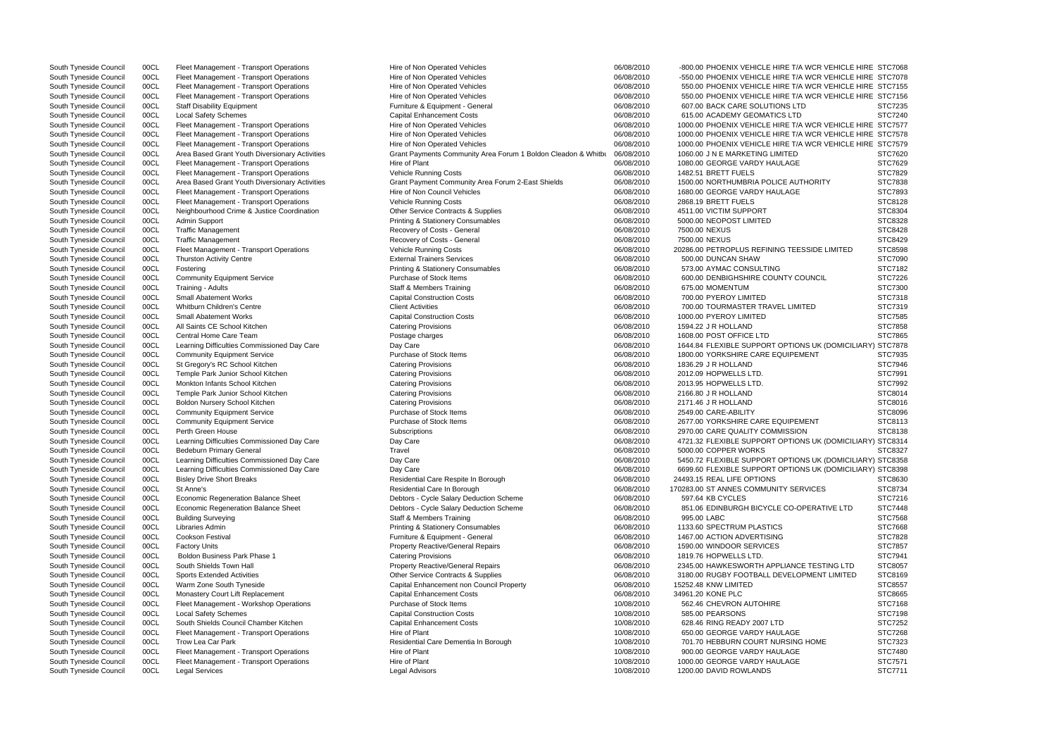| | | | | | | | |
|---|---|---|---|---|---|---|---|
| South Tyneside Council | 00CL | Fleet Management - Transport Operations | Hire of Non Operated Vehicles | 06/08/2010 | -800.00 | PHOENIX VEHICLE HIRE T/A WCR VEHICLE HIRE | STC7068 |
| South Tyneside Council | 00CL | Fleet Management - Transport Operations | Hire of Non Operated Vehicles | 06/08/2010 | -550.00 | PHOENIX VEHICLE HIRE T/A WCR VEHICLE HIRE | STC7078 |
| South Tyneside Council | 00CL | Fleet Management - Transport Operations | Hire of Non Operated Vehicles | 06/08/2010 | 550.00 | PHOENIX VEHICLE HIRE T/A WCR VEHICLE HIRE | STC7155 |
| South Tyneside Council | 00CL | Fleet Management - Transport Operations | Hire of Non Operated Vehicles | 06/08/2010 | 550.00 | PHOENIX VEHICLE HIRE T/A WCR VEHICLE HIRE | STC7156 |
| South Tyneside Council | 00CL | Staff Disability Equipment | Furniture & Equipment - General | 06/08/2010 | 607.00 | BACK CARE SOLUTIONS LTD | STC7235 |
| South Tyneside Council | 00CL | Local Safety Schemes | Capital Enhancement Costs | 06/08/2010 | 615.00 | ACADEMY GEOMATICS LTD | STC7240 |
| South Tyneside Council | 00CL | Fleet Management - Transport Operations | Hire of Non Operated Vehicles | 06/08/2010 | 1000.00 | PHOENIX VEHICLE HIRE T/A WCR VEHICLE HIRE | STC7577 |
| South Tyneside Council | 00CL | Fleet Management - Transport Operations | Hire of Non Operated Vehicles | 06/08/2010 | 1000.00 | PHOENIX VEHICLE HIRE T/A WCR VEHICLE HIRE | STC7578 |
| South Tyneside Council | 00CL | Fleet Management - Transport Operations | Hire of Non Operated Vehicles | 06/08/2010 | 1000.00 | PHOENIX VEHICLE HIRE T/A WCR VEHICLE HIRE | STC7579 |
| South Tyneside Council | 00CL | Area Based Grant Youth Diversionary Activities | Grant Payments Community Area Forum 1 Boldon Cleadon & Whitbu | 06/08/2010 | 1060.00 | J N E MARKETING LIMITED | STC7620 |
| South Tyneside Council | 00CL | Fleet Management - Transport Operations | Hire of Plant | 06/08/2010 | 1080.00 | GEORGE VARDY HAULAGE | STC7629 |
| South Tyneside Council | 00CL | Fleet Management - Transport Operations | Vehicle Running Costs | 06/08/2010 | 1482.51 | BRETT FUELS | STC7829 |
| South Tyneside Council | 00CL | Area Based Grant Youth Diversionary Activities | Grant Payment Community Area Forum 2-East Shields | 06/08/2010 | 1500.00 | NORTHUMBRIA POLICE AUTHORITY | STC7838 |
| South Tyneside Council | 00CL | Fleet Management - Transport Operations | Hire of Non Council Vehicles | 06/08/2010 | 1680.00 | GEORGE VARDY HAULAGE | STC7893 |
| South Tyneside Council | 00CL | Fleet Management - Transport Operations | Vehicle Running Costs | 06/08/2010 | 2868.19 | BRETT FUELS | STC8128 |
| South Tyneside Council | 00CL | Neighbourhood Crime & Justice Coordination | Other Service Contracts & Supplies | 06/08/2010 | 4511.00 | VICTIM SUPPORT | STC8304 |
| South Tyneside Council | 00CL | Admin Support | Printing & Stationery Consumables | 06/08/2010 | 5000.00 | NEOPOST LIMITED | STC8328 |
| South Tyneside Council | 00CL | Traffic Management | Recovery of Costs - General | 06/08/2010 | 7500.00 | NEXUS | STC8428 |
| South Tyneside Council | 00CL | Traffic Management | Recovery of Costs - General | 06/08/2010 | 7500.00 | NEXUS | STC8429 |
| South Tyneside Council | 00CL | Fleet Management - Transport Operations | Vehicle Running Costs | 06/08/2010 | 20286.00 | PETROPLUS REFINING TEESSIDE LIMITED | STC8598 |
| South Tyneside Council | 00CL | Thurston Activity Centre | External Trainers Services | 06/08/2010 | 500.00 | DUNCAN SHAW | STC7090 |
| South Tyneside Council | 00CL | Fostering | Printing & Stationery Consumables | 06/08/2010 | 573.00 | AYMAC CONSULTING | STC7182 |
| South Tyneside Council | 00CL | Community Equipment Service | Purchase of Stock Items | 06/08/2010 | 600.00 | DENBIGHSHIRE COUNTY COUNCIL | STC7226 |
| South Tyneside Council | 00CL | Training - Adults | Staff & Members Training | 06/08/2010 | 675.00 | MOMENTUM | STC7300 |
| South Tyneside Council | 00CL | Small Abatement Works | Capital Construction Costs | 06/08/2010 | 700.00 | PYEROY LIMITED | STC7318 |
| South Tyneside Council | 00CL | Whitburn Children's Centre | Client Activities | 06/08/2010 | 700.00 | TOURMASTER TRAVEL LIMITED | STC7319 |
| South Tyneside Council | 00CL | Small Abatement Works | Capital Construction Costs | 06/08/2010 | 1000.00 | PYEROY LIMITED | STC7585 |
| South Tyneside Council | 00CL | All Saints CE School Kitchen | Catering Provisions | 06/08/2010 | 1594.22 | J R HOLLAND | STC7858 |
| South Tyneside Council | 00CL | Central Home Care Team | Postage charges | 06/08/2010 | 1608.00 | POST OFFICE LTD | STC7865 |
| South Tyneside Council | 00CL | Learning Difficulties Commissioned Day Care | Day Care | 06/08/2010 | 1644.84 | FLEXIBLE SUPPORT OPTIONS UK (DOMICILIARY) | STC7878 |
| South Tyneside Council | 00CL | Community Equipment Service | Purchase of Stock Items | 06/08/2010 | 1800.00 | YORKSHIRE CARE EQUIPEMENT | STC7935 |
| South Tyneside Council | 00CL | St Gregory's RC School Kitchen | Catering Provisions | 06/08/2010 | 1836.29 | J R HOLLAND | STC7946 |
| South Tyneside Council | 00CL | Temple Park Junior School Kitchen | Catering Provisions | 06/08/2010 | 2012.09 | HOPWELLS LTD. | STC7991 |
| South Tyneside Council | 00CL | Monkton Infants School Kitchen | Catering Provisions | 06/08/2010 | 2013.95 | HOPWELLS LTD. | STC7992 |
| South Tyneside Council | 00CL | Temple Park Junior School Kitchen | Catering Provisions | 06/08/2010 | 2166.80 | J R HOLLAND | STC8014 |
| South Tyneside Council | 00CL | Boldon Nursery School Kitchen | Catering Provisions | 06/08/2010 | 2171.46 | J R HOLLAND | STC8016 |
| South Tyneside Council | 00CL | Community Equipment Service | Purchase of Stock Items | 06/08/2010 | 2549.00 | CARE-ABILITY | STC8096 |
| South Tyneside Council | 00CL | Community Equipment Service | Purchase of Stock Items | 06/08/2010 | 2677.00 | YORKSHIRE CARE EQUIPEMENT | STC8113 |
| South Tyneside Council | 00CL | Perth Green House | Subscriptions | 06/08/2010 | 2970.00 | CARE QUALITY COMMISSION | STC8138 |
| South Tyneside Council | 00CL | Learning Difficulties Commissioned Day Care | Day Care | 06/08/2010 | 4721.32 | FLEXIBLE SUPPORT OPTIONS UK (DOMICILIARY) | STC8314 |
| South Tyneside Council | 00CL | Bedeburn Primary General | Travel | 06/08/2010 | 5000.00 | COPPER WORKS | STC8327 |
| South Tyneside Council | 00CL | Learning Difficulties Commissioned Day Care | Day Care | 06/08/2010 | 5450.72 | FLEXIBLE SUPPORT OPTIONS UK (DOMICILIARY) | STC8358 |
| South Tyneside Council | 00CL | Learning Difficulties Commissioned Day Care | Day Care | 06/08/2010 | 6699.60 | FLEXIBLE SUPPORT OPTIONS UK (DOMICILIARY) | STC8398 |
| South Tyneside Council | 00CL | Bisley Drive Short Breaks | Residential Care Respite In Borough | 06/08/2010 | 24493.15 | REAL LIFE OPTIONS | STC8630 |
| South Tyneside Council | 00CL | St Anne's | Residential Care In Borough | 06/08/2010 | 170283.00 | ST ANNES COMMUNITY SERVICES | STC8734 |
| South Tyneside Council | 00CL | Economic Regeneration Balance Sheet | Debtors - Cycle Salary Deduction Scheme | 06/08/2010 | 597.64 | KB CYCLES | STC7216 |
| South Tyneside Council | 00CL | Economic Regeneration Balance Sheet | Debtors - Cycle Salary Deduction Scheme | 06/08/2010 | 851.06 | EDINBURGH BICYCLE CO-OPERATIVE LTD | STC7448 |
| South Tyneside Council | 00CL | Building Surveying | Staff & Members Training | 06/08/2010 | 995.00 | LABC | STC7568 |
| South Tyneside Council | 00CL | Libraries Admin | Printing & Stationery Consumables | 06/08/2010 | 1133.60 | SPECTRUM PLASTICS | STC7668 |
| South Tyneside Council | 00CL | Cookson Festival | Furniture & Equipment - General | 06/08/2010 | 1467.00 | ACTION ADVERTISING | STC7828 |
| South Tyneside Council | 00CL | Factory Units | Property Reactive/General Repairs | 06/08/2010 | 1590.00 | WINDOOR SERVICES | STC7857 |
| South Tyneside Council | 00CL | Boldon Business Park Phase 1 | Catering Provisions | 06/08/2010 | 1819.76 | HOPWELLS LTD. | STC7941 |
| South Tyneside Council | 00CL | South Shields Town Hall | Property Reactive/General Repairs | 06/08/2010 | 2345.00 | HAWKESWORTH APPLIANCE TESTING LTD | STC8057 |
| South Tyneside Council | 00CL | Sports Extended Activities | Other Service Contracts & Supplies | 06/08/2010 | 3180.00 | RUGBY FOOTBALL DEVELOPMENT LIMITED | STC8169 |
| South Tyneside Council | 00CL | Warm Zone South Tyneside | Capital Enhancement non Council Property | 06/08/2010 | 15252.48 | KNW LIMITED | STC8557 |
| South Tyneside Council | 00CL | Monastery Court Lift Replacement | Capital Enhancement Costs | 06/08/2010 | 34961.20 | KONE PLC | STC8665 |
| South Tyneside Council | 00CL | Fleet Management - Workshop Operations | Purchase of Stock Items | 10/08/2010 | 562.46 | CHEVRON AUTOHIRE | STC7168 |
| South Tyneside Council | 00CL | Local Safety Schemes | Capital Construction Costs | 10/08/2010 | 585.00 | PEARSONS | STC7198 |
| South Tyneside Council | 00CL | South Shields Council Chamber Kitchen | Capital Enhancement Costs | 10/08/2010 | 628.46 | RING READY 2007 LTD | STC7252 |
| South Tyneside Council | 00CL | Fleet Management - Transport Operations | Hire of Plant | 10/08/2010 | 650.00 | GEORGE VARDY HAULAGE | STC7268 |
| South Tyneside Council | 00CL | Trow Lea Car Park | Residential Care Dementia In Borough | 10/08/2010 | 701.70 | HEBBURN COURT NURSING HOME | STC7323 |
| South Tyneside Council | 00CL | Fleet Management - Transport Operations | Hire of Plant | 10/08/2010 | 900.00 | GEORGE VARDY HAULAGE | STC7480 |
| South Tyneside Council | 00CL | Fleet Management - Transport Operations | Hire of Plant | 10/08/2010 | 1000.00 | GEORGE VARDY HAULAGE | STC7571 |
| South Tyneside Council | 00CL | Legal Services | Legal Advisors | 10/08/2010 | 1200.00 | DAVID ROWLANDS | STC7711 |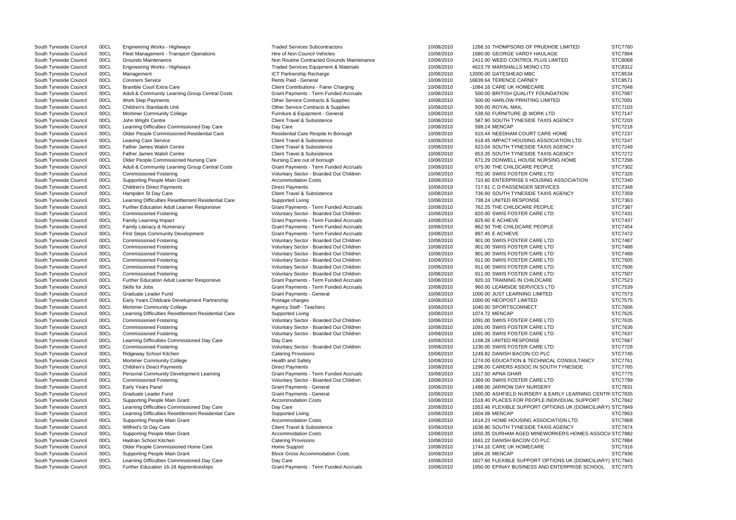| | | | | | | | |
|---|---|---|---|---|---|---|---|
| South Tyneside Council | 00CL | Engineering Works - Highways | Traded Services Subcontractors | 10/08/2010 | 1268.10 | THOMPSONS OF PRUDHOE LIMITED | STC7760 |
| South Tyneside Council | 00CL | Fleet Management - Transport Operations | Hire of Non Council Vehicles | 10/08/2010 | 1680.00 | GEORGE VARDY HAULAGE | STC7894 |
| South Tyneside Council | 00CL | Grounds Maintenance | Non Routine Contracted Grounds Maintenance | 10/08/2010 | 2411.00 | WEED CONTROL PLUS LIMITED | STC8068 |
| South Tyneside Council | 00CL | Engineering Works - Highways | Traded Services Equipment & Materials | 10/08/2010 | 4623.79 | MARSHALLS MONO LTD | STC8312 |
| South Tyneside Council | 00CL | Management | ICT Partnership Recharge | 10/08/2010 | 12000.00 | GATESHEAD MBC | STC8534 |
| South Tyneside Council | 00CL | Coroners Service | Rents Paid - General | 10/08/2010 | 16839.64 | TERENCE CARNEY | STC8571 |
| South Tyneside Council | 00CL | Bramble Court Extra Care | Client Contributions - Fairer Charging | 10/08/2010 | -1084.16 | CARE UK HOMECARE | STC7048 |
| South Tyneside Council | 00CL | Adult & Community Learning Group Central Costs | Grant Payments - Term Funded Accruals | 10/08/2010 | 500.00 | BRITISH QUALITY FOUNDATION | STC7087 |
| South Tyneside Council | 00CL | Work Step Payments | Other Service Contracts & Supplies | 10/08/2010 | 500.00 | HARLOW PRINTING LIMITED | STC7091 |
| South Tyneside Council | 00CL | Children's Standards Unit | Other Service Contracts & Supplies | 10/08/2010 | 500.00 | ROYAL MAIL | STC7103 |
| South Tyneside Council | 00CL | Mortimer Community College | Furniture & Equipment - General | 10/08/2010 | 538.50 | FURNITURE @ WORK LTD | STC7147 |
| South Tyneside Council | 00CL | John Wright Centre | Client Travel & Subsistence | 10/08/2010 | 587.90 | SOUTH TYNESIDE TAXIS AGENCY | STC7203 |
| South Tyneside Council | 00CL | Learning Difficulties Commissioned Day Care | Day Care | 10/08/2010 | 598.24 | MENCAP | STC7218 |
| South Tyneside Council | 00CL | Older People Commissioned Residential Care | Residential Care Respite In Borough | 10/08/2010 | 610.44 | NEEDHAM COURT CARE HOME | STC7237 |
| South Tyneside Council | 00CL | Leaving Care Service | Client Travel & Subsistence | 10/08/2010 | 618.45 | IMPACT HOUSING ASSOCIATION LTD | STC7247 |
| South Tyneside Council | 00CL | Father James Walsh Centre | Client Travel & Subsistence | 10/08/2010 | 623.04 | SOUTH TYNESIDE TAXIS AGENCY | STC7249 |
| South Tyneside Council | 00CL | Father James Walsh Centre | Client Travel & Subsistence | 10/08/2010 | 653.35 | SOUTH TYNESIDE TAXIS AGENCY | STC7272 |
| South Tyneside Council | 00CL | Older People Commissioned Nursing Care | Nursing Care out of borough | 10/08/2010 | 671.29 | DONWELL HOUSE NURSING HOME | STC7296 |
| South Tyneside Council | 00CL | Adult & Community Learning Group Central Costs | Grant Payments - Term Funded Accruals | 10/08/2010 | 675.00 | THE CHILDCARE PEOPLE | STC7302 |
| South Tyneside Council | 00CL | Commissioned Fostering | Voluntary Sector - Boarded Out Children | 10/08/2010 | 702.00 | SWIIS FOSTER CARE LTD | STC7326 |
| South Tyneside Council | 00CL | Supporting People Main Grant | Accommodation Costs | 10/08/2010 | 710.60 | ENTERPRISE 5 HOUSING ASSOCIATION | STC7340 |
| South Tyneside Council | 00CL | Children's Direct Payments | Direct Payments | 10/08/2010 | 717.61 | C D PASSENGER SERVICES | STC7348 |
| South Tyneside Council | 00CL | Hampden St Day Care | Client Travel & Subsistence | 10/08/2010 | 736.60 | SOUTH TYNESIDE TAXIS AGENCY | STC7359 |
| South Tyneside Council | 00CL | Learning Difficulties Resettlement Residential Care | Supported Living | 10/08/2010 | 738.24 | UNITED RESPONSE | STC7363 |
| South Tyneside Council | 00CL | Further Education Adult Learner Responsive | Grant Payments - Term Funded Accruals | 10/08/2010 | 762.25 | THE CHILDCARE PEOPLE | STC7387 |
| South Tyneside Council | 00CL | Commissioned Fostering | Voluntary Sector - Boarded Out Children | 10/08/2010 | 820.00 | SWIIS FOSTER CARE LTD | STC7431 |
| South Tyneside Council | 00CL | Family Learning Impact | Grant Payments - Term Funded Accruals | 10/08/2010 | 825.60 | E ACHIEVE | STC7437 |
| South Tyneside Council | 00CL | Family Literacy & Numeracy | Grant Payments - Term Funded Accruals | 10/08/2010 | 862.50 | THE CHILDCARE PEOPLE | STC7454 |
| South Tyneside Council | 00CL | First Steps Community Development | Grant Payments - Term Funded Accruals | 10/08/2010 | 897.45 | E ACHIEVE | STC7472 |
| South Tyneside Council | 00CL | Commissioned Fostering | Voluntary Sector - Boarded Out Children | 10/08/2010 | 901.00 | SWIIS FOSTER CARE LTD | STC7487 |
| South Tyneside Council | 00CL | Commissioned Fostering | Voluntary Sector - Boarded Out Children | 10/08/2010 | 901.00 | SWIIS FOSTER CARE LTD | STC7488 |
| South Tyneside Council | 00CL | Commissioned Fostering | Voluntary Sector - Boarded Out Children | 10/08/2010 | 901.00 | SWIIS FOSTER CARE LTD | STC7489 |
| South Tyneside Council | 00CL | Commissioned Fostering | Voluntary Sector - Boarded Out Children | 10/08/2010 | 911.00 | SWIIS FOSTER CARE LTD | STC7505 |
| South Tyneside Council | 00CL | Commissioned Fostering | Voluntary Sector - Boarded Out Children | 10/08/2010 | 911.00 | SWIIS FOSTER CARE LTD | STC7506 |
| South Tyneside Council | 00CL | Commissioned Fostering | Voluntary Sector - Boarded Out Children | 10/08/2010 | 911.00 | SWIIS FOSTER CARE LTD | STC7507 |
| South Tyneside Council | 00CL | Further Education Adult Learner Responsive | Grant Payments - Term Funded Accruals | 10/08/2010 | 920.10 | TRAINING IN CHILDCARE | STC7523 |
| South Tyneside Council | 00CL | Skills for Jobs | Grant Payments - Term Funded Accruals | 10/08/2010 | 960.00 | LEAMSIDE SERVICES LTD | STC7539 |
| South Tyneside Council | 00CL | Graduate Leader Fund | Grant Payments - General | 10/08/2010 | 1000.00 | JUST LEARNING LIMITED | STC7573 |
| South Tyneside Council | 00CL | Early Years Childcare Development Partnership | Postage charges | 10/08/2010 | 1000.00 | NEOPOST LIMITED | STC7575 |
| South Tyneside Council | 00CL | Mortimer Community College | Agency Staff - Teachers | 10/08/2010 | 1040.00 | SPORTSCONNECT | STC7606 |
| South Tyneside Council | 00CL | Learning Difficulties Resettlement Residential Care | Supported Living | 10/08/2010 | 1074.72 | MENCAP | STC7625 |
| South Tyneside Council | 00CL | Commissioned Fostering | Voluntary Sector - Boarded Out Children | 10/08/2010 | 1091.00 | SWIIS FOSTER CARE LTD | STC7635 |
| South Tyneside Council | 00CL | Commissioned Fostering | Voluntary Sector - Boarded Out Children | 10/08/2010 | 1091.00 | SWIIS FOSTER CARE LTD | STC7636 |
| South Tyneside Council | 00CL | Commissioned Fostering | Voluntary Sector - Boarded Out Children | 10/08/2010 | 1091.00 | SWIIS FOSTER CARE LTD | STC7637 |
| South Tyneside Council | 00CL | Learning Difficulties Commissioned Day Care | Day Care | 10/08/2010 | 1169.28 | UNITED RESPONSE | STC7687 |
| South Tyneside Council | 00CL | Commissioned Fostering | Voluntary Sector - Boarded Out Children | 10/08/2010 | 1230.00 | SWIIS FOSTER CARE LTD | STC7728 |
| South Tyneside Council | 00CL | Ridgeway School Kitchen | Catering Provisions | 10/08/2010 | 1249.82 | DANISH BACON CO PLC | STC7745 |
| South Tyneside Council | 00CL | Mortimer Community College | Health and Safety | 10/08/2010 | 1274.00 | EDUCATION & TECHNICAL CONSULTANCY | STC7761 |
| South Tyneside Council | 00CL | Children's Direct Payments | Direct Payments | 10/08/2010 | 1296.00 | CARERS ASSOC.IN SOUTH TYNESIDE | STC7765 |
| South Tyneside Council | 00CL | Personal Community Development Learning | Grant Payments - Term Funded Accruals | 10/08/2010 | 1317.50 | APNA GHAR | STC7775 |
| South Tyneside Council | 00CL | Commissioned Fostering | Voluntary Sector - Boarded Out Children | 10/08/2010 | 1369.00 | SWIIS FOSTER CARE LTD | STC7799 |
| South Tyneside Council | 00CL | Early Years Panel | Grant Payments - General | 10/08/2010 | 1488.00 | JARROW DAY NURSERY | STC7831 |
| South Tyneside Council | 00CL | Graduate Leader Fund | Grant Payments - General | 10/08/2010 | 1500.00 | ASHFIELD NURSERY & EARLY LEARNING CENTR | STC7835 |
| South Tyneside Council | 00CL | Supporting People Main Grant | Accommodation Costs | 10/08/2010 | 1518.40 | PLACES FOR PEOPLE INDIVIDUAL SUPPORT | STC7842 |
| South Tyneside Council | 00CL | Learning Difficulties Commissioned Day Care | Day Care | 10/08/2010 | 1553.46 | FLEXIBLE SUPPORT OPTIONS UK (DOMICILIARY) | STC7849 |
| South Tyneside Council | 00CL | Learning Difficulties Resettlement Residential Care | Supported Living | 10/08/2010 | 1604.08 | MENCAP | STC7863 |
| South Tyneside Council | 00CL | Supporting People Main Grant | Accommodation Costs | 10/08/2010 | 1614.23 | HOME HOUSING ASSOCIATION LTD | STC7868 |
| South Tyneside Council | 00CL | Wilfred's St Day Care | Client Travel & Subsistence | 10/08/2010 | 1636.80 | SOUTH TYNESIDE TAXIS AGENCY | STC7874 |
| South Tyneside Council | 00CL | Supporting People Main Grant | Accommodation Costs | 10/08/2010 | 1650.35 | DURHAM AGED MINEWORKERS HOMES ASSOCIA | STC7882 |
| South Tyneside Council | 00CL | Hadrian School Kitchen | Catering Provisions | 10/08/2010 | 1661.22 | DANISH BACON CO PLC | STC7884 |
| South Tyneside Council | 00CL | Older People Commissioned Home Care | Home Support | 10/08/2010 | 1744.16 | CARE UK HOMECARE | STC7916 |
| South Tyneside Council | 00CL | Supporting People Main Grant | Block Gross Accommodation Costs | 10/08/2010 | 1804.26 | MENCAP | STC7936 |
| South Tyneside Council | 00CL | Learning Difficulties Commissioned Day Care | Day Care | 10/08/2010 | 1827.60 | FLEXIBLE SUPPORT OPTIONS UK (DOMICILIARY) | STC7943 |
| South Tyneside Council | 00CL | Further Education 16-18 Apprenticeships | Grant Payments - Term Funded Accruals | 10/08/2010 | 1950.00 | EPINAY BUSINESS AND ENTERPRISE SCHOOL | STC7975 |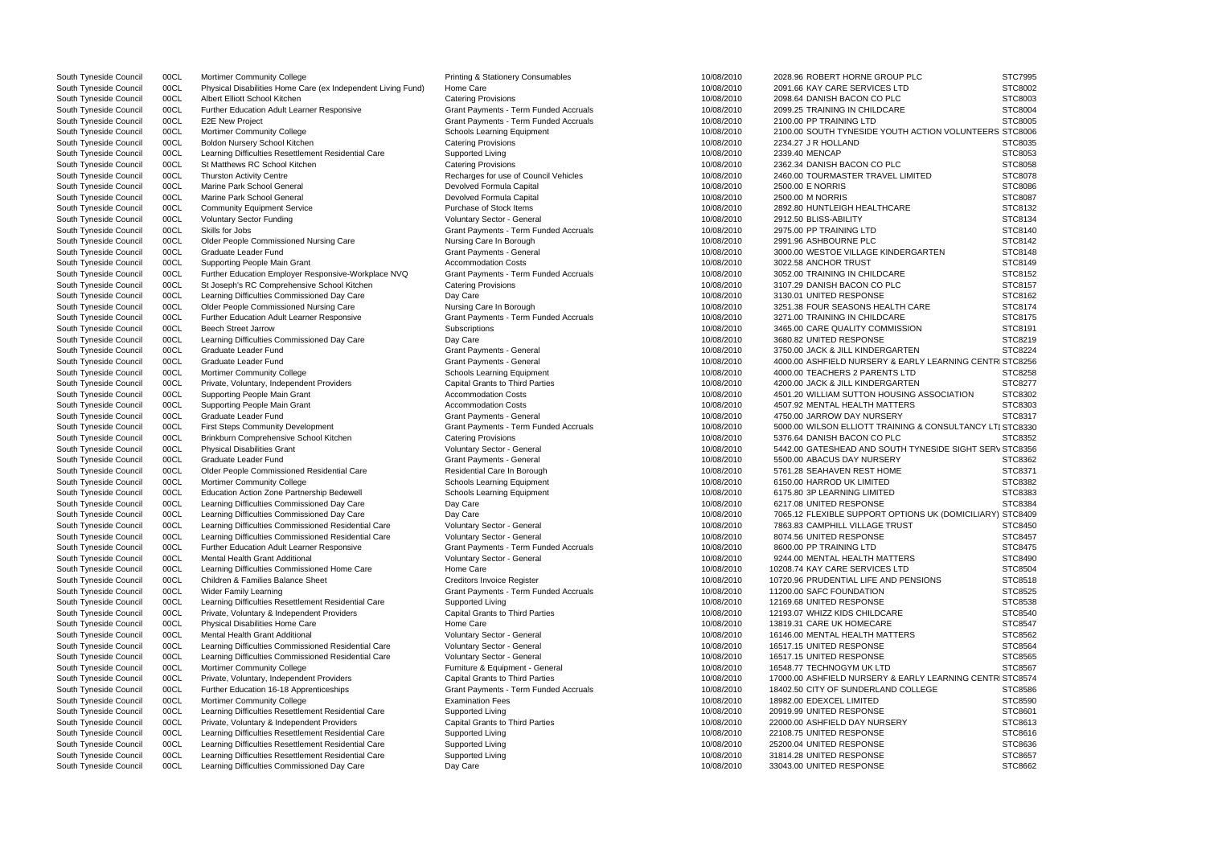| | | | | | | | |
|---|---|---|---|---|---|---|---|
| South Tyneside Council | 00CL | Mortimer Community College | Printing & Stationery Consumables | 10/08/2010 | 2028.96 | ROBERT HORNE GROUP PLC | STC7995 |
| South Tyneside Council | 00CL | Physical Disabilities Home Care (ex Independent Living Fund) | Home Care | 10/08/2010 | 2091.66 | KAY CARE SERVICES LTD | STC8002 |
| South Tyneside Council | 00CL | Albert Elliott School Kitchen | Catering Provisions | 10/08/2010 | 2098.64 | DANISH BACON CO PLC | STC8003 |
| South Tyneside Council | 00CL | Further Education Adult Learner Responsive | Grant Payments - Term Funded Accruals | 10/08/2010 | 2099.25 | TRAINING IN CHILDCARE | STC8004 |
| South Tyneside Council | 00CL | E2E New Project | Grant Payments - Term Funded Accruals | 10/08/2010 | 2100.00 | PP TRAINING LTD | STC8005 |
| South Tyneside Council | 00CL | Mortimer Community College | Schools Learning Equipment | 10/08/2010 | 2100.00 | SOUTH TYNESIDE YOUTH ACTION VOLUNTEERS | STC8006 |
| South Tyneside Council | 00CL | Boldon Nursery School Kitchen | Catering Provisions | 10/08/2010 | 2234.27 | J R HOLLAND | STC8035 |
| South Tyneside Council | 00CL | Learning Difficulties Resettlement Residential Care | Supported Living | 10/08/2010 | 2339.40 | MENCAP | STC8053 |
| South Tyneside Council | 00CL | St Matthews RC School Kitchen | Catering Provisions | 10/08/2010 | 2362.34 | DANISH BACON CO PLC | STC8058 |
| South Tyneside Council | 00CL | Thurston Activity Centre | Recharges for use of Council Vehicles | 10/08/2010 | 2460.00 | TOURMASTER TRAVEL LIMITED | STC8078 |
| South Tyneside Council | 00CL | Marine Park School General | Devolved Formula Capital | 10/08/2010 | 2500.00 | E NORRIS | STC8086 |
| South Tyneside Council | 00CL | Marine Park School General | Devolved Formula Capital | 10/08/2010 | 2500.00 | M NORRIS | STC8087 |
| South Tyneside Council | 00CL | Community Equipment Service | Purchase of Stock Items | 10/08/2010 | 2892.80 | HUNTLEIGH HEALTHCARE | STC8132 |
| South Tyneside Council | 00CL | Voluntary Sector Funding | Voluntary Sector - General | 10/08/2010 | 2912.50 | BLISS-ABILITY | STC8134 |
| South Tyneside Council | 00CL | Skills for Jobs | Grant Payments - Term Funded Accruals | 10/08/2010 | 2975.00 | PP TRAINING LTD | STC8140 |
| South Tyneside Council | 00CL | Older People Commissioned Nursing Care | Nursing Care In Borough | 10/08/2010 | 2991.96 | ASHBOURNE PLC | STC8142 |
| South Tyneside Council | 00CL | Graduate Leader Fund | Grant Payments - General | 10/08/2010 | 3000.00 | WESTOE VILLAGE KINDERGARTEN | STC8148 |
| South Tyneside Council | 00CL | Supporting People Main Grant | Accommodation Costs | 10/08/2010 | 3022.58 | ANCHOR TRUST | STC8149 |
| South Tyneside Council | 00CL | Further Education Employer Responsive-Workplace NVQ | Grant Payments - Term Funded Accruals | 10/08/2010 | 3052.00 | TRAINING IN CHILDCARE | STC8152 |
| South Tyneside Council | 00CL | St Joseph's RC Comprehensive School Kitchen | Catering Provisions | 10/08/2010 | 3107.29 | DANISH BACON CO PLC | STC8157 |
| South Tyneside Council | 00CL | Learning Difficulties Commissioned Day Care | Day Care | 10/08/2010 | 3130.01 | UNITED RESPONSE | STC8162 |
| South Tyneside Council | 00CL | Older People Commissioned Nursing Care | Nursing Care In Borough | 10/08/2010 | 3251.38 | FOUR SEASONS HEALTH CARE | STC8174 |
| South Tyneside Council | 00CL | Further Education Adult Learner Responsive | Grant Payments - Term Funded Accruals | 10/08/2010 | 3271.00 | TRAINING IN CHILDCARE | STC8175 |
| South Tyneside Council | 00CL | Beech Street Jarrow | Subscriptions | 10/08/2010 | 3465.00 | CARE QUALITY COMMISSION | STC8191 |
| South Tyneside Council | 00CL | Learning Difficulties Commissioned Day Care | Day Care | 10/08/2010 | 3680.82 | UNITED RESPONSE | STC8219 |
| South Tyneside Council | 00CL | Graduate Leader Fund | Grant Payments - General | 10/08/2010 | 3750.00 | JACK & JILL KINDERGARTEN | STC8224 |
| South Tyneside Council | 00CL | Graduate Leader Fund | Grant Payments - General | 10/08/2010 | 4000.00 | ASHFIELD NURSERY & EARLY LEARNING CENTRE | STC8256 |
| South Tyneside Council | 00CL | Mortimer Community College | Schools Learning Equipment | 10/08/2010 | 4000.00 | TEACHERS 2 PARENTS LTD | STC8258 |
| South Tyneside Council | 00CL | Private, Voluntary, Independent Providers | Capital Grants to Third Parties | 10/08/2010 | 4200.00 | JACK & JILL KINDERGARTEN | STC8277 |
| South Tyneside Council | 00CL | Supporting People Main Grant | Accommodation Costs | 10/08/2010 | 4501.20 | WILLIAM SUTTON HOUSING ASSOCIATION | STC8302 |
| South Tyneside Council | 00CL | Supporting People Main Grant | Accommodation Costs | 10/08/2010 | 4507.92 | MENTAL HEALTH MATTERS | STC8303 |
| South Tyneside Council | 00CL | Graduate Leader Fund | Grant Payments - General | 10/08/2010 | 4750.00 | JARROW DAY NURSERY | STC8317 |
| South Tyneside Council | 00CL | First Steps Community Development | Grant Payments - Term Funded Accruals | 10/08/2010 | 5000.00 | WILSON ELLIOTT TRAINING & CONSULTANCY LTD | STC8330 |
| South Tyneside Council | 00CL | Brinkburn Comprehensive School Kitchen | Catering Provisions | 10/08/2010 | 5376.64 | DANISH BACON CO PLC | STC8352 |
| South Tyneside Council | 00CL | Physical Disabilities Grant | Voluntary Sector - General | 10/08/2010 | 5442.00 | GATESHEAD AND SOUTH TYNESIDE SIGHT SERVICE | STC8356 |
| South Tyneside Council | 00CL | Graduate Leader Fund | Grant Payments - General | 10/08/2010 | 5500.00 | ABACUS DAY NURSERY | STC8362 |
| South Tyneside Council | 00CL | Older People Commissioned Residential Care | Residential Care In Borough | 10/08/2010 | 5761.28 | SEAHAVEN REST HOME | STC8371 |
| South Tyneside Council | 00CL | Mortimer Community College | Schools Learning Equipment | 10/08/2010 | 6150.00 | HARROD UK LIMITED | STC8382 |
| South Tyneside Council | 00CL | Education Action Zone Partnership Bedewell | Schools Learning Equipment | 10/08/2010 | 6175.80 | 3P LEARNING LIMITED | STC8383 |
| South Tyneside Council | 00CL | Learning Difficulties Commissioned Day Care | Day Care | 10/08/2010 | 6217.08 | UNITED RESPONSE | STC8384 |
| South Tyneside Council | 00CL | Learning Difficulties Commissioned Day Care | Day Care | 10/08/2010 | 7065.12 | FLEXIBLE SUPPORT OPTIONS UK (DOMICILIARY) | STC8409 |
| South Tyneside Council | 00CL | Learning Difficulties Commissioned Residential Care | Voluntary Sector - General | 10/08/2010 | 7863.83 | CAMPHILL VILLAGE TRUST | STC8450 |
| South Tyneside Council | 00CL | Learning Difficulties Commissioned Residential Care | Voluntary Sector - General | 10/08/2010 | 8074.56 | UNITED RESPONSE | STC8457 |
| South Tyneside Council | 00CL | Further Education Adult Learner Responsive | Grant Payments - Term Funded Accruals | 10/08/2010 | 8600.00 | PP TRAINING LTD | STC8475 |
| South Tyneside Council | 00CL | Mental Health Grant Additional | Voluntary Sector - General | 10/08/2010 | 9244.00 | MENTAL HEALTH MATTERS | STC8490 |
| South Tyneside Council | 00CL | Learning Difficulties Commissioned Home Care | Home Care | 10/08/2010 | 10208.74 | KAY CARE SERVICES LTD | STC8504 |
| South Tyneside Council | 00CL | Children & Families Balance Sheet | Creditors Invoice Register | 10/08/2010 | 10720.96 | PRUDENTIAL LIFE AND PENSIONS | STC8518 |
| South Tyneside Council | 00CL | Wider Family Learning | Grant Payments - Term Funded Accruals | 10/08/2010 | 11200.00 | SAFC FOUNDATION | STC8525 |
| South Tyneside Council | 00CL | Learning Difficulties Resettlement Residential Care | Supported Living | 10/08/2010 | 12169.68 | UNITED RESPONSE | STC8538 |
| South Tyneside Council | 00CL | Private, Voluntary & Independent Providers | Capital Grants to Third Parties | 10/08/2010 | 12193.07 | WHIZZ KIDS CHILDCARE | STC8540 |
| South Tyneside Council | 00CL | Physical Disabilities Home Care | Home Care | 10/08/2010 | 13819.31 | CARE UK HOMECARE | STC8547 |
| South Tyneside Council | 00CL | Mental Health Grant Additional | Voluntary Sector - General | 10/08/2010 | 16146.00 | MENTAL HEALTH MATTERS | STC8562 |
| South Tyneside Council | 00CL | Learning Difficulties Commissioned Residential Care | Voluntary Sector - General | 10/08/2010 | 16517.15 | UNITED RESPONSE | STC8564 |
| South Tyneside Council | 00CL | Learning Difficulties Commissioned Residential Care | Voluntary Sector - General | 10/08/2010 | 16517.15 | UNITED RESPONSE | STC8565 |
| South Tyneside Council | 00CL | Mortimer Community College | Furniture & Equipment - General | 10/08/2010 | 16548.77 | TECHNOGYM UK LTD | STC8567 |
| South Tyneside Council | 00CL | Private, Voluntary, Independent Providers | Capital Grants to Third Parties | 10/08/2010 | 17000.00 | ASHFIELD NURSERY & EARLY LEARNING CENTRE | STC8574 |
| South Tyneside Council | 00CL | Further Education 16-18 Apprenticeships | Grant Payments - Term Funded Accruals | 10/08/2010 | 18402.50 | CITY OF SUNDERLAND COLLEGE | STC8586 |
| South Tyneside Council | 00CL | Mortimer Community College | Examination Fees | 10/08/2010 | 18982.00 | EDEXCEL LIMITED | STC8590 |
| South Tyneside Council | 00CL | Learning Difficulties Resettlement Residential Care | Supported Living | 10/08/2010 | 20919.99 | UNITED RESPONSE | STC8601 |
| South Tyneside Council | 00CL | Private, Voluntary & Independent Providers | Capital Grants to Third Parties | 10/08/2010 | 22000.00 | ASHFIELD DAY NURSERY | STC8613 |
| South Tyneside Council | 00CL | Learning Difficulties Resettlement Residential Care | Supported Living | 10/08/2010 | 22108.75 | UNITED RESPONSE | STC8616 |
| South Tyneside Council | 00CL | Learning Difficulties Resettlement Residential Care | Supported Living | 10/08/2010 | 25200.04 | UNITED RESPONSE | STC8636 |
| South Tyneside Council | 00CL | Learning Difficulties Resettlement Residential Care | Supported Living | 10/08/2010 | 31814.28 | UNITED RESPONSE | STC8657 |
| South Tyneside Council | 00CL | Learning Difficulties Commissioned Day Care | Day Care | 10/08/2010 | 33043.00 | UNITED RESPONSE | STC8662 |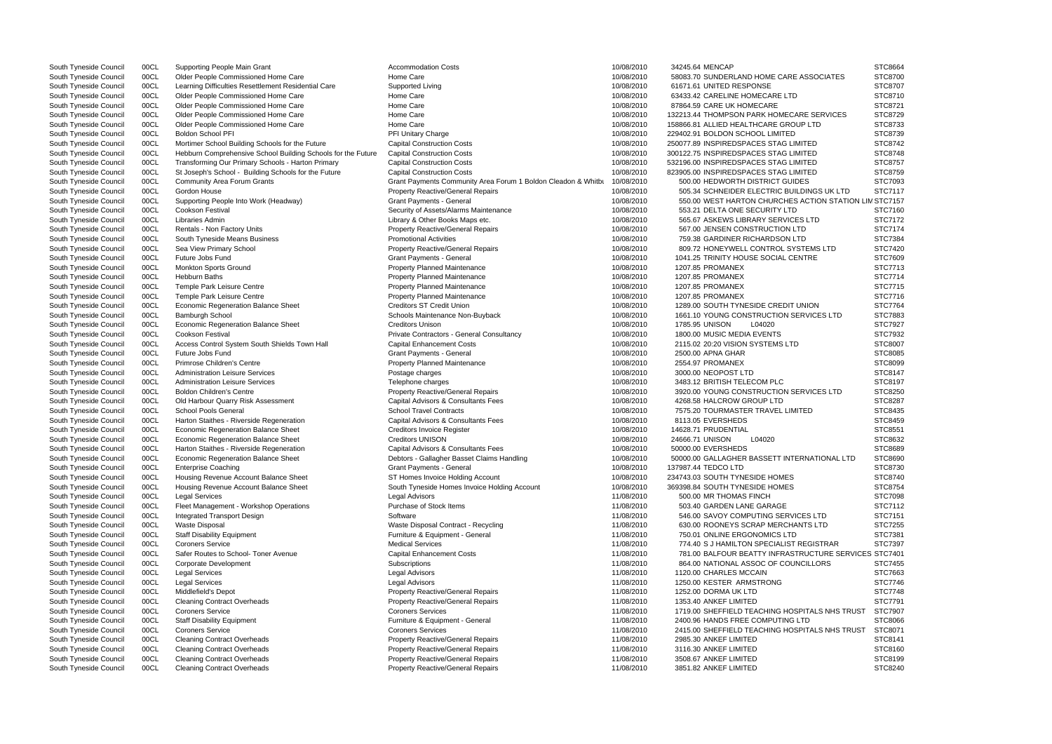| | | | | | | | |
|---|---|---|---|---|---|---|---|
| South Tyneside Council | 00CL | Supporting People Main Grant | Accommodation Costs | 10/08/2010 | 34245.64 | MENCAP | STC8664 |
| South Tyneside Council | 00CL | Older People Commissioned Home Care | Home Care | 10/08/2010 | 58083.70 | SUNDERLAND HOME CARE ASSOCIATES | STC8700 |
| South Tyneside Council | 00CL | Learning Difficulties Resettlement Residential Care | Supported Living | 10/08/2010 | 61671.61 | UNITED RESPONSE | STC8707 |
| South Tyneside Council | 00CL | Older People Commissioned Home Care | Home Care | 10/08/2010 | 63433.42 | CARELINE HOMECARE LTD | STC8710 |
| South Tyneside Council | 00CL | Older People Commissioned Home Care | Home Care | 10/08/2010 | 87864.59 | CARE UK HOMECARE | STC8721 |
| South Tyneside Council | 00CL | Older People Commissioned Home Care | Home Care | 10/08/2010 | 132213.44 | THOMPSON PARK HOMECARE SERVICES | STC8729 |
| South Tyneside Council | 00CL | Older People Commissioned Home Care | Home Care | 10/08/2010 | 158866.81 | ALLIED HEALTHCARE GROUP LTD | STC8733 |
| South Tyneside Council | 00CL | Boldon School PFI | PFI Unitary Charge | 10/08/2010 | 229402.91 | BOLDON SCHOOL LIMITED | STC8739 |
| South Tyneside Council | 00CL | Mortimer School Building Schools for the Future | Capital Construction Costs | 10/08/2010 | 250077.89 | INSPIREDSPACES STAG LIMITED | STC8742 |
| South Tyneside Council | 00CL | Hebburn Comprehensive School Building Schools for the Future | Capital Construction Costs | 10/08/2010 | 300122.75 | INSPIREDSPACES STAG LIMITED | STC8748 |
| South Tyneside Council | 00CL | Transforming Our Primary Schools - Harton Primary | Capital Construction Costs | 10/08/2010 | 532196.00 | INSPIREDSPACES STAG LIMITED | STC8757 |
| South Tyneside Council | 00CL | St Joseph's School - Building Schools for the Future | Capital Construction Costs | 10/08/2010 | 823905.00 | INSPIREDSPACES STAG LIMITED | STC8759 |
| South Tyneside Council | 00CL | Community Area Forum Grants | Grant Payments Community Area Forum 1 Boldon Cleadon & Whitbu | 10/08/2010 | 500.00 | HEDWORTH DISTRICT GUIDES | STC7093 |
| South Tyneside Council | 00CL | Gordon House | Property Reactive/General Repairs | 10/08/2010 | 505.34 | SCHNEIDER ELECTRIC BUILDINGS UK LTD | STC7117 |
| South Tyneside Council | 00CL | Supporting People Into Work (Headway) | Grant Payments - General | 10/08/2010 | 550.00 | WEST HARTON CHURCHES ACTION STATION LIM | STC7157 |
| South Tyneside Council | 00CL | Cookson Festival | Security of Assets/Alarms Maintenance | 10/08/2010 | 553.21 | DELTA ONE SECURITY LTD | STC7160 |
| South Tyneside Council | 00CL | Libraries Admin | Library & Other Books Maps etc. | 10/08/2010 | 565.67 | ASKEWS LIBRARY SERVICES LTD | STC7172 |
| South Tyneside Council | 00CL | Rentals - Non Factory Units | Property Reactive/General Repairs | 10/08/2010 | 567.00 | JENSEN CONSTRUCTION LTD | STC7174 |
| South Tyneside Council | 00CL | South Tyneside Means Business | Promotional Activities | 10/08/2010 | 759.38 | GARDINER RICHARDSON LTD | STC7384 |
| South Tyneside Council | 00CL | Sea View Primary School | Property Reactive/General Repairs | 10/08/2010 | 809.72 | HONEYWELL CONTROL SYSTEMS LTD | STC7420 |
| South Tyneside Council | 00CL | Future Jobs Fund | Grant Payments - General | 10/08/2010 | 1041.25 | TRINITY HOUSE SOCIAL CENTRE | STC7609 |
| South Tyneside Council | 00CL | Monkton Sports Ground | Property Planned Maintenance | 10/08/2010 | 1207.85 | PROMANEX | STC7713 |
| South Tyneside Council | 00CL | Hebburn Baths | Property Planned Maintenance | 10/08/2010 | 1207.85 | PROMANEX | STC7714 |
| South Tyneside Council | 00CL | Temple Park Leisure Centre | Property Planned Maintenance | 10/08/2010 | 1207.85 | PROMANEX | STC7715 |
| South Tyneside Council | 00CL | Temple Park Leisure Centre | Property Planned Maintenance | 10/08/2010 | 1207.85 | PROMANEX | STC7716 |
| South Tyneside Council | 00CL | Economic Regeneration Balance Sheet | Creditors ST Credit Union | 10/08/2010 | 1289.00 | SOUTH TYNESIDE CREDIT UNION | STC7764 |
| South Tyneside Council | 00CL | Bamburgh School | Schools Maintenance Non-Buyback | 10/08/2010 | 1661.10 | YOUNG CONSTRUCTION SERVICES LTD | STC7883 |
| South Tyneside Council | 00CL | Economic Regeneration Balance Sheet | Creditors Unison | 10/08/2010 | 1785.95 | UNISON L04020 | STC7927 |
| South Tyneside Council | 00CL | Cookson Festival | Private Contractors - General Consultancy | 10/08/2010 | 1800.00 | MUSIC MEDIA EVENTS | STC7932 |
| South Tyneside Council | 00CL | Access Control System South Shields Town Hall | Capital Enhancement Costs | 10/08/2010 | 2115.02 | 20:20 VISION SYSTEMS LTD | STC8007 |
| South Tyneside Council | 00CL | Future Jobs Fund | Grant Payments - General | 10/08/2010 | 2500.00 | APNA GHAR | STC8085 |
| South Tyneside Council | 00CL | Primrose Children's Centre | Property Planned Maintenance | 10/08/2010 | 2554.97 | PROMANEX | STC8099 |
| South Tyneside Council | 00CL | Administration Leisure Services | Postage charges | 10/08/2010 | 3000.00 | NEOPOST LTD | STC8147 |
| South Tyneside Council | 00CL | Administration Leisure Services | Telephone charges | 10/08/2010 | 3483.12 | BRITISH TELECOM PLC | STC8197 |
| South Tyneside Council | 00CL | Boldon Children's Centre | Property Reactive/General Repairs | 10/08/2010 | 3920.00 | YOUNG CONSTRUCTION SERVICES LTD | STC8250 |
| South Tyneside Council | 00CL | Old Harbour Quarry Risk Assessment | Capital Advisors & Consultants Fees | 10/08/2010 | 4268.58 | HALCROW GROUP LTD | STC8287 |
| South Tyneside Council | 00CL | School Pools General | School Travel Contracts | 10/08/2010 | 7575.20 | TOURMASTER TRAVEL LIMITED | STC8435 |
| South Tyneside Council | 00CL | Harton Staithes - Riverside Regeneration | Capital Advisors & Consultants Fees | 10/08/2010 | 8113.05 | EVERSHEDS | STC8459 |
| South Tyneside Council | 00CL | Economic Regeneration Balance Sheet | Creditors Invoice Register | 10/08/2010 | 14628.71 | PRUDENTIAL | STC8551 |
| South Tyneside Council | 00CL | Economic Regeneration Balance Sheet | Creditors UNISON | 10/08/2010 | 24666.71 | UNISON L04020 | STC8632 |
| South Tyneside Council | 00CL | Harton Staithes - Riverside Regeneration | Capital Advisors & Consultants Fees | 10/08/2010 | 50000.00 | EVERSHEDS | STC8689 |
| South Tyneside Council | 00CL | Economic Regeneration Balance Sheet | Debtors - Gallagher Basset Claims Handling | 10/08/2010 | 50000.00 | GALLAGHER BASSETT INTERNATIONAL LTD | STC8690 |
| South Tyneside Council | 00CL | Enterprise Coaching | Grant Payments - General | 10/08/2010 | 137987.44 | TEDCO LTD | STC8730 |
| South Tyneside Council | 00CL | Housing Revenue Account Balance Sheet | ST Homes Invoice Holding Account | 10/08/2010 | 234743.03 | SOUTH TYNESIDE HOMES | STC8740 |
| South Tyneside Council | 00CL | Housing Revenue Account Balance Sheet | South Tyneside Homes Invoice Holding Account | 10/08/2010 | 369398.84 | SOUTH TYNESIDE HOMES | STC8754 |
| South Tyneside Council | 00CL | Legal Services | Legal Advisors | 11/08/2010 | 500.00 | MR THOMAS FINCH | STC7098 |
| South Tyneside Council | 00CL | Fleet Management - Workshop Operations | Purchase of Stock Items | 11/08/2010 | 503.40 | GARDEN LANE GARAGE | STC7112 |
| South Tyneside Council | 00CL | Integrated Transport Design | Software | 11/08/2010 | 546.00 | SAVOY COMPUTING SERVICES LTD | STC7151 |
| South Tyneside Council | 00CL | Waste Disposal | Waste Disposal Contract - Recycling | 11/08/2010 | 630.00 | ROONEYS SCRAP MERCHANTS LTD | STC7255 |
| South Tyneside Council | 00CL | Staff Disability Equipment | Furniture & Equipment - General | 11/08/2010 | 750.01 | ONLINE ERGONOMICS LTD | STC7381 |
| South Tyneside Council | 00CL | Coroners Service | Medical Services | 11/08/2010 | 774.40 | S J HAMILTON SPECIALIST REGISTRAR | STC7397 |
| South Tyneside Council | 00CL | Safer Routes to School- Toner Avenue | Capital Enhancement Costs | 11/08/2010 | 781.00 | BALFOUR BEATTY INFRASTRUCTURE SERVICES | STC7401 |
| South Tyneside Council | 00CL | Corporate Development | Subscriptions | 11/08/2010 | 864.00 | NATIONAL ASSOC OF COUNCILLORS | STC7455 |
| South Tyneside Council | 00CL | Legal Services | Legal Advisors | 11/08/2010 | 1120.00 | CHARLES MCCAIN | STC7663 |
| South Tyneside Council | 00CL | Legal Services | Legal Advisors | 11/08/2010 | 1250.00 | KESTER ARMSTRONG | STC7746 |
| South Tyneside Council | 00CL | Middlefield's Depot | Property Reactive/General Repairs | 11/08/2010 | 1252.00 | DORMA UK LTD | STC7748 |
| South Tyneside Council | 00CL | Cleaning Contract Overheads | Property Reactive/General Repairs | 11/08/2010 | 1353.40 | ANKEF LIMITED | STC7791 |
| South Tyneside Council | 00CL | Coroners Service | Coroners Services | 11/08/2010 | 1719.00 | SHEFFIELD TEACHING HOSPITALS NHS TRUST | STC7907 |
| South Tyneside Council | 00CL | Staff Disability Equipment | Furniture & Equipment - General | 11/08/2010 | 2400.96 | HANDS FREE COMPUTING LTD | STC8066 |
| South Tyneside Council | 00CL | Coroners Service | Coroners Services | 11/08/2010 | 2415.00 | SHEFFIELD TEACHING HOSPITALS NHS TRUST | STC8071 |
| South Tyneside Council | 00CL | Cleaning Contract Overheads | Property Reactive/General Repairs | 11/08/2010 | 2985.30 | ANKEF LIMITED | STC8141 |
| South Tyneside Council | 00CL | Cleaning Contract Overheads | Property Reactive/General Repairs | 11/08/2010 | 3116.30 | ANKEF LIMITED | STC8160 |
| South Tyneside Council | 00CL | Cleaning Contract Overheads | Property Reactive/General Repairs | 11/08/2010 | 3508.67 | ANKEF LIMITED | STC8199 |
| South Tyneside Council | 00CL | Cleaning Contract Overheads | Property Reactive/General Repairs | 11/08/2010 | 3851.82 | ANKEF LIMITED | STC8240 |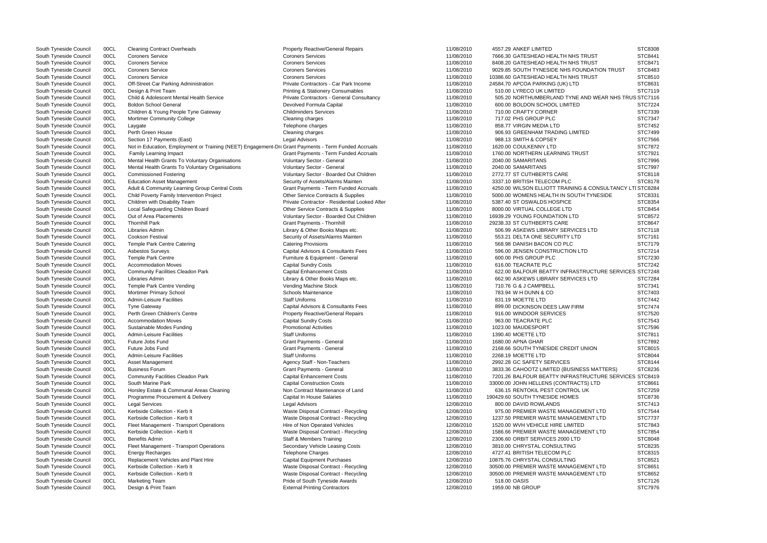| | | | | | | | |
|---|---|---|---|---|---|---|---|
| South Tyneside Council | 00CL | Cleaning Contract Overheads | Property Reactive/General Repairs | 11/08/2010 | 4557.29 | ANKEF LIMITED | STC8308 |
| South Tyneside Council | 00CL | Coroners Service | Coroners Services | 11/08/2010 | 7666.30 | GATESHEAD HEALTH NHS TRUST | STC8441 |
| South Tyneside Council | 00CL | Coroners Service | Coroners Services | 11/08/2010 | 8408.20 | GATESHEAD HEALTH NHS TRUST | STC8471 |
| South Tyneside Council | 00CL | Coroners Service | Coroners Services | 11/08/2010 | 9029.85 | SOUTH TYNESIDE NHS FOUNDATION TRUST | STC8483 |
| South Tyneside Council | 00CL | Coroners Service | Coroners Services | 11/08/2010 | 10386.60 | GATESHEAD HEALTH NHS TRUST | STC8510 |
| South Tyneside Council | 00CL | Off-Street Car Parking Administration | Private Contractors - Car Park Income | 11/08/2010 | 24584.70 | APCOA PARKING (UK) LTD | STC8631 |
| South Tyneside Council | 00CL | Design & Print Team | Printing & Stationery Consumables | 11/08/2010 | 510.00 | LYRECO UK LIMITED | STC7119 |
| South Tyneside Council | 00CL | Child & Adolescent Mental Health Service | Private Contractors - General Consultancy | 11/08/2010 | 505.20 | NORTHUMBERLAND TYNE AND WEAR NHS TRUS | STC7116 |
| South Tyneside Council | 00CL | Boldon School General | Devolved Formula Capital | 11/08/2010 | 600.00 | BOLDON SCHOOL LIMITED | STC7224 |
| South Tyneside Council | 00CL | Children & Young People Tyne Gateway | Childminders Services | 11/08/2010 | 710.00 | CRAFTY CORNER | STC7339 |
| South Tyneside Council | 00CL | Mortimer Community College | Cleaning charges | 11/08/2010 | 717.02 | PHS GROUP PLC | STC7347 |
| South Tyneside Council | 00CL | Laygate | Telephone charges | 11/08/2010 | 858.77 | VIRGIN MEDIA LTD | STC7452 |
| South Tyneside Council | 00CL | Perth Green House | Cleaning charges | 11/08/2010 | 906.93 | GREENHAM TRADING LIMITED | STC7499 |
| South Tyneside Council | 00CL | Section 17 Payments (East) | Legal Advisors | 11/08/2010 | 988.13 | SMITH & COPSEY | STC7566 |
| South Tyneside Council | 00CL | Not in Education, Employment or Training (NEET) Engagement-Dr | Grant Payments - Term Funded Accruals | 11/08/2010 | 1620.00 | COULKENNY LTD | STC7872 |
| South Tyneside Council | 00CL | Family Learning Impact | Grant Payments - Term Funded Accruals | 11/08/2010 | 1760.00 | NORTHERN LEARNING TRUST | STC7921 |
| South Tyneside Council | 00CL | Mental Health Grants To Voluntary Organisations | Voluntary Sector - General | 11/08/2010 | 2040.00 | SAMARITANS | STC7996 |
| South Tyneside Council | 00CL | Mental Health Grants To Voluntary Organisations | Voluntary Sector - General | 11/08/2010 | 2040.00 | SAMARITANS | STC7997 |
| South Tyneside Council | 00CL | Commissioned Fostering | Voluntary Sector - Boarded Out Children | 11/08/2010 | 2772.77 | ST CUTHBERTS CARE | STC8118 |
| South Tyneside Council | 00CL | Education Asset Management | Security of Assets/Alarms Mainten | 11/08/2010 | 3337.10 | BRITISH TELECOM PLC | STC8178 |
| South Tyneside Council | 00CL | Adult & Community Learning Group Central Costs | Grant Payments - Term Funded Accruals | 11/08/2010 | 4250.00 | WILSON ELLIOTT TRAINING & CONSULTANCY LTI | STC8284 |
| South Tyneside Council | 00CL | Child Poverty Family Intervention Project | Other Service Contracts & Supplies | 11/08/2010 | 5000.00 | WOMENS HEALTH IN SOUTH TYNESIDE | STC8331 |
| South Tyneside Council | 00CL | Children with Disability Team | Private Contractor - Residential Looked After | 11/08/2010 | 5387.40 | ST OSWALDS HOSPICE | STC8354 |
| South Tyneside Council | 00CL | Local Safeguarding Children Board | Other Service Contracts & Supplies | 11/08/2010 | 8000.00 | VIRTUAL COLLEGE LTD | STC8454 |
| South Tyneside Council | 00CL | Out of Area Placements | Voluntary Sector - Boarded Out Children | 11/08/2010 | 16939.29 | YOUNG FOUNDATION LTD | STC8572 |
| South Tyneside Council | 00CL | Thornhill Park | Grant Payments - Thornhill | 11/08/2010 | 29238.33 | ST CUTHBERTS CARE | STC8647 |
| South Tyneside Council | 00CL | Libraries Admin | Library & Other Books Maps etc. | 11/08/2010 | 506.99 | ASKEWS LIBRARY SERVICES LTD | STC7118 |
| South Tyneside Council | 00CL | Cookson Festival | Security of Assets/Alarms Mainten | 11/08/2010 | 553.21 | DELTA ONE SECURITY LTD | STC7161 |
| South Tyneside Council | 00CL | Temple Park Centre Catering | Catering Provisions | 11/08/2010 | 568.98 | DANISH BACON CO PLC | STC7179 |
| South Tyneside Council | 00CL | Asbestos Surveys | Capital Advisors & Consultants Fees | 11/08/2010 | 596.00 | JENSEN CONSTRUCTION LTD | STC7214 |
| South Tyneside Council | 00CL | Temple Park Centre | Furniture & Equipment - General | 11/08/2010 | 600.00 | PHS GROUP PLC | STC7230 |
| South Tyneside Council | 00CL | Accommodation Moves | Capital Sundry Costs | 11/08/2010 | 616.00 | TEACRATE PLC | STC7242 |
| South Tyneside Council | 00CL | Community Facilities Cleadon Park | Capital Enhancement Costs | 11/08/2010 | 622.00 | BALFOUR BEATTY INFRASTRUCTURE SERVICES | STC7248 |
| South Tyneside Council | 00CL | Libraries Admin | Library & Other Books Maps etc. | 11/08/2010 | 662.90 | ASKEWS LIBRARY SERVICES LTD | STC7284 |
| South Tyneside Council | 00CL | Temple Park Centre Vending | Vending Machine Stock | 11/08/2010 | 710.76 | G & J CAMPBELL | STC7341 |
| South Tyneside Council | 00CL | Mortimer Primary School | Schools Maintenance | 11/08/2010 | 783.94 | W H DUNN & CO | STC7403 |
| South Tyneside Council | 00CL | Admin-Leisure Facilities | Staff Uniforms | 11/08/2010 | 831.19 | MOETTE LTD | STC7442 |
| South Tyneside Council | 00CL | Tyne Gateway | Capital Advisors & Consultants Fees | 11/08/2010 | 899.00 | DICKINSON DEES LAW FIRM | STC7474 |
| South Tyneside Council | 00CL | Perth Green Children's Centre | Property Reactive/General Repairs | 11/08/2010 | 916.00 | WINDOOR SERVICES | STC7520 |
| South Tyneside Council | 00CL | Accommodation Moves | Capital Sundry Costs | 11/08/2010 | 963.00 | TEACRATE PLC | STC7543 |
| South Tyneside Council | 00CL | Sustainable Modes Funding | Promotional Activities | 11/08/2010 | 1023.00 | MAUDESPORT | STC7596 |
| South Tyneside Council | 00CL | Admin-Leisure Facilities | Staff Uniforms | 11/08/2010 | 1390.40 | MOETTE LTD | STC7811 |
| South Tyneside Council | 00CL | Future Jobs Fund | Grant Payments - General | 11/08/2010 | 1680.00 | APNA GHAR | STC7892 |
| South Tyneside Council | 00CL | Future Jobs Fund | Grant Payments - General | 11/08/2010 | 2168.66 | SOUTH TYNESIDE CREDIT UNION | STC8015 |
| South Tyneside Council | 00CL | Admin-Leisure Facilities | Staff Uniforms | 11/08/2010 | 2268.19 | MOETTE LTD | STC8044 |
| South Tyneside Council | 00CL | Asset Management | Agency Staff - Non-Teachers | 11/08/2010 | 2992.28 | GC SAFETY SERVICES | STC8144 |
| South Tyneside Council | 00CL | Business Forum | Grant Payments - General | 11/08/2010 | 3833.36 | CAHOOTZ LIMITED (BUSINESS MATTERS) | STC8236 |
| South Tyneside Council | 00CL | Community Facilities Cleadon Park | Capital Enhancement Costs | 11/08/2010 | 7201.26 | BALFOUR BEATTY INFRASTRUCTURE SERVICES | STC8419 |
| South Tyneside Council | 00CL | South Marine Park | Capital Construction Costs | 11/08/2010 | 33000.00 | JOHN HELLENS (CONTRACTS) LTD | STC8661 |
| South Tyneside Council | 00CL | Horsley Estate & Communal Areas Cleaning | Non Contract Maintenance of Land | 11/08/2010 | 636.15 | RENTOKIL PEST CONTROL UK | STC7259 |
| South Tyneside Council | 00CL | Programme Procurement & Delivery | Capital In House Salaries | 11/08/2010 | 190429.60 | SOUTH TYNESIDE HOMES | STC8736 |
| South Tyneside Council | 00CL | Legal Services | Legal Advisors | 12/08/2010 | 800.00 | DAVID ROWLANDS | STC7413 |
| South Tyneside Council | 00CL | Kerbside Collection - Kerb It | Waste Disposal Contract - Recycling | 12/08/2010 | 975.00 | PREMIER WASTE MANAGEMENT LTD | STC7544 |
| South Tyneside Council | 00CL | Kerbside Collection - Kerb It | Waste Disposal Contract - Recycling | 12/08/2010 | 1237.50 | PREMIER WASTE MANAGEMENT LTD | STC7737 |
| South Tyneside Council | 00CL | Fleet Management - Transport Operations | Hire of Non Operated Vehicles | 12/08/2010 | 1520.00 | WVH VEHICLE HIRE LIMITED | STC7843 |
| South Tyneside Council | 00CL | Kerbside Collection - Kerb It | Waste Disposal Contract - Recycling | 12/08/2010 | 1586.66 | PREMIER WASTE MANAGEMENT LTD | STC7854 |
| South Tyneside Council | 00CL | Benefits Admin | Staff & Members Training | 12/08/2010 | 2306.60 | ORBIT SERVICES 2000 LTD | STC8048 |
| South Tyneside Council | 00CL | Fleet Management - Transport Operations | Secondary Vehicle Leasing Costs | 12/08/2010 | 3810.00 | CHRYSTAL CONSULTING | STC8235 |
| South Tyneside Council | 00CL | Energy Recharges | Telephone Charges | 12/08/2010 | 4727.41 | BRITISH TELECOM PLC | STC8315 |
| South Tyneside Council | 00CL | Replacement Vehicles and Plant Hire | Capital Equipment Purchases | 12/08/2010 | 10875.76 | CHRYSTAL CONSULTING | STC8521 |
| South Tyneside Council | 00CL | Kerbside Collection - Kerb It | Waste Disposal Contract - Recycling | 12/08/2010 | 30500.00 | PREMIER WASTE MANAGEMENT LTD | STC8651 |
| South Tyneside Council | 00CL | Kerbside Collection - Kerb It | Waste Disposal Contract - Recycling | 12/08/2010 | 30500.00 | PREMIER WASTE MANAGEMENT LTD | STC8652 |
| South Tyneside Council | 00CL | Marketing Team | Pride of South Tyneside Awards | 12/08/2010 | 518.00 | OASIS | STC7126 |
| South Tyneside Council | 00CL | Design & Print Team | External Printing Contractors | 12/08/2010 | 1959.00 | NB GROUP | STC7976 |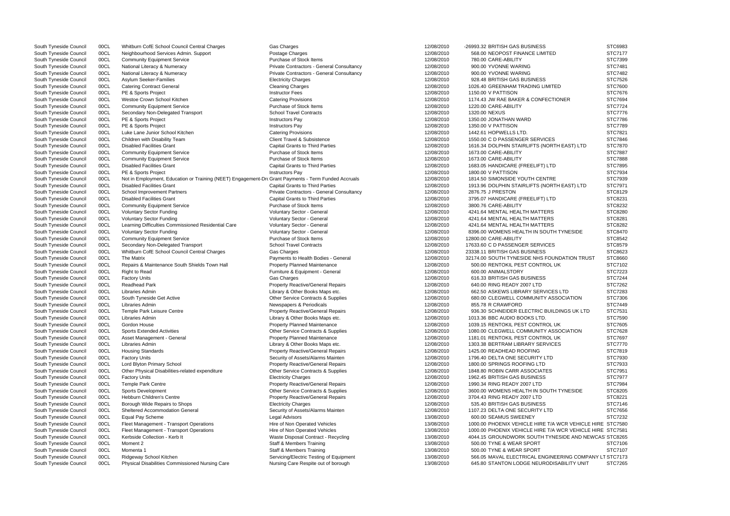| | | | | | | | |
|---|---|---|---|---|---|---|---|
| South Tyneside Council | 00CL | Whitburn CofE School Council Central Charges | Gas Charges | 12/08/2010 | -26993.32 | BRITISH GAS BUSINESS | STC6983 |
| South Tyneside Council | 00CL | Neighbourhood Services Admin. Support | Postage Charges | 12/08/2010 | 568.00 | NEOPOST FINANCE LIMITED | STC7177 |
| South Tyneside Council | 00CL | Community Equipment Service | Purchase of Stock Items | 12/08/2010 | 780.00 | CARE-ABILITY | STC7399 |
| South Tyneside Council | 00CL | National Literacy & Numeracy | Private Contractors - General Consultancy | 12/08/2010 | 900.00 | YVONNE WARING | STC7481 |
| South Tyneside Council | 00CL | National Literacy & Numeracy | Private Contractors - General Consultancy | 12/08/2010 | 900.00 | YVONNE WARING | STC7482 |
| South Tyneside Council | 00CL | Asylum Seeker-Families | Electricity Charges | 12/08/2010 | 928.48 | BRITISH GAS BUSINESS | STC7526 |
| South Tyneside Council | 00CL | Catering Contract General | Cleaning Charges | 12/08/2010 | 1026.40 | GREENHAM TRADING LIMITED | STC7600 |
| South Tyneside Council | 00CL | PE & Sports Project | Instructor Fees | 12/08/2010 | 1150.00 | V PATTISON | STC7676 |
| South Tyneside Council | 00CL | Westoe Crown School Kitchen | Catering Provisions | 12/08/2010 | 1174.43 | JW RAE BAKER & CONFECTIONER | STC7694 |
| South Tyneside Council | 00CL | Community Equipment Service | Purchase of Stock Items | 12/08/2010 | 1220.00 | CARE-ABILITY | STC7724 |
| South Tyneside Council | 00CL | Secondary Non-Delegated Transport | School Travel Contracts | 12/08/2010 | 1320.00 | NEXUS | STC7776 |
| South Tyneside Council | 00CL | PE & Sports Project | Instructors Pay | 12/08/2010 | 1350.00 | JONATHAN WARD | STC7786 |
| South Tyneside Council | 00CL | PE & Sports Project | Instructors Pay | 12/08/2010 | 1350.00 | V PATTISON | STC7789 |
| South Tyneside Council | 00CL | Luke Lane Junior School Kitchen | Catering Provisions | 12/08/2010 | 1442.61 | HOPWELLS LTD. | STC7821 |
| South Tyneside Council | 00CL | Children with Disability Team | Client Travel & Subsistence | 12/08/2010 | 1550.00 | C D PASSENGER SERVICES | STC7846 |
| South Tyneside Council | 00CL | Disabled Facilities Grant | Capital Grants to Third Parties | 12/08/2010 | 1616.34 | DOLPHIN STAIRLIFTS (NORTH EAST) LTD | STC7870 |
| South Tyneside Council | 00CL | Community Equipment Service | Purchase of Stock Items | 12/08/2010 | 1673.00 | CARE-ABILITY | STC7887 |
| South Tyneside Council | 00CL | Community Equipment Service | Purchase of Stock Items | 12/08/2010 | 1673.00 | CARE-ABILITY | STC7888 |
| South Tyneside Council | 00CL | Disabled Facilities Grant | Capital Grants to Third Parties | 12/08/2010 | 1683.05 | HANDICARE (FREELIFT) LTD | STC7895 |
| South Tyneside Council | 00CL | PE & Sports Project | Instructors Pay | 12/08/2010 | 1800.00 | V PATTISON | STC7934 |
| South Tyneside Council | 00CL | Not in Employment, Education or Training (NEET) Engagement-Dr | Grant Payments - Term Funded Accruals | 12/08/2010 | 1814.50 | SIMONSIDE YOUTH CENTRE | STC7939 |
| South Tyneside Council | 00CL | Disabled Facilities Grant | Capital Grants to Third Parties | 12/08/2010 | 1913.96 | DOLPHIN STAIRLIFTS (NORTH EAST) LTD | STC7971 |
| South Tyneside Council | 00CL | School Improvement Partners | Private Contractors - General Consultancy | 12/08/2010 | 2876.75 | J PRESTON | STC8129 |
| South Tyneside Council | 00CL | Disabled Facilities Grant | Capital Grants to Third Parties | 12/08/2010 | 3795.07 | HANDICARE (FREELIFT) LTD | STC8231 |
| South Tyneside Council | 00CL | Community Equipment Service | Purchase of Stock Items | 12/08/2010 | 3800.76 | CARE-ABILITY | STC8232 |
| South Tyneside Council | 00CL | Voluntary Sector Funding | Voluntary Sector - General | 12/08/2010 | 4241.64 | MENTAL HEALTH MATTERS | STC8280 |
| South Tyneside Council | 00CL | Voluntary Sector Funding | Voluntary Sector - General | 12/08/2010 | 4241.64 | MENTAL HEALTH MATTERS | STC8281 |
| South Tyneside Council | 00CL | Learning Difficulties Commissioned Residential Care | Voluntary Sector - General | 12/08/2010 | 4241.64 | MENTAL HEALTH MATTERS | STC8282 |
| South Tyneside Council | 00CL | Voluntary Sector Funding | Voluntary Sector - General | 12/08/2010 | 8396.00 | WOMENS HEALTH IN SOUTH TYNESIDE | STC8470 |
| South Tyneside Council | 00CL | Community Equipment Service | Purchase of Stock Items | 12/08/2010 | 12800.00 | CARE-ABILITY | STC8542 |
| South Tyneside Council | 00CL | Secondary Non-Delegated Transport | School Travel Contracts | 12/08/2010 | 17633.60 | C D PASSENGER SERVICES | STC8579 |
| South Tyneside Council | 00CL | Whitburn CofE School Council Central Charges | Gas Charges | 12/08/2010 | 23338.11 | BRITISH GAS BUSINESS | STC8623 |
| South Tyneside Council | 00CL | The Matrix | Payments to Health Bodies - General | 12/08/2010 | 32174.00 | SOUTH TYNESIDE NHS FOUNDATION TRUST | STC8660 |
| South Tyneside Council | 00CL | Repairs & Maintenance South Shields Town Hall | Property Planned Maintenance | 12/08/2010 | 500.00 | RENTOKIL PEST CONTROL UK | STC7102 |
| South Tyneside Council | 00CL | Right to Read | Furniture & Equipment - General | 12/08/2010 | 600.00 | ANIMALSTORY | STC7223 |
| South Tyneside Council | 00CL | Factory Units | Gas Charges | 12/08/2010 | 616.33 | BRITISH GAS BUSINESS | STC7244 |
| South Tyneside Council | 00CL | Readhead Park | Property Reactive/General Repairs | 12/08/2010 | 640.00 | RING READY 2007 LTD | STC7262 |
| South Tyneside Council | 00CL | Libraries Admin | Library & Other Books Maps etc. | 12/08/2010 | 662.50 | ASKEWS LIBRARY SERVICES LTD | STC7283 |
| South Tyneside Council | 00CL | South Tyneside Get Active | Other Service Contracts & Supplies | 12/08/2010 | 680.00 | CLEGWELL COMMUNITY ASSOCIATION | STC7306 |
| South Tyneside Council | 00CL | Libraries Admin | Newspapers & Periodicals | 12/08/2010 | 855.78 | R CRAWFORD | STC7449 |
| South Tyneside Council | 00CL | Temple Park Leisure Centre | Property Reactive/General Repairs | 12/08/2010 | 936.30 | SCHNEIDER ELECTRIC BUILDINGS UK LTD | STC7531 |
| South Tyneside Council | 00CL | Libraries Admin | Library & Other Books Maps etc. | 12/08/2010 | 1013.36 | BBC AUDIO BOOKS LTD. | STC7590 |
| South Tyneside Council | 00CL | Gordon House | Property Planned Maintenance | 12/08/2010 | 1039.15 | RENTOKIL PEST CONTROL UK | STC7605 |
| South Tyneside Council | 00CL | Sports Extended Activities | Other Service Contracts & Supplies | 12/08/2010 | 1080.00 | CLEGWELL COMMUNITY ASSOCIATION | STC7628 |
| South Tyneside Council | 00CL | Asset Management - General | Property Planned Maintenance | 12/08/2010 | 1181.01 | RENTOKIL PEST CONTROL UK | STC7697 |
| South Tyneside Council | 00CL | Libraries Admin | Library & Other Books Maps etc. | 12/08/2010 | 1303.38 | BERTRAM LIBRARY SERVICES | STC7770 |
| South Tyneside Council | 00CL | Housing Standards | Property Reactive/General Repairs | 12/08/2010 | 1425.00 | READHEAD ROOFING | STC7819 |
| South Tyneside Council | 00CL | Factory Units | Security of Assets/Alarms Mainten | 12/08/2010 | 1796.40 | DELTA ONE SECURITY LTD | STC7930 |
| South Tyneside Council | 00CL | Lord Blyton Primary School | Property Reactive/General Repairs | 12/08/2010 | 1800.00 | SPRINGS ROOFING LTD | STC7933 |
| South Tyneside Council | 00CL | Other Physical Disabilities-related expenditure | Other Service Contracts & Supplies | 12/08/2010 | 1848.80 | ROBIN CARR ASSOCIATES | STC7951 |
| South Tyneside Council | 00CL | Factory Units | Electricity Charges | 12/08/2010 | 1962.45 | BRITISH GAS BUSINESS | STC7977 |
| South Tyneside Council | 00CL | Temple Park Centre | Property Reactive/General Repairs | 12/08/2010 | 1990.34 | RING READY 2007 LTD | STC7984 |
| South Tyneside Council | 00CL | Sports Development | Other Service Contracts & Supplies | 12/08/2010 | 3600.00 | WOMENS HEALTH IN SOUTH TYNESIDE | STC8205 |
| South Tyneside Council | 00CL | Hebburn Children's Centre | Property Reactive/General Repairs | 12/08/2010 | 3704.43 | RING READY 2007 LTD | STC8221 |
| South Tyneside Council | 00CL | Borough Wide Repairs to Shops | Electricity Charges | 12/08/2010 | 535.40 | BRITISH GAS BUSINESS | STC7146 |
| South Tyneside Council | 00CL | Sheltered Accommodation General | Security of Assets/Alarms Mainten | 12/08/2010 | 1107.23 | DELTA ONE SECURITY LTD | STC7656 |
| South Tyneside Council | 00CL | Equal Pay Scheme | Legal Advisors | 13/08/2010 | 600.00 | SEAMUS SWEENEY | STC7232 |
| South Tyneside Council | 00CL | Fleet Management - Transport Operations | Hire of Non Operated Vehicles | 13/08/2010 | 1000.00 | PHOENIX VEHICLE HIRE T/A WCR VEHICLE HIRE | STC7580 |
| South Tyneside Council | 00CL | Fleet Management - Transport Operations | Hire of Non Operated Vehicles | 13/08/2010 | 1000.00 | PHOENIX VEHICLE HIRE T/A WCR VEHICLE HIRE | STC7581 |
| South Tyneside Council | 00CL | Kerbside Collection - Kerb It | Waste Disposal Contract - Recycling | 13/08/2010 | 4044.15 | GROUNDWORK SOUTH TYNESIDE AND NEWCAS | STC8265 |
| South Tyneside Council | 00CL | Moment 2 | Staff & Members Training | 13/08/2010 | 500.00 | TYNE & WEAR SPORT | STC7106 |
| South Tyneside Council | 00CL | Momenta 1 | Staff & Members Training | 13/08/2010 | 500.00 | TYNE & WEAR SPORT | STC7107 |
| South Tyneside Council | 00CL | Ridgeway School Kitchen | Servicing/Electric Testing of Equipment | 13/08/2010 | 566.05 | MAVAL ELECTRICAL ENGINEERING COMPANY LT | STC7173 |
| South Tyneside Council | 00CL | Physical Disabilities Commissioned Nursing Care | Nursing Care Respite out of borough | 13/08/2010 | 645.80 | STANTON LODGE NEURODISABILITY UNIT | STC7265 |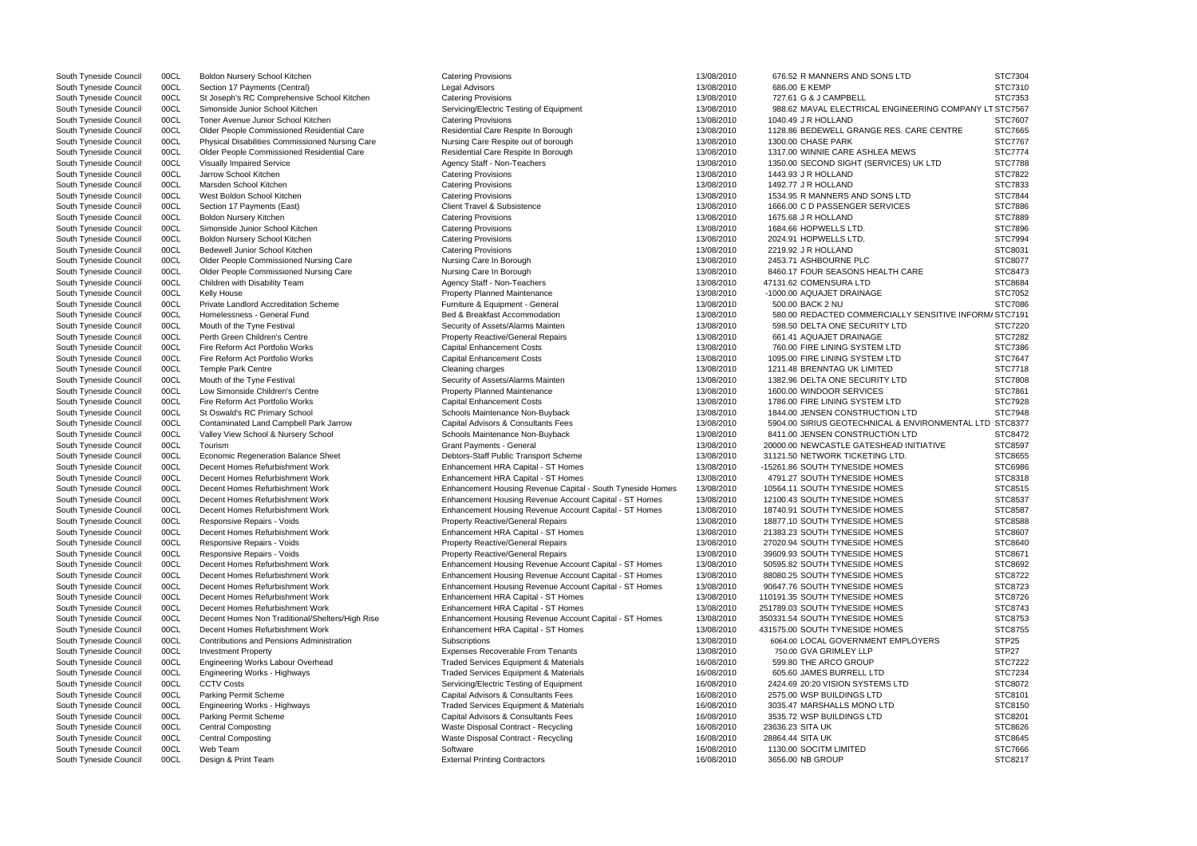| | | | | | | | |
|---|---|---|---|---|---|---|---|
| South Tyneside Council | 00CL | Boldon Nursery School Kitchen | Catering Provisions | 13/08/2010 | 676.52 | R MANNERS AND SONS LTD | STC7304 |
| South Tyneside Council | 00CL | Section 17 Payments (Central) | Legal Advisors | 13/08/2010 | 686.00 | E KEMP | STC7310 |
| South Tyneside Council | 00CL | St Joseph's RC Comprehensive School Kitchen | Catering Provisions | 13/08/2010 | 727.61 | G & J CAMPBELL | STC7353 |
| South Tyneside Council | 00CL | Simonside Junior School Kitchen | Servicing/Electric Testing of Equipment | 13/08/2010 | 988.62 | MAVAL ELECTRICAL ENGINEERING COMPANY LT | STC7567 |
| South Tyneside Council | 00CL | Toner Avenue Junior School Kitchen | Catering Provisions | 13/08/2010 | 1040.49 | J R HOLLAND | STC7607 |
| South Tyneside Council | 00CL | Older People Commissioned Residential Care | Residential Care Respite In Borough | 13/08/2010 | 1128.86 | BEDEWELL GRANGE RES. CARE CENTRE | STC7665 |
| South Tyneside Council | 00CL | Physical Disabilities Commissioned Nursing Care | Nursing Care Respite out of borough | 13/08/2010 | 1300.00 | CHASE PARK | STC7767 |
| South Tyneside Council | 00CL | Older People Commissioned Residential Care | Residential Care Respite In Borough | 13/08/2010 | 1317.00 | WINNIE CARE ASHLEA MEWS | STC7774 |
| South Tyneside Council | 00CL | Visually Impaired Service | Agency Staff - Non-Teachers | 13/08/2010 | 1350.00 | SECOND SIGHT (SERVICES) UK LTD | STC7788 |
| South Tyneside Council | 00CL | Jarrow School Kitchen | Catering Provisions | 13/08/2010 | 1443.93 | J R HOLLAND | STC7822 |
| South Tyneside Council | 00CL | Marsden School Kitchen | Catering Provisions | 13/08/2010 | 1492.77 | J R HOLLAND | STC7833 |
| South Tyneside Council | 00CL | West Boldon School Kitchen | Catering Provisions | 13/08/2010 | 1534.95 | R MANNERS AND SONS LTD | STC7844 |
| South Tyneside Council | 00CL | Section 17 Payments (East) | Client Travel & Subsistence | 13/08/2010 | 1666.00 | C D PASSENGER SERVICES | STC7886 |
| South Tyneside Council | 00CL | Boldon Nursery Kitchen | Catering Provisions | 13/08/2010 | 1675.68 | J R HOLLAND | STC7889 |
| South Tyneside Council | 00CL | Simonside Junior School Kitchen | Catering Provisions | 13/08/2010 | 1684.66 | HOPWELLS LTD. | STC7896 |
| South Tyneside Council | 00CL | Boldon Nursery School Kitchen | Catering Provisions | 13/08/2010 | 2024.91 | HOPWELLS LTD. | STC7994 |
| South Tyneside Council | 00CL | Bedewell Junior School Kitchen | Catering Provisions | 13/08/2010 | 2219.92 | J R HOLLAND | STC8031 |
| South Tyneside Council | 00CL | Older People Commissioned Nursing Care | Nursing Care In Borough | 13/08/2010 | 2453.71 | ASHBOURNE PLC | STC8077 |
| South Tyneside Council | 00CL | Older People Commissioned Nursing Care | Nursing Care In Borough | 13/08/2010 | 8460.17 | FOUR SEASONS HEALTH CARE | STC8473 |
| South Tyneside Council | 00CL | Children with Disability Team | Agency Staff - Non-Teachers | 13/08/2010 | 47131.62 | COMENSURA LTD | STC8684 |
| South Tyneside Council | 00CL | Kelly House | Property Planned Maintenance | 13/08/2010 | -1000.00 | AQUAJET DRAINAGE | STC7052 |
| South Tyneside Council | 00CL | Private Landlord Accreditation Scheme | Furniture & Equipment - General | 13/08/2010 | 500.00 | BACK 2 NU | STC7086 |
| South Tyneside Council | 00CL | Homelessness - General Fund | Bed & Breakfast Accommodation | 13/08/2010 | 580.00 | REDACTED COMMERCIALLY SENSITIVE INFORM/ | STC7191 |
| South Tyneside Council | 00CL | Mouth of the Tyne Festival | Security of Assets/Alarms Mainten | 13/08/2010 | 598.50 | DELTA ONE SECURITY LTD | STC7220 |
| South Tyneside Council | 00CL | Perth Green Children's Centre | Property Reactive/General Repairs | 13/08/2010 | 661.41 | AQUAJET DRAINAGE | STC7282 |
| South Tyneside Council | 00CL | Fire Reform Act Portfolio Works | Capital Enhancement Costs | 13/08/2010 | 760.00 | FIRE LINING SYSTEM LTD | STC7386 |
| South Tyneside Council | 00CL | Fire Reform Act Portfolio Works | Capital Enhancement Costs | 13/08/2010 | 1095.00 | FIRE LINING SYSTEM LTD | STC7647 |
| South Tyneside Council | 00CL | Temple Park Centre | Cleaning charges | 13/08/2010 | 1211.48 | BRENNTAG UK LIMITED | STC7718 |
| South Tyneside Council | 00CL | Mouth of the Tyne Festival | Security of Assets/Alarms Mainten | 13/08/2010 | 1382.96 | DELTA ONE SECURITY LTD | STC7808 |
| South Tyneside Council | 00CL | Low Simonside Children's Centre | Property Planned Maintenance | 13/08/2010 | 1600.00 | WINDOOR SERVICES | STC7861 |
| South Tyneside Council | 00CL | Fire Reform Act Portfolio Works | Capital Enhancement Costs | 13/08/2010 | 1786.00 | FIRE LINING SYSTEM LTD | STC7928 |
| South Tyneside Council | 00CL | St Oswald's RC Primary School | Schools Maintenance Non-Buyback | 13/08/2010 | 1844.00 | JENSEN CONSTRUCTION LTD | STC7948 |
| South Tyneside Council | 00CL | Contaminated Land Campbell Park Jarrow | Capital Advisors & Consultants Fees | 13/08/2010 | 5904.00 | SIRIUS GEOTECHNICAL & ENVIRONMENTAL LTD | STC8377 |
| South Tyneside Council | 00CL | Valley View School & Nursery School | Schools Maintenance Non-Buyback | 13/08/2010 | 8411.00 | JENSEN CONSTRUCTION LTD | STC8472 |
| South Tyneside Council | 00CL | Tourism | Grant Payments - General | 13/08/2010 | 20000.00 | NEWCASTLE GATESHEAD INITIATIVE | STC8597 |
| South Tyneside Council | 00CL | Economic Regeneration Balance Sheet | Debtors-Staff Public Transport Scheme | 13/08/2010 | 31121.50 | NETWORK TICKETING LTD. | STC8655 |
| South Tyneside Council | 00CL | Decent Homes Refurbishment Work | Enhancement HRA Capital - ST Homes | 13/08/2010 | -15261.86 | SOUTH TYNESIDE HOMES | STC6986 |
| South Tyneside Council | 00CL | Decent Homes Refurbishment Work | Enhancement HRA Capital - ST Homes | 13/08/2010 | 4791.27 | SOUTH TYNESIDE HOMES | STC8318 |
| South Tyneside Council | 00CL | Decent Homes Refurbishment Work | Enhancement Housing Revenue Capital - South Tyneside Homes | 13/08/2010 | 10564.11 | SOUTH TYNESIDE HOMES | STC8515 |
| South Tyneside Council | 00CL | Decent Homes Refurbishment Work | Enhancement Housing Revenue Account Capital - ST Homes | 13/08/2010 | 12100.43 | SOUTH TYNESIDE HOMES | STC8537 |
| South Tyneside Council | 00CL | Decent Homes Refurbishment Work | Enhancement Housing Revenue Account Capital - ST Homes | 13/08/2010 | 18740.91 | SOUTH TYNESIDE HOMES | STC8587 |
| South Tyneside Council | 00CL | Responsive Repairs - Voids | Property Reactive/General Repairs | 13/08/2010 | 18877.10 | SOUTH TYNESIDE HOMES | STC8588 |
| South Tyneside Council | 00CL | Decent Homes Refurbishment Work | Enhancement HRA Capital - ST Homes | 13/08/2010 | 21383.23 | SOUTH TYNESIDE HOMES | STC8607 |
| South Tyneside Council | 00CL | Responsive Repairs - Voids | Property Reactive/General Repairs | 13/08/2010 | 27020.94 | SOUTH TYNESIDE HOMES | STC8640 |
| South Tyneside Council | 00CL | Responsive Repairs - Voids | Property Reactive/General Repairs | 13/08/2010 | 39609.93 | SOUTH TYNESIDE HOMES | STC8671 |
| South Tyneside Council | 00CL | Decent Homes Refurbishment Work | Enhancement Housing Revenue Account Capital - ST Homes | 13/08/2010 | 50595.82 | SOUTH TYNESIDE HOMES | STC8692 |
| South Tyneside Council | 00CL | Decent Homes Refurbishment Work | Enhancement Housing Revenue Account Capital - ST Homes | 13/08/2010 | 88080.25 | SOUTH TYNESIDE HOMES | STC8722 |
| South Tyneside Council | 00CL | Decent Homes Refurbishment Work | Enhancement Housing Revenue Account Capital - ST Homes | 13/08/2010 | 90647.76 | SOUTH TYNESIDE HOMES | STC8723 |
| South Tyneside Council | 00CL | Decent Homes Refurbishment Work | Enhancement HRA Capital - ST Homes | 13/08/2010 | 110191.35 | SOUTH TYNESIDE HOMES | STC8726 |
| South Tyneside Council | 00CL | Decent Homes Refurbishment Work | Enhancement HRA Capital - ST Homes | 13/08/2010 | 251789.03 | SOUTH TYNESIDE HOMES | STC8743 |
| South Tyneside Council | 00CL | Decent Homes Non Traditional/Shelters/High Rise | Enhancement Housing Revenue Account Capital - ST Homes | 13/08/2010 | 350331.54 | SOUTH TYNESIDE HOMES | STC8753 |
| South Tyneside Council | 00CL | Decent Homes Refurbishment Work | Enhancement HRA Capital - ST Homes | 13/08/2010 | 431575.00 | SOUTH TYNESIDE HOMES | STC8755 |
| South Tyneside Council | 00CL | Contributions and Pensions Administration | Subscriptions | 13/08/2010 | 6064.00 | LOCAL GOVERNMENT EMPLOYERS | STP25 |
| South Tyneside Council | 00CL | Investment Property | Expenses Recoverable From Tenants | 13/08/2010 | 750.00 | GVA GRIMLEY LLP | STP27 |
| South Tyneside Council | 00CL | Engineering Works Labour Overhead | Traded Services Equipment & Materials | 16/08/2010 | 599.80 | THE ARCO GROUP | STC7222 |
| South Tyneside Council | 00CL | Engineering Works - Highways | Traded Services Equipment & Materials | 16/08/2010 | 605.60 | JAMES BURRELL LTD | STC7234 |
| South Tyneside Council | 00CL | CCTV Costs | Servicing/Electric Testing of Equipment | 16/08/2010 | 2424.69 | 20:20 VISION SYSTEMS LTD | STC8072 |
| South Tyneside Council | 00CL | Parking Permit Scheme | Capital Advisors & Consultants Fees | 16/08/2010 | 2575.00 | WSP BUILDINGS LTD | STC8101 |
| South Tyneside Council | 00CL | Engineering Works - Highways | Traded Services Equipment & Materials | 16/08/2010 | 3035.47 | MARSHALLS MONO LTD | STC8150 |
| South Tyneside Council | 00CL | Parking Permit Scheme | Capital Advisors & Consultants Fees | 16/08/2010 | 3535.72 | WSP BUILDINGS LTD | STC8201 |
| South Tyneside Council | 00CL | Central Composting | Waste Disposal Contract - Recycling | 16/08/2010 | 23636.23 | SITA UK | STC8626 |
| South Tyneside Council | 00CL | Central Composting | Waste Disposal Contract - Recycling | 16/08/2010 | 28864.44 | SITA UK | STC8645 |
| South Tyneside Council | 00CL | Web Team | Software | 16/08/2010 | 1130.00 | SOCITM LIMITED | STC7666 |
| South Tyneside Council | 00CL | Design & Print Team | External Printing Contractors | 16/08/2010 | 3656.00 | NB GROUP | STC8217 |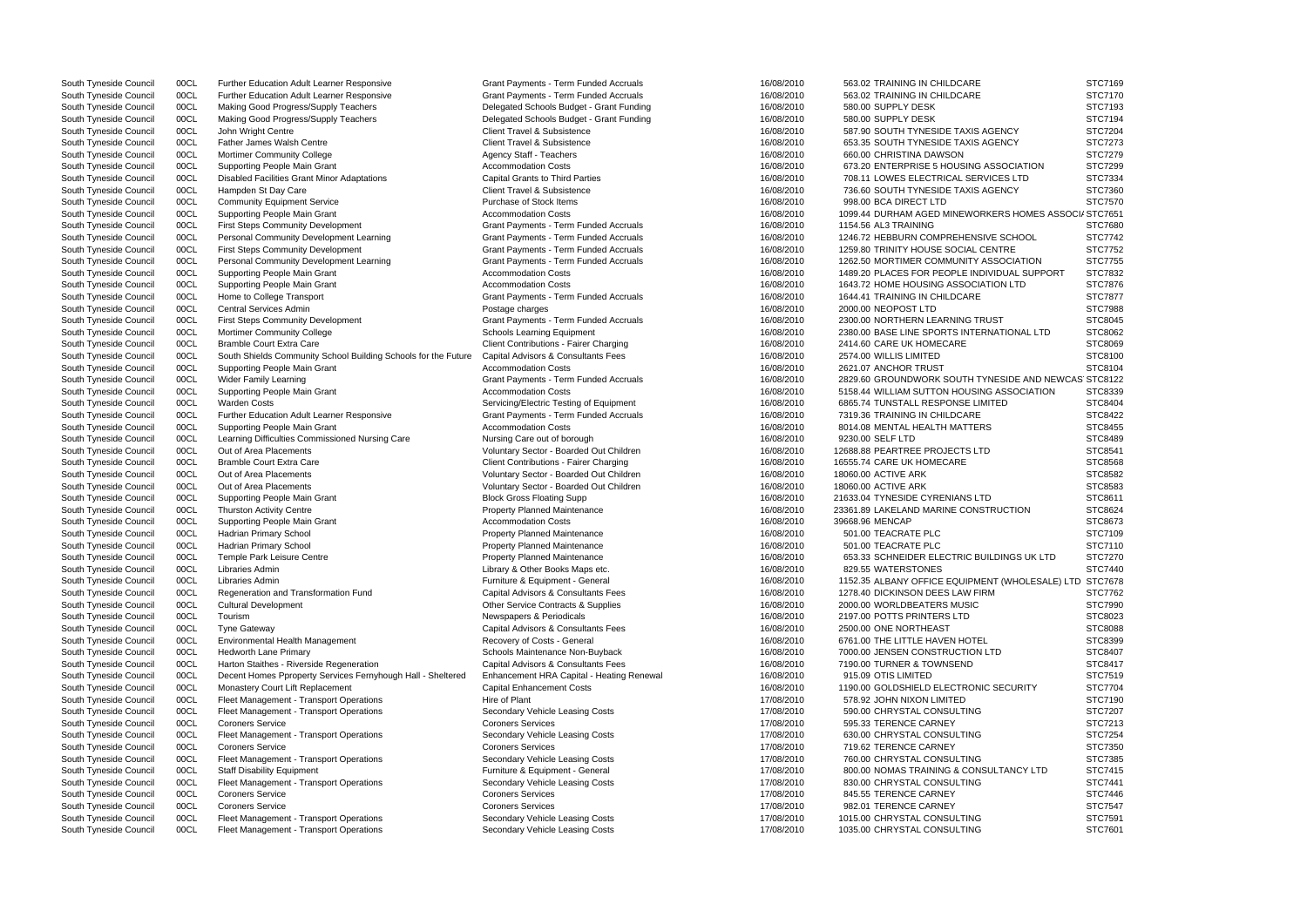| | | | | | | | |
|---|---|---|---|---|---|---|---|
| South Tyneside Council | 00CL | Further Education Adult Learner Responsive | Grant Payments - Term Funded Accruals | 16/08/2010 | 563.02 | TRAINING IN CHILDCARE | STC7169 |
| South Tyneside Council | 00CL | Further Education Adult Learner Responsive | Grant Payments - Term Funded Accruals | 16/08/2010 | 563.02 | TRAINING IN CHILDCARE | STC7170 |
| South Tyneside Council | 00CL | Making Good Progress/Supply Teachers | Delegated Schools Budget - Grant Funding | 16/08/2010 | 580.00 | SUPPLY DESK | STC7193 |
| South Tyneside Council | 00CL | Making Good Progress/Supply Teachers | Delegated Schools Budget - Grant Funding | 16/08/2010 | 580.00 | SUPPLY DESK | STC7194 |
| South Tyneside Council | 00CL | John Wright Centre | Client Travel & Subsistence | 16/08/2010 | 587.90 | SOUTH TYNESIDE TAXIS AGENCY | STC7204 |
| South Tyneside Council | 00CL | Father James Walsh Centre | Client Travel & Subsistence | 16/08/2010 | 653.35 | SOUTH TYNESIDE TAXIS AGENCY | STC7273 |
| South Tyneside Council | 00CL | Mortimer Community College | Agency Staff - Teachers | 16/08/2010 | 660.00 | CHRISTINA DAWSON | STC7279 |
| South Tyneside Council | 00CL | Supporting People Main Grant | Accommodation Costs | 16/08/2010 | 673.20 | ENTERPRISE 5 HOUSING ASSOCIATION | STC7299 |
| South Tyneside Council | 00CL | Disabled Facilities Grant Minor Adaptations | Capital Grants to Third Parties | 16/08/2010 | 708.11 | LOWES ELECTRICAL SERVICES LTD | STC7334 |
| South Tyneside Council | 00CL | Hampden St Day Care | Client Travel & Subsistence | 16/08/2010 | 736.60 | SOUTH TYNESIDE TAXIS AGENCY | STC7360 |
| South Tyneside Council | 00CL | Community Equipment Service | Purchase of Stock Items | 16/08/2010 | 998.00 | BCA DIRECT LTD | STC7570 |
| South Tyneside Council | 00CL | Supporting People Main Grant | Accommodation Costs | 16/08/2010 | 1099.44 | DURHAM AGED MINEWORKERS HOMES ASSOCIA | STC7651 |
| South Tyneside Council | 00CL | First Steps Community Development | Grant Payments - Term Funded Accruals | 16/08/2010 | 1154.56 | AL3 TRAINING | STC7680 |
| South Tyneside Council | 00CL | Personal Community Development Learning | Grant Payments - Term Funded Accruals | 16/08/2010 | 1246.72 | HEBBURN COMPREHENSIVE SCHOOL | STC7742 |
| South Tyneside Council | 00CL | First Steps Community Development | Grant Payments - Term Funded Accruals | 16/08/2010 | 1259.80 | TRINITY HOUSE SOCIAL CENTRE | STC7752 |
| South Tyneside Council | 00CL | Personal Community Development Learning | Grant Payments - Term Funded Accruals | 16/08/2010 | 1262.50 | MORTIMER COMMUNITY ASSOCIATION | STC7755 |
| South Tyneside Council | 00CL | Supporting People Main Grant | Accommodation Costs | 16/08/2010 | 1489.20 | PLACES FOR PEOPLE INDIVIDUAL SUPPORT | STC7832 |
| South Tyneside Council | 00CL | Supporting People Main Grant | Accommodation Costs | 16/08/2010 | 1643.72 | HOME HOUSING ASSOCIATION LTD | STC7876 |
| South Tyneside Council | 00CL | Home to College Transport | Grant Payments - Term Funded Accruals | 16/08/2010 | 1644.41 | TRAINING IN CHILDCARE | STC7877 |
| South Tyneside Council | 00CL | Central Services Admin | Postage charges | 16/08/2010 | 2000.00 | NEOPOST LTD | STC7988 |
| South Tyneside Council | 00CL | First Steps Community Development | Grant Payments - Term Funded Accruals | 16/08/2010 | 2300.00 | NORTHERN LEARNING TRUST | STC8045 |
| South Tyneside Council | 00CL | Mortimer Community College | Schools Learning Equipment | 16/08/2010 | 2380.00 | BASE LINE SPORTS INTERNATIONAL LTD | STC8062 |
| South Tyneside Council | 00CL | Bramble Court Extra Care | Client Contributions - Fairer Charging | 16/08/2010 | 2414.60 | CARE UK HOMECARE | STC8069 |
| South Tyneside Council | 00CL | South Shields Community School Building Schools for the Future | Capital Advisors & Consultants Fees | 16/08/2010 | 2574.00 | WILLIS LIMITED | STC8100 |
| South Tyneside Council | 00CL | Supporting People Main Grant | Accommodation Costs | 16/08/2010 | 2621.07 | ANCHOR TRUST | STC8104 |
| South Tyneside Council | 00CL | Wider Family Learning | Grant Payments - Term Funded Accruals | 16/08/2010 | 2829.60 | GROUNDWORK SOUTH TYNESIDE AND NEWCAS | STC8122 |
| South Tyneside Council | 00CL | Supporting People Main Grant | Accommodation Costs | 16/08/2010 | 5158.44 | WILLIAM SUTTON HOUSING ASSOCIATION | STC8339 |
| South Tyneside Council | 00CL | Warden Costs | Servicing/Electric Testing of Equipment | 16/08/2010 | 6865.74 | TUNSTALL RESPONSE LIMITED | STC8404 |
| South Tyneside Council | 00CL | Further Education Adult Learner Responsive | Grant Payments - Term Funded Accruals | 16/08/2010 | 7319.36 | TRAINING IN CHILDCARE | STC8422 |
| South Tyneside Council | 00CL | Supporting People Main Grant | Accommodation Costs | 16/08/2010 | 8014.08 | MENTAL HEALTH MATTERS | STC8455 |
| South Tyneside Council | 00CL | Learning Difficulties Commissioned Nursing Care | Nursing Care out of borough | 16/08/2010 | 9230.00 | SELF LTD | STC8489 |
| South Tyneside Council | 00CL | Out of Area Placements | Voluntary Sector - Boarded Out Children | 16/08/2010 | 12688.88 | PEARTREE PROJECTS LTD | STC8541 |
| South Tyneside Council | 00CL | Bramble Court Extra Care | Client Contributions - Fairer Charging | 16/08/2010 | 16555.74 | CARE UK HOMECARE | STC8568 |
| South Tyneside Council | 00CL | Out of Area Placements | Voluntary Sector - Boarded Out Children | 16/08/2010 | 18060.00 | ACTIVE ARK | STC8582 |
| South Tyneside Council | 00CL | Out of Area Placements | Voluntary Sector - Boarded Out Children | 16/08/2010 | 18060.00 | ACTIVE ARK | STC8583 |
| South Tyneside Council | 00CL | Supporting People Main Grant | Block Gross Floating Supp | 16/08/2010 | 21633.04 | TYNESIDE CYRENIANS LTD | STC8611 |
| South Tyneside Council | 00CL | Thurston Activity Centre | Property Planned Maintenance | 16/08/2010 | 23361.89 | LAKELAND MARINE CONSTRUCTION | STC8624 |
| South Tyneside Council | 00CL | Supporting People Main Grant | Accommodation Costs | 16/08/2010 | 39668.96 | MENCAP | STC8673 |
| South Tyneside Council | 00CL | Hadrian Primary School | Property Planned Maintenance | 16/08/2010 | 501.00 | TEACRATE PLC | STC7109 |
| South Tyneside Council | 00CL | Hadrian Primary School | Property Planned Maintenance | 16/08/2010 | 501.00 | TEACRATE PLC | STC7110 |
| South Tyneside Council | 00CL | Temple Park Leisure Centre | Property Planned Maintenance | 16/08/2010 | 653.33 | SCHNEIDER ELECTRIC BUILDINGS UK LTD | STC7270 |
| South Tyneside Council | 00CL | Libraries Admin | Library & Other Books Maps etc. | 16/08/2010 | 829.55 | WATERSTONES | STC7440 |
| South Tyneside Council | 00CL | Libraries Admin | Furniture & Equipment - General | 16/08/2010 | 1152.35 | ALBANY OFFICE EQUIPMENT (WHOLESALE) LTD | STC7678 |
| South Tyneside Council | 00CL | Regeneration and Transformation Fund | Capital Advisors & Consultants Fees | 16/08/2010 | 1278.40 | DICKINSON DEES LAW FIRM | STC7762 |
| South Tyneside Council | 00CL | Cultural Development | Other Service Contracts & Supplies | 16/08/2010 | 2000.00 | WORLDBEATERS MUSIC | STC7990 |
| South Tyneside Council | 00CL | Tourism | Newspapers & Periodicals | 16/08/2010 | 2197.00 | POTTS PRINTERS LTD | STC8023 |
| South Tyneside Council | 00CL | Tyne Gateway | Capital Advisors & Consultants Fees | 16/08/2010 | 2500.00 | ONE NORTHEAST | STC8088 |
| South Tyneside Council | 00CL | Environmental Health Management | Recovery of Costs - General | 16/08/2010 | 6761.00 | THE LITTLE HAVEN HOTEL | STC8399 |
| South Tyneside Council | 00CL | Hedworth Lane Primary | Schools Maintenance Non-Buyback | 16/08/2010 | 7000.00 | JENSEN CONSTRUCTION LTD | STC8407 |
| South Tyneside Council | 00CL | Harton Staithes - Riverside Regeneration | Capital Advisors & Consultants Fees | 16/08/2010 | 7190.00 | TURNER & TOWNSEND | STC8417 |
| South Tyneside Council | 00CL | Decent Homes Pproperty Services Fernyhough Hall - Sheltered | Enhancement HRA Capital - Heating Renewal | 16/08/2010 | 915.09 | OTIS LIMITED | STC7519 |
| South Tyneside Council | 00CL | Monastery Court Lift Replacement | Capital Enhancement Costs | 16/08/2010 | 1190.00 | GOLDSHIELD ELECTRONIC SECURITY | STC7704 |
| South Tyneside Council | 00CL | Fleet Management - Transport Operations | Hire of Plant | 17/08/2010 | 578.92 | JOHN NIXON LIMITED | STC7190 |
| South Tyneside Council | 00CL | Fleet Management - Transport Operations | Secondary Vehicle Leasing Costs | 17/08/2010 | 590.00 | CHRYSTAL CONSULTING | STC7207 |
| South Tyneside Council | 00CL | Coroners Service | Coroners Services | 17/08/2010 | 595.33 | TERENCE CARNEY | STC7213 |
| South Tyneside Council | 00CL | Fleet Management - Transport Operations | Secondary Vehicle Leasing Costs | 17/08/2010 | 630.00 | CHRYSTAL CONSULTING | STC7254 |
| South Tyneside Council | 00CL | Coroners Service | Coroners Services | 17/08/2010 | 719.62 | TERENCE CARNEY | STC7350 |
| South Tyneside Council | 00CL | Fleet Management - Transport Operations | Secondary Vehicle Leasing Costs | 17/08/2010 | 760.00 | CHRYSTAL CONSULTING | STC7385 |
| South Tyneside Council | 00CL | Staff Disability Equipment | Furniture & Equipment - General | 17/08/2010 | 800.00 | NOMAS TRAINING & CONSULTANCY LTD | STC7415 |
| South Tyneside Council | 00CL | Fleet Management - Transport Operations | Secondary Vehicle Leasing Costs | 17/08/2010 | 830.00 | CHRYSTAL CONSULTING | STC7441 |
| South Tyneside Council | 00CL | Coroners Service | Coroners Services | 17/08/2010 | 845.55 | TERENCE CARNEY | STC7446 |
| South Tyneside Council | 00CL | Coroners Service | Coroners Services | 17/08/2010 | 982.01 | TERENCE CARNEY | STC7547 |
| South Tyneside Council | 00CL | Fleet Management - Transport Operations | Secondary Vehicle Leasing Costs | 17/08/2010 | 1015.00 | CHRYSTAL CONSULTING | STC7591 |
| South Tyneside Council | 00CL | Fleet Management - Transport Operations | Secondary Vehicle Leasing Costs | 17/08/2010 | 1035.00 | CHRYSTAL CONSULTING | STC7601 |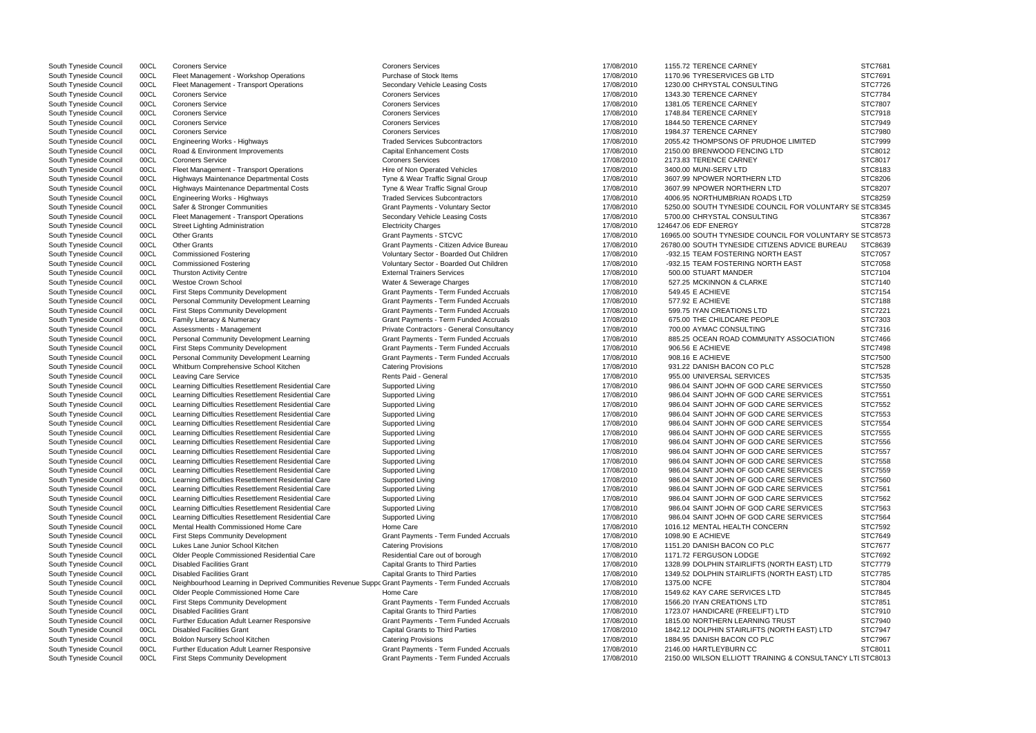| | | | | | | | |
|---|---|---|---|---|---|---|---|
| South Tyneside Council | 00CL | Coroners Service | Coroners Services | 17/08/2010 | 1155.72 | TERENCE CARNEY | STC7681 |
| South Tyneside Council | 00CL | Fleet Management - Workshop Operations | Purchase of Stock Items | 17/08/2010 | 1170.96 | TYRESERVICES GB LTD | STC7691 |
| South Tyneside Council | 00CL | Fleet Management - Transport Operations | Secondary Vehicle Leasing Costs | 17/08/2010 | 1230.00 | CHRYSTAL CONSULTING | STC7726 |
| South Tyneside Council | 00CL | Coroners Service | Coroners Services | 17/08/2010 | 1343.30 | TERENCE CARNEY | STC7784 |
| South Tyneside Council | 00CL | Coroners Service | Coroners Services | 17/08/2010 | 1381.05 | TERENCE CARNEY | STC7807 |
| South Tyneside Council | 00CL | Coroners Service | Coroners Services | 17/08/2010 | 1748.84 | TERENCE CARNEY | STC7918 |
| South Tyneside Council | 00CL | Coroners Service | Coroners Services | 17/08/2010 | 1844.50 | TERENCE CARNEY | STC7949 |
| South Tyneside Council | 00CL | Coroners Service | Coroners Services | 17/08/2010 | 1984.37 | TERENCE CARNEY | STC7980 |
| South Tyneside Council | 00CL | Engineering Works - Highways | Traded Services Subcontractors | 17/08/2010 | 2055.42 | THOMPSONS OF PRUDHOE LIMITED | STC7999 |
| South Tyneside Council | 00CL | Road & Environment Improvements | Capital Enhancement Costs | 17/08/2010 | 2150.00 | BRENWOOD FENCING LTD | STC8012 |
| South Tyneside Council | 00CL | Coroners Service | Coroners Services | 17/08/2010 | 2173.83 | TERENCE CARNEY | STC8017 |
| South Tyneside Council | 00CL | Fleet Management - Transport Operations | Hire of Non Operated Vehicles | 17/08/2010 | 3400.00 | MUNI-SERV LTD | STC8183 |
| South Tyneside Council | 00CL | Highways Maintenance Departmental Costs | Tyne & Wear Traffic Signal Group | 17/08/2010 | 3607.99 | NPOWER NORTHERN LTD | STC8206 |
| South Tyneside Council | 00CL | Highways Maintenance Departmental Costs | Tyne & Wear Traffic Signal Group | 17/08/2010 | 3607.99 | NPOWER NORTHERN LTD | STC8207 |
| South Tyneside Council | 00CL | Engineering Works - Highways | Traded Services Subcontractors | 17/08/2010 | 4006.95 | NORTHUMBRIAN ROADS LTD | STC8259 |
| South Tyneside Council | 00CL | Safer & Stronger Communities | Grant Payments - Voluntary Sector | 17/08/2010 | 5250.00 | SOUTH TYNESIDE COUNCIL FOR VOLUNTARY SE | STC8345 |
| South Tyneside Council | 00CL | Fleet Management - Transport Operations | Secondary Vehicle Leasing Costs | 17/08/2010 | 5700.00 | CHRYSTAL CONSULTING | STC8367 |
| South Tyneside Council | 00CL | Street Lighting Administration | Electricity Charges | 17/08/2010 | 124647.06 | EDF ENERGY | STC8728 |
| South Tyneside Council | 00CL | Other Grants | Grant Payments - STCVC | 17/08/2010 | 16965.00 | SOUTH TYNESIDE COUNCIL FOR VOLUNTARY SE | STC8573 |
| South Tyneside Council | 00CL | Other Grants | Grant Payments - Citizen Advice Bureau | 17/08/2010 | 26780.00 | SOUTH TYNESIDE CITIZENS ADVICE BUREAU | STC8639 |
| South Tyneside Council | 00CL | Commissioned Fostering | Voluntary Sector - Boarded Out Children | 17/08/2010 | -932.15 | TEAM FOSTERING NORTH EAST | STC7057 |
| South Tyneside Council | 00CL | Commissioned Fostering | Voluntary Sector - Boarded Out Children | 17/08/2010 | -932.15 | TEAM FOSTERING NORTH EAST | STC7058 |
| South Tyneside Council | 00CL | Thurston Activity Centre | External Trainers Services | 17/08/2010 | 500.00 | STUART MANDER | STC7104 |
| South Tyneside Council | 00CL | Westoe Crown School | Water & Sewerage Charges | 17/08/2010 | 527.25 | MCKINNON & CLARKE | STC7140 |
| South Tyneside Council | 00CL | First Steps Community Development | Grant Payments - Term Funded Accruals | 17/08/2010 | 549.45 | E ACHIEVE | STC7154 |
| South Tyneside Council | 00CL | Personal Community Development Learning | Grant Payments - Term Funded Accruals | 17/08/2010 | 577.92 | E ACHIEVE | STC7188 |
| South Tyneside Council | 00CL | First Steps Community Development | Grant Payments - Term Funded Accruals | 17/08/2010 | 599.75 | IYAN CREATIONS LTD | STC7221 |
| South Tyneside Council | 00CL | Family Literacy & Numeracy | Grant Payments - Term Funded Accruals | 17/08/2010 | 675.00 | THE CHILDCARE PEOPLE | STC7303 |
| South Tyneside Council | 00CL | Assessments - Management | Private Contractors - General Consultancy | 17/08/2010 | 700.00 | AYMAC CONSULTING | STC7316 |
| South Tyneside Council | 00CL | Personal Community Development Learning | Grant Payments - Term Funded Accruals | 17/08/2010 | 885.25 | OCEAN ROAD COMMUNITY ASSOCIATION | STC7466 |
| South Tyneside Council | 00CL | First Steps Community Development | Grant Payments - Term Funded Accruals | 17/08/2010 | 906.56 | E ACHIEVE | STC7498 |
| South Tyneside Council | 00CL | Personal Community Development Learning | Grant Payments - Term Funded Accruals | 17/08/2010 | 908.16 | E ACHIEVE | STC7500 |
| South Tyneside Council | 00CL | Whitburn Comprehensive School Kitchen | Catering Provisions | 17/08/2010 | 931.22 | DANISH BACON CO PLC | STC7528 |
| South Tyneside Council | 00CL | Leaving Care Service | Rents Paid - General | 17/08/2010 | 955.00 | UNIVERSAL SERVICES | STC7535 |
| South Tyneside Council | 00CL | Learning Difficulties Resettlement Residential Care | Supported Living | 17/08/2010 | 986.04 | SAINT JOHN OF GOD CARE SERVICES | STC7550 |
| South Tyneside Council | 00CL | Learning Difficulties Resettlement Residential Care | Supported Living | 17/08/2010 | 986.04 | SAINT JOHN OF GOD CARE SERVICES | STC7551 |
| South Tyneside Council | 00CL | Learning Difficulties Resettlement Residential Care | Supported Living | 17/08/2010 | 986.04 | SAINT JOHN OF GOD CARE SERVICES | STC7552 |
| South Tyneside Council | 00CL | Learning Difficulties Resettlement Residential Care | Supported Living | 17/08/2010 | 986.04 | SAINT JOHN OF GOD CARE SERVICES | STC7553 |
| South Tyneside Council | 00CL | Learning Difficulties Resettlement Residential Care | Supported Living | 17/08/2010 | 986.04 | SAINT JOHN OF GOD CARE SERVICES | STC7554 |
| South Tyneside Council | 00CL | Learning Difficulties Resettlement Residential Care | Supported Living | 17/08/2010 | 986.04 | SAINT JOHN OF GOD CARE SERVICES | STC7555 |
| South Tyneside Council | 00CL | Learning Difficulties Resettlement Residential Care | Supported Living | 17/08/2010 | 986.04 | SAINT JOHN OF GOD CARE SERVICES | STC7556 |
| South Tyneside Council | 00CL | Learning Difficulties Resettlement Residential Care | Supported Living | 17/08/2010 | 986.04 | SAINT JOHN OF GOD CARE SERVICES | STC7557 |
| South Tyneside Council | 00CL | Learning Difficulties Resettlement Residential Care | Supported Living | 17/08/2010 | 986.04 | SAINT JOHN OF GOD CARE SERVICES | STC7558 |
| South Tyneside Council | 00CL | Learning Difficulties Resettlement Residential Care | Supported Living | 17/08/2010 | 986.04 | SAINT JOHN OF GOD CARE SERVICES | STC7559 |
| South Tyneside Council | 00CL | Learning Difficulties Resettlement Residential Care | Supported Living | 17/08/2010 | 986.04 | SAINT JOHN OF GOD CARE SERVICES | STC7560 |
| South Tyneside Council | 00CL | Learning Difficulties Resettlement Residential Care | Supported Living | 17/08/2010 | 986.04 | SAINT JOHN OF GOD CARE SERVICES | STC7561 |
| South Tyneside Council | 00CL | Learning Difficulties Resettlement Residential Care | Supported Living | 17/08/2010 | 986.04 | SAINT JOHN OF GOD CARE SERVICES | STC7562 |
| South Tyneside Council | 00CL | Learning Difficulties Resettlement Residential Care | Supported Living | 17/08/2010 | 986.04 | SAINT JOHN OF GOD CARE SERVICES | STC7563 |
| South Tyneside Council | 00CL | Learning Difficulties Resettlement Residential Care | Supported Living | 17/08/2010 | 986.04 | SAINT JOHN OF GOD CARE SERVICES | STC7564 |
| South Tyneside Council | 00CL | Mental Health Commissioned Home Care | Home Care | 17/08/2010 | 1016.12 | MENTAL HEALTH CONCERN | STC7592 |
| South Tyneside Council | 00CL | First Steps Community Development | Grant Payments - Term Funded Accruals | 17/08/2010 | 1098.90 | E ACHIEVE | STC7649 |
| South Tyneside Council | 00CL | Lukes Lane Junior School Kitchen | Catering Provisions | 17/08/2010 | 1151.20 | DANISH BACON CO PLC | STC7677 |
| South Tyneside Council | 00CL | Older People Commissioned Residential Care | Residential Care out of borough | 17/08/2010 | 1171.72 | FERGUSON LODGE | STC7692 |
| South Tyneside Council | 00CL | Disabled Facilities Grant | Capital Grants to Third Parties | 17/08/2010 | 1328.99 | DOLPHIN STAIRLIFTS (NORTH EAST) LTD | STC7779 |
| South Tyneside Council | 00CL | Disabled Facilities Grant | Capital Grants to Third Parties | 17/08/2010 | 1349.52 | DOLPHIN STAIRLIFTS (NORTH EAST) LTD | STC7785 |
| South Tyneside Council | 00CL | Neighbourhood Learning in Deprived Communities Revenue Suppo | Grant Payments - Term Funded Accruals | 17/08/2010 | 1375.00 | NCFE | STC7804 |
| South Tyneside Council | 00CL | Older People Commissioned Home Care | Home Care | 17/08/2010 | 1549.62 | KAY CARE SERVICES LTD | STC7845 |
| South Tyneside Council | 00CL | First Steps Community Development | Grant Payments - Term Funded Accruals | 17/08/2010 | 1566.20 | IYAN CREATIONS LTD | STC7851 |
| South Tyneside Council | 00CL | Disabled Facilities Grant | Capital Grants to Third Parties | 17/08/2010 | 1723.07 | HANDICARE (FREELIFT) LTD | STC7910 |
| South Tyneside Council | 00CL | Further Education Adult Learner Responsive | Grant Payments - Term Funded Accruals | 17/08/2010 | 1815.00 | NORTHERN LEARNING TRUST | STC7940 |
| South Tyneside Council | 00CL | Disabled Facilities Grant | Capital Grants to Third Parties | 17/08/2010 | 1842.12 | DOLPHIN STAIRLIFTS (NORTH EAST) LTD | STC7947 |
| South Tyneside Council | 00CL | Boldon Nursery School Kitchen | Catering Provisions | 17/08/2010 | 1884.95 | DANISH BACON CO PLC | STC7967 |
| South Tyneside Council | 00CL | Further Education Adult Learner Responsive | Grant Payments - Term Funded Accruals | 17/08/2010 | 2146.00 | HARTLEYBURN CC | STC8011 |
| South Tyneside Council | 00CL | First Steps Community Development | Grant Payments - Term Funded Accruals | 17/08/2010 | 2150.00 | WILSON ELLIOTT TRAINING & CONSULTANCY LTI | STC8013 |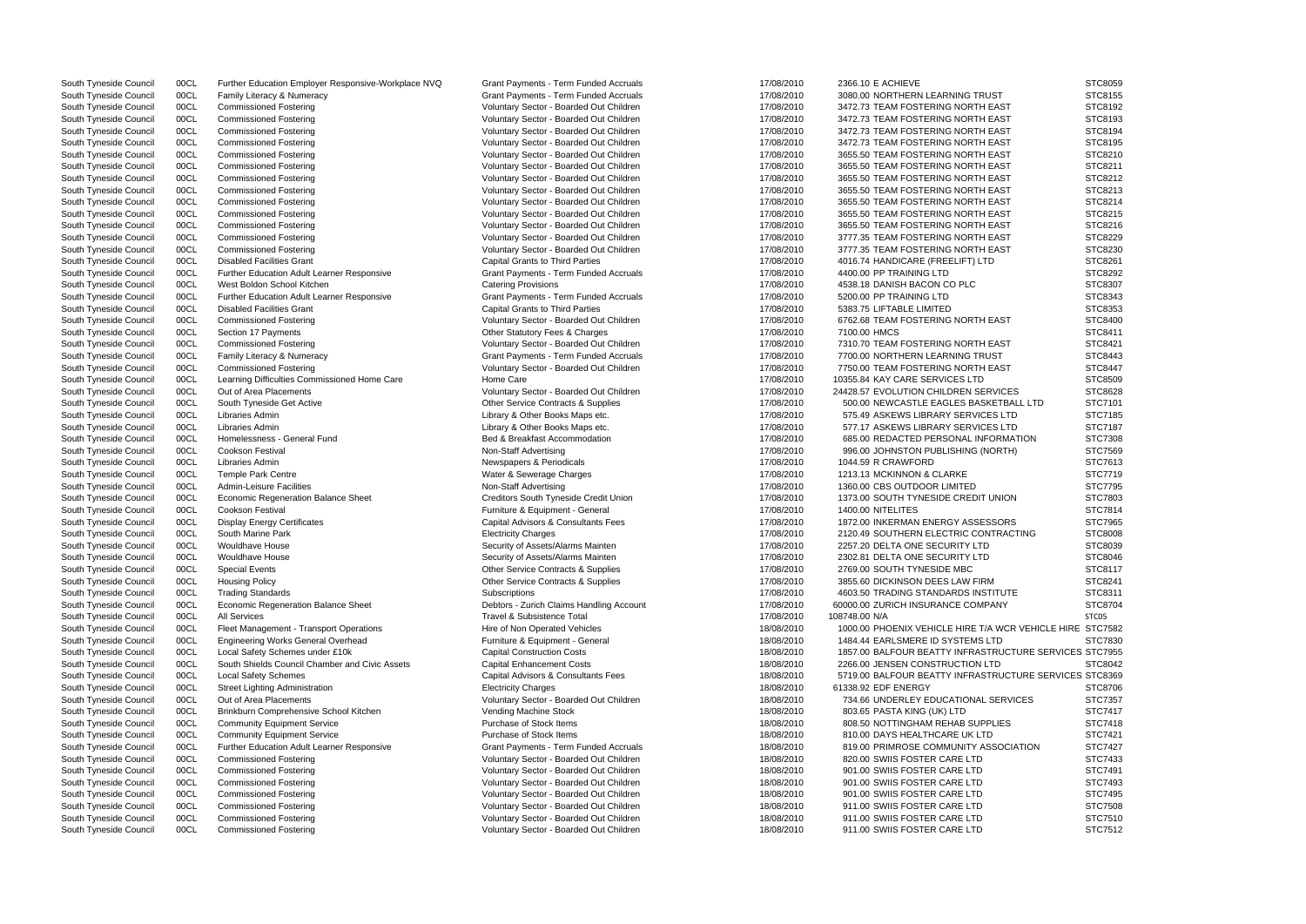| | | | | | | | |
|---|---|---|---|---|---|---|---|
| South Tyneside Council | 00CL | Further Education Employer Responsive-Workplace NVQ | Grant Payments - Term Funded Accruals | 17/08/2010 | 2366.10 | E ACHIEVE | STC8059 |
| South Tyneside Council | 00CL | Family Literacy & Numeracy | Grant Payments - Term Funded Accruals | 17/08/2010 | 3080.00 | NORTHERN LEARNING TRUST | STC8155 |
| South Tyneside Council | 00CL | Commissioned Fostering | Voluntary Sector - Boarded Out Children | 17/08/2010 | 3472.73 | TEAM FOSTERING NORTH EAST | STC8192 |
| South Tyneside Council | 00CL | Commissioned Fostering | Voluntary Sector - Boarded Out Children | 17/08/2010 | 3472.73 | TEAM FOSTERING NORTH EAST | STC8193 |
| South Tyneside Council | 00CL | Commissioned Fostering | Voluntary Sector - Boarded Out Children | 17/08/2010 | 3472.73 | TEAM FOSTERING NORTH EAST | STC8194 |
| South Tyneside Council | 00CL | Commissioned Fostering | Voluntary Sector - Boarded Out Children | 17/08/2010 | 3472.73 | TEAM FOSTERING NORTH EAST | STC8195 |
| South Tyneside Council | 00CL | Commissioned Fostering | Voluntary Sector - Boarded Out Children | 17/08/2010 | 3655.50 | TEAM FOSTERING NORTH EAST | STC8210 |
| South Tyneside Council | 00CL | Commissioned Fostering | Voluntary Sector - Boarded Out Children | 17/08/2010 | 3655.50 | TEAM FOSTERING NORTH EAST | STC8211 |
| South Tyneside Council | 00CL | Commissioned Fostering | Voluntary Sector - Boarded Out Children | 17/08/2010 | 3655.50 | TEAM FOSTERING NORTH EAST | STC8212 |
| South Tyneside Council | 00CL | Commissioned Fostering | Voluntary Sector - Boarded Out Children | 17/08/2010 | 3655.50 | TEAM FOSTERING NORTH EAST | STC8213 |
| South Tyneside Council | 00CL | Commissioned Fostering | Voluntary Sector - Boarded Out Children | 17/08/2010 | 3655.50 | TEAM FOSTERING NORTH EAST | STC8214 |
| South Tyneside Council | 00CL | Commissioned Fostering | Voluntary Sector - Boarded Out Children | 17/08/2010 | 3655.50 | TEAM FOSTERING NORTH EAST | STC8215 |
| South Tyneside Council | 00CL | Commissioned Fostering | Voluntary Sector - Boarded Out Children | 17/08/2010 | 3655.50 | TEAM FOSTERING NORTH EAST | STC8216 |
| South Tyneside Council | 00CL | Commissioned Fostering | Voluntary Sector - Boarded Out Children | 17/08/2010 | 3777.35 | TEAM FOSTERING NORTH EAST | STC8229 |
| South Tyneside Council | 00CL | Commissioned Fostering | Voluntary Sector - Boarded Out Children | 17/08/2010 | 3777.35 | TEAM FOSTERING NORTH EAST | STC8230 |
| South Tyneside Council | 00CL | Disabled Facilities Grant | Capital Grants to Third Parties | 17/08/2010 | 4016.74 | HANDICARE (FREELIFT) LTD | STC8261 |
| South Tyneside Council | 00CL | Further Education Adult Learner Responsive | Grant Payments - Term Funded Accruals | 17/08/2010 | 4400.00 | PP TRAINING LTD | STC8292 |
| South Tyneside Council | 00CL | West Boldon School Kitchen | Catering Provisions | 17/08/2010 | 4538.18 | DANISH BACON CO PLC | STC8307 |
| South Tyneside Council | 00CL | Further Education Adult Learner Responsive | Grant Payments - Term Funded Accruals | 17/08/2010 | 5200.00 | PP TRAINING LTD | STC8343 |
| South Tyneside Council | 00CL | Disabled Facilities Grant | Capital Grants to Third Parties | 17/08/2010 | 5383.75 | LIFTABLE LIMITED | STC8353 |
| South Tyneside Council | 00CL | Commissioned Fostering | Voluntary Sector - Boarded Out Children | 17/08/2010 | 6762.68 | TEAM FOSTERING NORTH EAST | STC8400 |
| South Tyneside Council | 00CL | Section 17 Payments | Other Statutory Fees & Charges | 17/08/2010 | 7100.00 | HMCS | STC8411 |
| South Tyneside Council | 00CL | Commissioned Fostering | Voluntary Sector - Boarded Out Children | 17/08/2010 | 7310.70 | TEAM FOSTERING NORTH EAST | STC8421 |
| South Tyneside Council | 00CL | Family Literacy & Numeracy | Grant Payments - Term Funded Accruals | 17/08/2010 | 7700.00 | NORTHERN LEARNING TRUST | STC8443 |
| South Tyneside Council | 00CL | Commissioned Fostering | Voluntary Sector - Boarded Out Children | 17/08/2010 | 7750.00 | TEAM FOSTERING NORTH EAST | STC8447 |
| South Tyneside Council | 00CL | Learning Difficulties Commissioned Home Care | Home Care | 17/08/2010 | 10355.84 | KAY CARE SERVICES LTD | STC8509 |
| South Tyneside Council | 00CL | Out of Area Placements | Voluntary Sector - Boarded Out Children | 17/08/2010 | 24428.57 | EVOLUTION CHILDREN SERVICES | STC8628 |
| South Tyneside Council | 00CL | South Tyneside Get Active | Other Service Contracts & Supplies | 17/08/2010 | 500.00 | NEWCASTLE EAGLES BASKETBALL LTD | STC7101 |
| South Tyneside Council | 00CL | Libraries Admin | Library & Other Books Maps etc. | 17/08/2010 | 575.49 | ASKEWS LIBRARY SERVICES LTD | STC7185 |
| South Tyneside Council | 00CL | Libraries Admin | Library & Other Books Maps etc. | 17/08/2010 | 577.17 | ASKEWS LIBRARY SERVICES LTD | STC7187 |
| South Tyneside Council | 00CL | Homelessness - General Fund | Bed & Breakfast Accommodation | 17/08/2010 | 685.00 | REDACTED PERSONAL INFORMATION | STC7308 |
| South Tyneside Council | 00CL | Cookson Festival | Non-Staff Advertising | 17/08/2010 | 996.00 | JOHNSTON PUBLISHING (NORTH) | STC7569 |
| South Tyneside Council | 00CL | Libraries Admin | Newspapers & Periodicals | 17/08/2010 | 1044.59 | R CRAWFORD | STC7613 |
| South Tyneside Council | 00CL | Temple Park Centre | Water & Sewerage Charges | 17/08/2010 | 1213.13 | MCKINNON & CLARKE | STC7719 |
| South Tyneside Council | 00CL | Admin-Leisure Facilities | Non-Staff Advertising | 17/08/2010 | 1360.00 | CBS OUTDOOR LIMITED | STC7795 |
| South Tyneside Council | 00CL | Economic Regeneration Balance Sheet | Creditors South Tyneside Credit Union | 17/08/2010 | 1373.00 | SOUTH TYNESIDE CREDIT UNION | STC7803 |
| South Tyneside Council | 00CL | Cookson Festival | Furniture & Equipment - General | 17/08/2010 | 1400.00 | NITELITES | STC7814 |
| South Tyneside Council | 00CL | Display Energy Certificates | Capital Advisors & Consultants Fees | 17/08/2010 | 1872.00 | INKERMAN ENERGY ASSESSORS | STC7965 |
| South Tyneside Council | 00CL | South Marine Park | Electricity Charges | 17/08/2010 | 2120.49 | SOUTHERN ELECTRIC CONTRACTING | STC8008 |
| South Tyneside Council | 00CL | Wouldhave House | Security of Assets/Alarms Mainten | 17/08/2010 | 2257.20 | DELTA ONE SECURITY LTD | STC8039 |
| South Tyneside Council | 00CL | Wouldhave House | Security of Assets/Alarms Mainten | 17/08/2010 | 2302.81 | DELTA ONE SECURITY LTD | STC8046 |
| South Tyneside Council | 00CL | Special Events | Other Service Contracts & Supplies | 17/08/2010 | 2769.00 | SOUTH TYNESIDE MBC | STC8117 |
| South Tyneside Council | 00CL | Housing Policy | Other Service Contracts & Supplies | 17/08/2010 | 3855.60 | DICKINSON DEES LAW FIRM | STC8241 |
| South Tyneside Council | 00CL | Trading Standards | Subscriptions | 17/08/2010 | 4603.50 | TRADING STANDARDS INSTITUTE | STC8311 |
| South Tyneside Council | 00CL | Economic Regeneration Balance Sheet | Debtors - Zurich Claims Handling Account | 17/08/2010 | 60000.00 | ZURICH INSURANCE COMPANY | STC8704 |
| South Tyneside Council | 00CL | All Services | Travel & Subsistence Total | 17/08/2010 | 108748.00 | N/A | STC05 |
| South Tyneside Council | 00CL | Fleet Management - Transport Operations | Hire of Non Operated Vehicles | 18/08/2010 | 1000.00 | PHOENIX VEHICLE HIRE T/A WCR VEHICLE HIRE | STC7582 |
| South Tyneside Council | 00CL | Engineering Works General Overhead | Furniture & Equipment - General | 18/08/2010 | 1484.44 | EARLSMERE ID SYSTEMS LTD | STC7830 |
| South Tyneside Council | 00CL | Local Safety Schemes under £10k | Capital Construction Costs | 18/08/2010 | 1857.00 | BALFOUR BEATTY INFRASTRUCTURE SERVICES | STC7955 |
| South Tyneside Council | 00CL | South Shields Council Chamber and Civic Assets | Capital Enhancement Costs | 18/08/2010 | 2266.00 | JENSEN CONSTRUCTION LTD | STC8042 |
| South Tyneside Council | 00CL | Local Safety Schemes | Capital Advisors & Consultants Fees | 18/08/2010 | 5719.00 | BALFOUR BEATTY INFRASTRUCTURE SERVICES | STC8369 |
| South Tyneside Council | 00CL | Street Lighting Administration | Electricity Charges | 18/08/2010 | 61338.92 | EDF ENERGY | STC8706 |
| South Tyneside Council | 00CL | Out of Area Placements | Voluntary Sector - Boarded Out Children | 18/08/2010 | 734.66 | UNDERLEY EDUCATIONAL SERVICES | STC7357 |
| South Tyneside Council | 00CL | Brinkburn Comprehensive School Kitchen | Vending Machine Stock | 18/08/2010 | 803.65 | PASTA KING (UK) LTD | STC7417 |
| South Tyneside Council | 00CL | Community Equipment Service | Purchase of Stock Items | 18/08/2010 | 808.50 | NOTTINGHAM REHAB SUPPLIES | STC7418 |
| South Tyneside Council | 00CL | Community Equipment Service | Purchase of Stock Items | 18/08/2010 | 810.00 | DAYS HEALTHCARE UK LTD | STC7421 |
| South Tyneside Council | 00CL | Further Education Adult Learner Responsive | Grant Payments - Term Funded Accruals | 18/08/2010 | 819.00 | PRIMROSE COMMUNITY ASSOCIATION | STC7427 |
| South Tyneside Council | 00CL | Commissioned Fostering | Voluntary Sector - Boarded Out Children | 18/08/2010 | 820.00 | SWIIS FOSTER CARE LTD | STC7433 |
| South Tyneside Council | 00CL | Commissioned Fostering | Voluntary Sector - Boarded Out Children | 18/08/2010 | 901.00 | SWIIS FOSTER CARE LTD | STC7491 |
| South Tyneside Council | 00CL | Commissioned Fostering | Voluntary Sector - Boarded Out Children | 18/08/2010 | 901.00 | SWIIS FOSTER CARE LTD | STC7493 |
| South Tyneside Council | 00CL | Commissioned Fostering | Voluntary Sector - Boarded Out Children | 18/08/2010 | 901.00 | SWIIS FOSTER CARE LTD | STC7495 |
| South Tyneside Council | 00CL | Commissioned Fostering | Voluntary Sector - Boarded Out Children | 18/08/2010 | 911.00 | SWIIS FOSTER CARE LTD | STC7508 |
| South Tyneside Council | 00CL | Commissioned Fostering | Voluntary Sector - Boarded Out Children | 18/08/2010 | 911.00 | SWIIS FOSTER CARE LTD | STC7510 |
| South Tyneside Council | 00CL | Commissioned Fostering | Voluntary Sector - Boarded Out Children | 18/08/2010 | 911.00 | SWIIS FOSTER CARE LTD | STC7512 |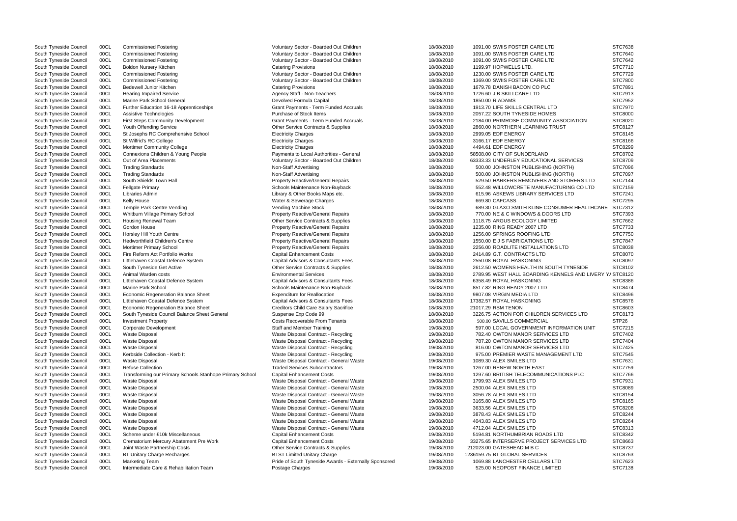| | | | | | | |
|---|---|---|---|---|---|---|
| South Tyneside Council | 00CL | Commissioned Fostering | Voluntary Sector - Boarded Out Children | 18/08/2010 | 1091.00 SWIIS FOSTER CARE LTD | STC7638 |
| South Tyneside Council | 00CL | Commissioned Fostering | Voluntary Sector - Boarded Out Children | 18/08/2010 | 1091.00 SWIIS FOSTER CARE LTD | STC7640 |
| South Tyneside Council | 00CL | Commissioned Fostering | Voluntary Sector - Boarded Out Children | 18/08/2010 | 1091.00 SWIIS FOSTER CARE LTD | STC7642 |
| South Tyneside Council | 00CL | Boldon Nursery Kitchen | Catering Provisions | 18/08/2010 | 1199.97 HOPWELLS LTD. | STC7710 |
| South Tyneside Council | 00CL | Commissioned Fostering | Voluntary Sector - Boarded Out Children | 18/08/2010 | 1230.00 SWIIS FOSTER CARE LTD | STC7729 |
| South Tyneside Council | 00CL | Commissioned Fostering | Voluntary Sector - Boarded Out Children | 18/08/2010 | 1369.00 SWIIS FOSTER CARE LTD | STC7800 |
| South Tyneside Council | 00CL | Bedewell Junior Kitchen | Catering Provisions | 18/08/2010 | 1679.78 DANISH BACON CO PLC | STC7891 |
| South Tyneside Council | 00CL | Hearing Impaired Service | Agency Staff - Non-Teachers | 18/08/2010 | 1726.60 J B SKILLCARE LTD | STC7913 |
| South Tyneside Council | 00CL | Marine Park School General | Devolved Formula Capital | 18/08/2010 | 1850.00 R ADAMS | STC7952 |
| South Tyneside Council | 00CL | Further Education 16-18 Apprenticeships | Grant Payments - Term Funded Accruals | 18/08/2010 | 1913.70 LIFE SKILLS CENTRAL LTD | STC7970 |
| South Tyneside Council | 00CL | Assistive Technologies | Purchase of Stock Items | 18/08/2010 | 2057.22 SOUTH TYNESIDE HOMES | STC8000 |
| South Tyneside Council | 00CL | First Steps Community Development | Grant Payments - Term Funded Accruals | 18/08/2010 | 2184.00 PRIMROSE COMMUNITY ASSOCIATION | STC8020 |
| South Tyneside Council | 00CL | Youth Offending Service | Other Service Contracts & Supplies | 18/08/2010 | 2860.00 NORTHERN LEARNING TRUST | STC8127 |
| South Tyneside Council | 00CL | St Josephs RC Comprehensive School | Electricity Charges | 18/08/2010 | 2999.05 EDF ENERGY | STC8145 |
| South Tyneside Council | 00CL | St Wilfrid's RC College | Electricity Charges | 18/08/2010 | 3166.17 EDF ENERGY | STC8166 |
| South Tyneside Council | 00CL | Mortimer Community College | Electricity Charges | 18/08/2010 | 4494.61 EDF ENERGY | STC8299 |
| South Tyneside Council | 00CL | Connexions Children & Young People | Payments to Local Authorities - General | 18/08/2010 | 58508.00 CITY OF SUNDERLAND | STC8702 |
| South Tyneside Council | 00CL | Out of Area Placements | Voluntary Sector - Boarded Out Children | 18/08/2010 | 63333.33 UNDERLEY EDUCATIONAL SERVICES | STC8709 |
| South Tyneside Council | 00CL | Trading Standards | Non-Staff Advertising | 18/08/2010 | 500.00 JOHNSTON PUBLISHING (NORTH) | STC7096 |
| South Tyneside Council | 00CL | Trading Standards | Non-Staff Advertising | 18/08/2010 | 500.00 JOHNSTON PUBLISHING (NORTH) | STC7097 |
| South Tyneside Council | 00CL | South Shields Town Hall | Property Reactive/General Repairs | 18/08/2010 | 529.50 HARKERS REMOVERS AND STORERS LTD | STC7144 |
| South Tyneside Council | 00CL | Fellgate Primary | Schools Maintenance Non-Buyback | 18/08/2010 | 552.48 WILLOWCRETE MANUFACTURING CO LTD | STC7159 |
| South Tyneside Council | 00CL | Libraries Admin | Library & Other Books Maps etc. | 18/08/2010 | 615.96 ASKEWS LIBRARY SERVICES LTD | STC7241 |
| South Tyneside Council | 00CL | Kelly House | Water & Sewerage Charges | 18/08/2010 | 669.80 CAFCASS | STC7295 |
| South Tyneside Council | 00CL | Temple Park Centre Vending | Vending Machine Stock | 18/08/2010 | 689.30 GLAXO SMITH KLINE CONSUMER HEALTHCARE | STC7312 |
| South Tyneside Council | 00CL | Whitburn Village Primary School | Property Reactive/General Repairs | 18/08/2010 | 770.00 NE & C WINDOWS & DOORS LTD | STC7393 |
| South Tyneside Council | 00CL | Housing Renewal Team | Other Service Contracts & Supplies | 18/08/2010 | 1118.75 ARGUS ECOLOGY LIMITED | STC7662 |
| South Tyneside Council | 00CL | Gordon House | Property Reactive/General Repairs | 18/08/2010 | 1235.00 RING READY 2007 LTD | STC7733 |
| South Tyneside Council | 00CL | Horsley Hill Youth Centre | Property Reactive/General Repairs | 18/08/2010 | 1256.00 SPRINGS ROOFING LTD | STC7750 |
| South Tyneside Council | 00CL | Hedworthfield Children's Centre | Property Reactive/General Repairs | 18/08/2010 | 1550.00 E J S FABRICATIONS LTD | STC7847 |
| South Tyneside Council | 00CL | Mortimer Primary School | Property Reactive/General Repairs | 18/08/2010 | 2256.00 ROADLITE INSTALLATIONS LTD | STC8038 |
| South Tyneside Council | 00CL | Fire Reform Act Portfolio Works | Capital Enhancement Costs | 18/08/2010 | 2414.89 G.T. CONTRACTS LTD | STC8070 |
| South Tyneside Council | 00CL | Littlehaven Coastal Defence System | Capital Advisors & Consultants Fees | 18/08/2010 | 2550.08 ROYAL HASKONING | STC8097 |
| South Tyneside Council | 00CL | South Tyneside Get Active | Other Service Contracts & Supplies | 18/08/2010 | 2612.50 WOMENS HEALTH IN SOUTH TYNESIDE | STC8102 |
| South Tyneside Council | 00CL | Animal Warden costs | Environmental Services | 18/08/2010 | 2789.95 WEST HALL BOARDING KENNELS AND LIVERY YA | STC8120 |
| South Tyneside Council | 00CL | Littlehaven Coastal Defence System | Capital Advisors & Consultants Fees | 18/08/2010 | 6358.49 ROYAL HASKONING | STC8386 |
| South Tyneside Council | 00CL | Marine Park School | Schools Maintenance Non-Buyback | 18/08/2010 | 8517.82 RING READY 2007 LTD | STC8474 |
| South Tyneside Council | 00CL | Economic Regeneration Balance Sheet | Expenditure for Reallocation | 18/08/2010 | 9807.08 VIRGIN MEDIA LTD | STC8496 |
| South Tyneside Council | 00CL | Littlehaven Coastal Defence System | Capital Advisors & Consultants Fees | 18/08/2010 | 17382.57 ROYAL HASKONING | STC8576 |
| South Tyneside Council | 00CL | Economic Regeneration Balance Sheet | Creditors Child Care Salary Sacrifice | 18/08/2010 | 21017.29 RSM TENON | STC8603 |
| South Tyneside Council | 00CL | South Tyneside Council Balance Sheet General | Suspense Exp Code 99 | 18/08/2010 | 3226.75 ACTION FOR CHILDREN SERVICES LTD | STC8173 |
| South Tyneside Council | 00CL | Investment Property | Costs Recoverable From Tenants | 18/08/2010 | 500.00 SAVILLS COMMERCIAL | STP26 |
| South Tyneside Council | 00CL | Corporate Development | Staff and Member Training | 19/08/2010 | 597.00 LOCAL GOVERNMENT INFORMATION UNIT | STC7215 |
| South Tyneside Council | 00CL | Waste Disposal | Waste Disposal Contract - Recycling | 19/08/2010 | 782.40 OWTON MANOR SERVICES LTD | STC7402 |
| South Tyneside Council | 00CL | Waste Disposal | Waste Disposal Contract - Recycling | 19/08/2010 | 787.20 OWTON MANOR SERVICES LTD | STC7404 |
| South Tyneside Council | 00CL | Waste Disposal | Waste Disposal Contract - Recycling | 19/08/2010 | 816.00 OWTON MANOR SERVICES LTD | STC7425 |
| South Tyneside Council | 00CL | Kerbside Collection - Kerb It | Waste Disposal Contract - Recycling | 19/08/2010 | 975.00 PREMIER WASTE MANAGEMENT LTD | STC7545 |
| South Tyneside Council | 00CL | Waste Disposal | Waste Disposal Contract - General Waste | 19/08/2010 | 1089.30 ALEX SMILES LTD | STC7631 |
| South Tyneside Council | 00CL | Refuse Collection | Traded Services Subcontractors | 19/08/2010 | 1267.00 RENEW NORTH EAST | STC7759 |
| South Tyneside Council | 00CL | Transforming our Primary Schools Stanhope Primary School | Capital Enhancement Costs | 19/08/2010 | 1297.60 BRITISH TELECOMMUNICATIONS PLC | STC7766 |
| South Tyneside Council | 00CL | Waste Disposal | Waste Disposal Contract - General Waste | 19/08/2010 | 1799.93 ALEX SMILES LTD | STC7931 |
| South Tyneside Council | 00CL | Waste Disposal | Waste Disposal Contract - General Waste | 19/08/2010 | 2500.04 ALEX SMILES LTD | STC8089 |
| South Tyneside Council | 00CL | Waste Disposal | Waste Disposal Contract - General Waste | 19/08/2010 | 3056.78 ALEX SMILES LTD | STC8154 |
| South Tyneside Council | 00CL | Waste Disposal | Waste Disposal Contract - General Waste | 19/08/2010 | 3165.80 ALEX SMILES LTD | STC8165 |
| South Tyneside Council | 00CL | Waste Disposal | Waste Disposal Contract - General Waste | 19/08/2010 | 3633.56 ALEX SMILES LTD | STC8208 |
| South Tyneside Council | 00CL | Waste Disposal | Waste Disposal Contract - General Waste | 19/08/2010 | 3878.43 ALEX SMILES LTD | STC8244 |
| South Tyneside Council | 00CL | Waste Disposal | Waste Disposal Contract - General Waste | 19/08/2010 | 4043.83 ALEX SMILES LTD | STC8264 |
| South Tyneside Council | 00CL | Waste Disposal | Waste Disposal Contract - General Waste | 19/08/2010 | 4712.04 ALEX SMILES LTD | STC8313 |
| South Tyneside Council | 00CL | Scheme under £10k Miscellaneous | Capital Enhancement Costs | 19/08/2010 | 5194.81 NORTHUMBRIAN ROADS LTD | STC8342 |
| South Tyneside Council | 00CL | Crematorium Mercury Abatement Pre Work | Capital Enhancement Costs | 19/08/2010 | 33275.65 INTERSERVE PROJECT SERVICES LTD | STC8663 |
| South Tyneside Council | 00CL | Joint Waste Partnership Costs | Other Service Contracts & Supplies | 19/08/2010 | 212023.00 GATESHEAD M B C | STC8737 |
| South Tyneside Council | 00CL | BT Unitary Charge Recharges | BTST Limited Unitary Charge | 19/08/2010 | 1236159.75 BT GLOBAL SERVICES | STC8763 |
| South Tyneside Council | 00CL | Marketing Team | Pride of South Tyneside Awards - Externally Sponsored | 19/08/2010 | 1069.88 LANCHESTER CELLARS LTD | STC7623 |
| South Tyneside Council | 00CL | Intermediate Care & Rehabilitation Team | Postage Charges | 19/08/2010 | 525.00 NEOPOST FINANCE LIMITED | STC7138 |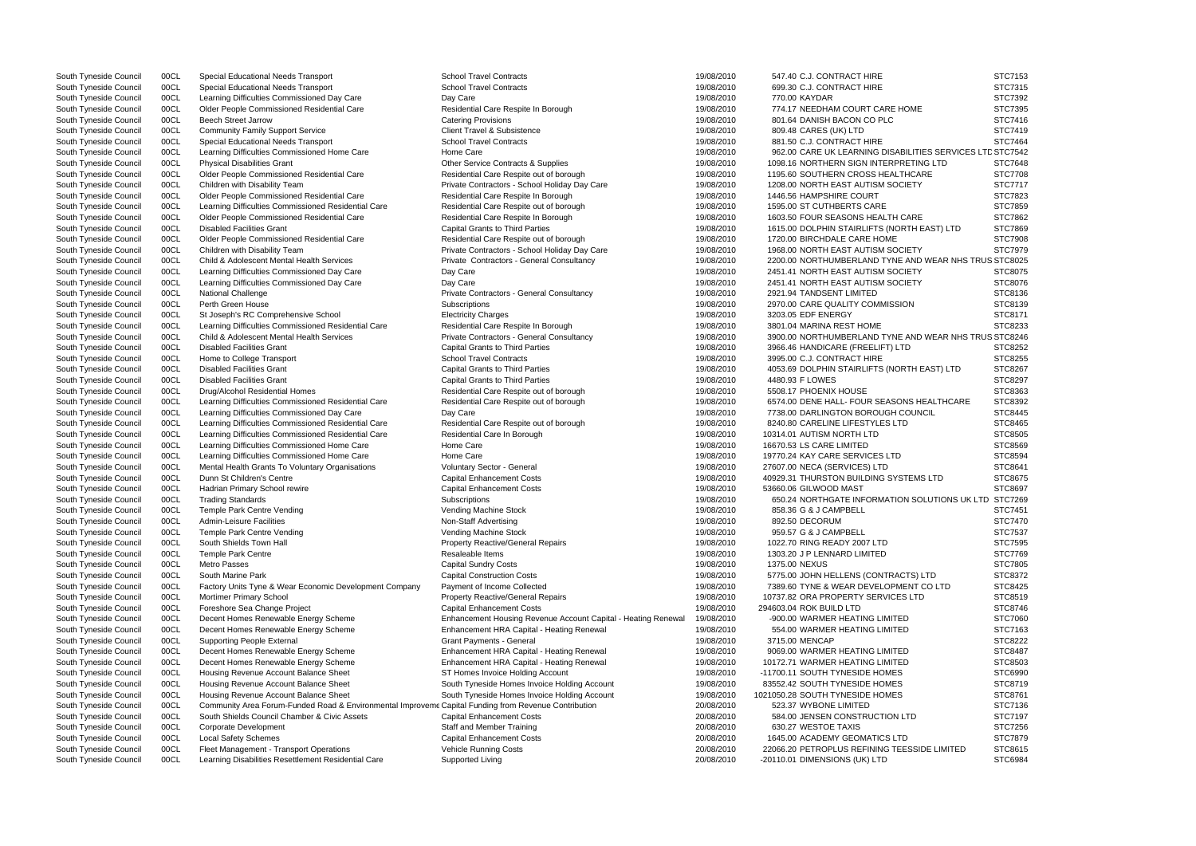| | | | | | | | |
|---|---|---|---|---|---|---|---|
| South Tyneside Council | 00CL | Special Educational Needs Transport | School Travel Contracts | 19/08/2010 | 547.40 | C.J. CONTRACT HIRE | STC7153 |
| South Tyneside Council | 00CL | Special Educational Needs Transport | School Travel Contracts | 19/08/2010 | 699.30 | C.J. CONTRACT HIRE | STC7315 |
| South Tyneside Council | 00CL | Learning Difficulties Commissioned Day Care | Day Care | 19/08/2010 | 770.00 | KAYDAR | STC7392 |
| South Tyneside Council | 00CL | Older People Commissioned Residential Care | Residential Care Respite In Borough | 19/08/2010 | 774.17 | NEEDHAM COURT CARE HOME | STC7395 |
| South Tyneside Council | 00CL | Beech Street Jarrow | Catering Provisions | 19/08/2010 | 801.64 | DANISH BACON CO PLC | STC7416 |
| South Tyneside Council | 00CL | Community Family Support Service | Client Travel & Subsistence | 19/08/2010 | 809.48 | CARES (UK) LTD | STC7419 |
| South Tyneside Council | 00CL | Special Educational Needs Transport | School Travel Contracts | 19/08/2010 | 881.50 | C.J. CONTRACT HIRE | STC7464 |
| South Tyneside Council | 00CL | Learning Difficulties Commissioned Home Care | Home Care | 19/08/2010 | 962.00 | CARE UK LEARNING DISABILITIES SERVICES LTD | STC7542 |
| South Tyneside Council | 00CL | Physical Disabilities Grant | Other Service Contracts & Supplies | 19/08/2010 | 1098.16 | NORTHERN SIGN INTERPRETING LTD | STC7648 |
| South Tyneside Council | 00CL | Older People Commissioned Residential Care | Residential Care Respite out of borough | 19/08/2010 | 1195.60 | SOUTHERN CROSS HEALTHCARE | STC7708 |
| South Tyneside Council | 00CL | Children with Disability Team | Private Contractors - School Holiday Day Care | 19/08/2010 | 1208.00 | NORTH EAST AUTISM SOCIETY | STC7717 |
| South Tyneside Council | 00CL | Older People Commissioned Residential Care | Residential Care Respite In Borough | 19/08/2010 | 1446.56 | HAMPSHIRE COURT | STC7823 |
| South Tyneside Council | 00CL | Learning Difficulties Commissioned Residential Care | Residential Care Respite out of borough | 19/08/2010 | 1595.00 | ST CUTHBERTS CARE | STC7859 |
| South Tyneside Council | 00CL | Older People Commissioned Residential Care | Residential Care Respite In Borough | 19/08/2010 | 1603.50 | FOUR SEASONS HEALTH CARE | STC7862 |
| South Tyneside Council | 00CL | Disabled Facilities Grant | Capital Grants to Third Parties | 19/08/2010 | 1615.00 | DOLPHIN STAIRLIFTS (NORTH EAST) LTD | STC7869 |
| South Tyneside Council | 00CL | Older People Commissioned Residential Care | Residential Care Respite out of borough | 19/08/2010 | 1720.00 | BIRCHDALE CARE HOME | STC7908 |
| South Tyneside Council | 00CL | Children with Disability Team | Private Contractors - School Holiday Day Care | 19/08/2010 | 1968.00 | NORTH EAST AUTISM SOCIETY | STC7979 |
| South Tyneside Council | 00CL | Child & Adolescent Mental Health Services | Private Contractors - General Consultancy | 19/08/2010 | 2200.00 | NORTHUMBERLAND TYNE AND WEAR NHS TRUS | STC8025 |
| South Tyneside Council | 00CL | Learning Difficulties Commissioned Day Care | Day Care | 19/08/2010 | 2451.41 | NORTH EAST AUTISM SOCIETY | STC8075 |
| South Tyneside Council | 00CL | Learning Difficulties Commissioned Day Care | Day Care | 19/08/2010 | 2451.41 | NORTH EAST AUTISM SOCIETY | STC8076 |
| South Tyneside Council | 00CL | National Challenge | Private Contractors - General Consultancy | 19/08/2010 | 2921.94 | TANDSENT LIMITED | STC8136 |
| South Tyneside Council | 00CL | Perth Green House | Subscriptions | 19/08/2010 | 2970.00 | CARE QUALITY COMMISSION | STC8139 |
| South Tyneside Council | 00CL | St Joseph's RC Comprehensive School | Electricity Charges | 19/08/2010 | 3203.05 | EDF ENERGY | STC8171 |
| South Tyneside Council | 00CL | Learning Difficulties Commissioned Residential Care | Residential Care Respite In Borough | 19/08/2010 | 3801.04 | MARINA REST HOME | STC8233 |
| South Tyneside Council | 00CL | Child & Adolescent Mental Health Services | Private Contractors - General Consultancy | 19/08/2010 | 3900.00 | NORTHUMBERLAND TYNE AND WEAR NHS TRUS | STC8246 |
| South Tyneside Council | 00CL | Disabled Facilities Grant | Capital Grants to Third Parties | 19/08/2010 | 3966.46 | HANDICARE (FREELIFT) LTD | STC8252 |
| South Tyneside Council | 00CL | Home to College Transport | School Travel Contracts | 19/08/2010 | 3995.00 | C.J. CONTRACT HIRE | STC8255 |
| South Tyneside Council | 00CL | Disabled Facilities Grant | Capital Grants to Third Parties | 19/08/2010 | 4053.69 | DOLPHIN STAIRLIFTS (NORTH EAST) LTD | STC8267 |
| South Tyneside Council | 00CL | Disabled Facilities Grant | Capital Grants to Third Parties | 19/08/2010 | 4480.93 | F LOWES | STC8297 |
| South Tyneside Council | 00CL | Drug/Alcohol Residential Homes | Residential Care Respite out of borough | 19/08/2010 | 5508.17 | PHOENIX HOUSE | STC8363 |
| South Tyneside Council | 00CL | Learning Difficulties Commissioned Residential Care | Residential Care Respite out of borough | 19/08/2010 | 6574.00 | DENE HALL- FOUR SEASONS HEALTHCARE | STC8392 |
| South Tyneside Council | 00CL | Learning Difficulties Commissioned Day Care | Day Care | 19/08/2010 | 7738.00 | DARLINGTON BOROUGH COUNCIL | STC8445 |
| South Tyneside Council | 00CL | Learning Difficulties Commissioned Residential Care | Residential Care Respite out of borough | 19/08/2010 | 8240.80 | CARELINE LIFESTYLES LTD | STC8465 |
| South Tyneside Council | 00CL | Learning Difficulties Commissioned Residential Care | Residential Care In Borough | 19/08/2010 | 10314.01 | AUTISM NORTH LTD | STC8505 |
| South Tyneside Council | 00CL | Learning Difficulties Commissioned Home Care | Home Care | 19/08/2010 | 16670.53 | LS CARE LIMITED | STC8569 |
| South Tyneside Council | 00CL | Learning Difficulties Commissioned Home Care | Home Care | 19/08/2010 | 19770.24 | KAY CARE SERVICES LTD | STC8594 |
| South Tyneside Council | 00CL | Mental Health Grants To Voluntary Organisations | Voluntary Sector - General | 19/08/2010 | 27607.00 | NECA (SERVICES) LTD | STC8641 |
| South Tyneside Council | 00CL | Dunn St Children's Centre | Capital Enhancement Costs | 19/08/2010 | 40929.31 | THURSTON BUILDING SYSTEMS LTD | STC8675 |
| South Tyneside Council | 00CL | Hadrian Primary School rewire | Capital Enhancement Costs | 19/08/2010 | 53660.06 | GILWOOD MAST | STC8697 |
| South Tyneside Council | 00CL | Trading Standards | Subscriptions | 19/08/2010 | 650.24 | NORTHGATE INFORMATION SOLUTIONS UK LTD | STC7269 |
| South Tyneside Council | 00CL | Temple Park Centre Vending | Vending Machine Stock | 19/08/2010 | 858.36 | G & J CAMPBELL | STC7451 |
| South Tyneside Council | 00CL | Admin-Leisure Facilities | Non-Staff Advertising | 19/08/2010 | 892.50 | DECORUM | STC7470 |
| South Tyneside Council | 00CL | Temple Park Centre Vending | Vending Machine Stock | 19/08/2010 | 959.57 | G & J CAMPBELL | STC7537 |
| South Tyneside Council | 00CL | South Shields Town Hall | Property Reactive/General Repairs | 19/08/2010 | 1022.70 | RING READY 2007 LTD | STC7595 |
| South Tyneside Council | 00CL | Temple Park Centre | Resaleable Items | 19/08/2010 | 1303.20 | J P LENNARD LIMITED | STC7769 |
| South Tyneside Council | 00CL | Metro Passes | Capital Sundry Costs | 19/08/2010 | 1375.00 | NEXUS | STC7805 |
| South Tyneside Council | 00CL | South Marine Park | Capital Construction Costs | 19/08/2010 | 5775.00 | JOHN HELLENS (CONTRACTS) LTD | STC8372 |
| South Tyneside Council | 00CL | Factory Units Tyne & Wear Economic Development Company | Payment of Income Collected | 19/08/2010 | 7389.60 | TYNE & WEAR DEVELOPMENT CO LTD | STC8425 |
| South Tyneside Council | 00CL | Mortimer Primary School | Property Reactive/General Repairs | 19/08/2010 | 10737.82 | ORA PROPERTY SERVICES LTD | STC8519 |
| South Tyneside Council | 00CL | Foreshore Sea Change Project | Capital Enhancement Costs | 19/08/2010 | 294603.04 | ROK BUILD LTD | STC8746 |
| South Tyneside Council | 00CL | Decent Homes Renewable Energy Scheme | Enhancement Housing Revenue Account Capital - Heating Renewal | 19/08/2010 | -900.00 | WARMER HEATING LIMITED | STC7060 |
| South Tyneside Council | 00CL | Decent Homes Renewable Energy Scheme | Enhancement HRA Capital - Heating Renewal | 19/08/2010 | 554.00 | WARMER HEATING LIMITED | STC7163 |
| South Tyneside Council | 00CL | Supporting People External | Grant Payments - General | 19/08/2010 | 3715.00 | MENCAP | STC8222 |
| South Tyneside Council | 00CL | Decent Homes Renewable Energy Scheme | Enhancement HRA Capital - Heating Renewal | 19/08/2010 | 9069.00 | WARMER HEATING LIMITED | STC8487 |
| South Tyneside Council | 00CL | Decent Homes Renewable Energy Scheme | Enhancement HRA Capital - Heating Renewal | 19/08/2010 | 10172.71 | WARMER HEATING LIMITED | STC8503 |
| South Tyneside Council | 00CL | Housing Revenue Account Balance Sheet | ST Homes Invoice Holding Account | 19/08/2010 | -11700.11 | SOUTH TYNESIDE HOMES | STC6990 |
| South Tyneside Council | 00CL | Housing Revenue Account Balance Sheet | South Tyneside Homes Invoice Holding Account | 19/08/2010 | 83552.42 | SOUTH TYNESIDE HOMES | STC8719 |
| South Tyneside Council | 00CL | Housing Revenue Account Balance Sheet | South Tyneside Homes Invoice Holding Account | 19/08/2010 | 1021050.28 | SOUTH TYNESIDE HOMES | STC8761 |
| South Tyneside Council | 00CL | Community Area Forum-Funded Road & Environmental Improveme | Capital Funding from Revenue Contribution | 20/08/2010 | 523.37 | WYBONE LIMITED | STC7136 |
| South Tyneside Council | 00CL | South Shields Council Chamber & Civic Assets | Capital Enhancement Costs | 20/08/2010 | 584.00 | JENSEN CONSTRUCTION LTD | STC7197 |
| South Tyneside Council | 00CL | Corporate Development | Staff and Member Training | 20/08/2010 | 630.27 | WESTOE TAXIS | STC7256 |
| South Tyneside Council | 00CL | Local Safety Schemes | Capital Enhancement Costs | 20/08/2010 | 1645.00 | ACADEMY GEOMATICS LTD | STC7879 |
| South Tyneside Council | 00CL | Fleet Management - Transport Operations | Vehicle Running Costs | 20/08/2010 | 22066.20 | PETROPLUS REFINING TEESSIDE LIMITED | STC8615 |
| South Tyneside Council | 00CL | Learning Disabilities Resettlement Residential Care | Supported Living | 20/08/2010 | -20110.01 | DIMENSIONS (UK) LTD | STC6984 |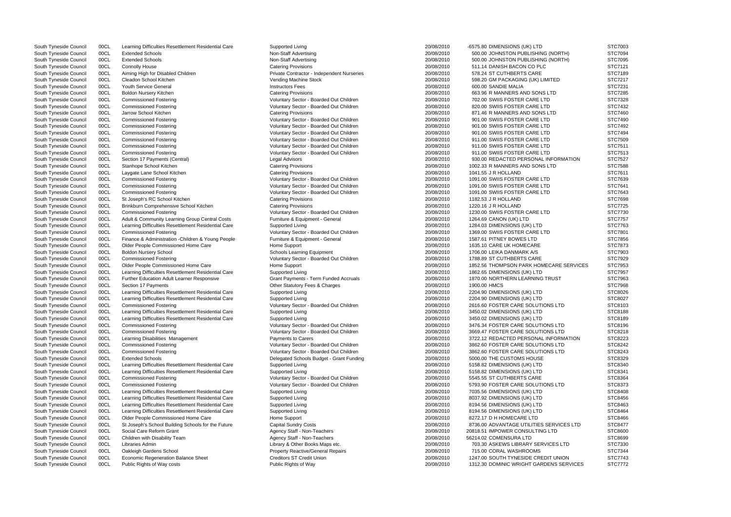| | | | | | | | |
|---|---|---|---|---|---|---|---|
| South Tyneside Council | 00CL | Learning Difficulties Resettlement Residential Care | Supported Living | 20/08/2010 | -6575.80 | DIMENSIONS (UK) LTD | STC7003 |
| South Tyneside Council | 00CL | Extended Schools | Non-Staff Advertising | 20/08/2010 | 500.00 | JOHNSTON PUBLISHING (NORTH) | STC7094 |
| South Tyneside Council | 00CL | Extended Schools | Non-Staff Advertising | 20/08/2010 | 500.00 | JOHNSTON PUBLISHING (NORTH) | STC7095 |
| South Tyneside Council | 00CL | Connolly House | Catering Provisions | 20/08/2010 | 511.14 | DANISH BACON CO PLC | STC7121 |
| South Tyneside Council | 00CL | Aiming High for Disabled Children | Private Contractor - Independent Nurseries | 20/08/2010 | 578.24 | ST CUTHBERTS CARE | STC7189 |
| South Tyneside Council | 00CL | Cleadon School Kitchen | Vending Machine Stock | 20/08/2010 | 598.20 | GM PACKAGING (UK) LIMITED | STC7217 |
| South Tyneside Council | 00CL | Youth Service General | Instructors Fees | 20/08/2010 | 600.00 | SANDIE MALIA | STC7231 |
| South Tyneside Council | 00CL | Boldon Nursery Kitchen | Catering Provisions | 20/08/2010 | 663.96 | R MANNERS AND SONS LTD | STC7285 |
| South Tyneside Council | 00CL | Commissioned Fostering | Voluntary Sector - Boarded Out Children | 20/08/2010 | 702.00 | SWIIS FOSTER CARE LTD | STC7328 |
| South Tyneside Council | 00CL | Commissioned Fostering | Voluntary Sector - Boarded Out Children | 20/08/2010 | 820.00 | SWIIS FOSTER CARE LTD | STC7432 |
| South Tyneside Council | 00CL | Jarrow School Kitchen | Catering Provisions | 20/08/2010 | 871.46 | R MANNERS AND SONS LTD | STC7460 |
| South Tyneside Council | 00CL | Commissioned Fostering | Voluntary Sector - Boarded Out Children | 20/08/2010 | 901.00 | SWIIS FOSTER CARE LTD | STC7490 |
| South Tyneside Council | 00CL | Commissioned Fostering | Voluntary Sector - Boarded Out Children | 20/08/2010 | 901.00 | SWIIS FOSTER CARE LTD | STC7492 |
| South Tyneside Council | 00CL | Commissioned Fostering | Voluntary Sector - Boarded Out Children | 20/08/2010 | 901.00 | SWIIS FOSTER CARE LTD | STC7494 |
| South Tyneside Council | 00CL | Commissioned Fostering | Voluntary Sector - Boarded Out Children | 20/08/2010 | 911.00 | SWIIS FOSTER CARE LTD | STC7509 |
| South Tyneside Council | 00CL | Commissioned Fostering | Voluntary Sector - Boarded Out Children | 20/08/2010 | 911.00 | SWIIS FOSTER CARE LTD | STC7511 |
| South Tyneside Council | 00CL | Commissioned Fostering | Voluntary Sector - Boarded Out Children | 20/08/2010 | 911.00 | SWIIS FOSTER CARE LTD | STC7513 |
| South Tyneside Council | 00CL | Section 17 Payments (Central) | Legal Advisors | 20/08/2010 | 930.00 | REDACTED PERSONAL INFORMATION | STC7527 |
| South Tyneside Council | 00CL | Stanhope School Kitchen | Catering Provisions | 20/08/2010 | 1002.33 | R MANNERS AND SONS LTD | STC7588 |
| South Tyneside Council | 00CL | Laygate Lane School Kitchen | Catering Provisions | 20/08/2010 | 1041.55 | J R HOLLAND | STC7611 |
| South Tyneside Council | 00CL | Commissioned Fostering | Voluntary Sector - Boarded Out Children | 20/08/2010 | 1091.00 | SWIIS FOSTER CARE LTD | STC7639 |
| South Tyneside Council | 00CL | Commissioned Fostering | Voluntary Sector - Boarded Out Children | 20/08/2010 | 1091.00 | SWIIS FOSTER CARE LTD | STC7641 |
| South Tyneside Council | 00CL | Commissioned Fostering | Voluntary Sector - Boarded Out Children | 20/08/2010 | 1091.00 | SWIIS FOSTER CARE LTD | STC7643 |
| South Tyneside Council | 00CL | St Joseph's RC School Kitchen | Catering Provisions | 20/08/2010 | 1182.53 | J R HOLLAND | STC7698 |
| South Tyneside Council | 00CL | Brinkburn Comprehensive School Kitchen | Catering Provisions | 20/08/2010 | 1220.16 | J R HOLLAND | STC7725 |
| South Tyneside Council | 00CL | Commissioned Fostering | Voluntary Sector - Boarded Out Children | 20/08/2010 | 1230.00 | SWIIS FOSTER CARE LTD | STC7730 |
| South Tyneside Council | 00CL | Adult & Community Learning Group Central Costs | Furniture & Equipment - General | 20/08/2010 | 1264.69 | CANON (UK) LTD | STC7757 |
| South Tyneside Council | 00CL | Learning Difficulties Resettlement Residential Care | Supported Living | 20/08/2010 | 1284.03 | DIMENSIONS (UK) LTD | STC7763 |
| South Tyneside Council | 00CL | Commissioned Fostering | Voluntary Sector - Boarded Out Children | 20/08/2010 | 1369.00 | SWIIS FOSTER CARE LTD | STC7801 |
| South Tyneside Council | 00CL | Finance & Administration -Children & Young People | Furniture & Equipment - General | 20/08/2010 | 1587.61 | PITNEY BOWES LTD | STC7856 |
| South Tyneside Council | 00CL | Older People Commissioned Home Care | Home Support | 20/08/2010 | 1635.10 | CARE UK HOMECARE | STC7873 |
| South Tyneside Council | 00CL | Boldon Nursery School | Schools Learning Equipment | 20/08/2010 | 1706.00 | LEIKA DANMARK A/S | STC7903 |
| South Tyneside Council | 00CL | Commissioned Fostering | Voluntary Sector - Boarded Out Children | 20/08/2010 | 1788.89 | ST CUTHBERTS CARE | STC7929 |
| South Tyneside Council | 00CL | Older People Commissioned Home Care | Home Support | 20/08/2010 | 1852.56 | THOMPSON PARK HOMECARE SERVICES | STC7953 |
| South Tyneside Council | 00CL | Learning Difficulties Resettlement Residential Care | Supported Living | 20/08/2010 | 1862.65 | DIMENSIONS (UK) LTD | STC7957 |
| South Tyneside Council | 00CL | Further Education Adult Learner Responsive | Grant Payments - Term Funded Accruals | 20/08/2010 | 1870.00 | NORTHERN LEARNING TRUST | STC7963 |
| South Tyneside Council | 00CL | Section 17 Payments | Other Statutory Fees & Charges | 20/08/2010 | 1900.00 | HMCS | STC7968 |
| South Tyneside Council | 00CL | Learning Difficulties Resettlement Residential Care | Supported Living | 20/08/2010 | 2204.90 | DIMENSIONS (UK) LTD | STC8026 |
| South Tyneside Council | 00CL | Learning Difficulties Resettlement Residential Care | Supported Living | 20/08/2010 | 2204.90 | DIMENSIONS (UK) LTD | STC8027 |
| South Tyneside Council | 00CL | Commissioned Fostering | Voluntary Sector - Boarded Out Children | 20/08/2010 | 2616.60 | FOSTER CARE SOLUTIONS LTD | STC8103 |
| South Tyneside Council | 00CL | Learning Difficulties Resettlement Residential Care | Supported Living | 20/08/2010 | 3450.02 | DIMENSIONS (UK) LTD | STC8188 |
| South Tyneside Council | 00CL | Learning Difficulties Resettlement Residential Care | Supported Living | 20/08/2010 | 3450.02 | DIMENSIONS (UK) LTD | STC8189 |
| South Tyneside Council | 00CL | Commissioned Fostering | Voluntary Sector - Boarded Out Children | 20/08/2010 | 3476.34 | FOSTER CARE SOLUTIONS LTD | STC8196 |
| South Tyneside Council | 00CL | Commissioned Fostering | Voluntary Sector - Boarded Out Children | 20/08/2010 | 3669.47 | FOSTER CARE SOLUTIONS LTD | STC8218 |
| South Tyneside Council | 00CL | Learning Disabilities Management | Payments to Carers | 20/08/2010 | 3722.12 | REDACTED PERSONAL INFORMATION | STC8223 |
| South Tyneside Council | 00CL | Commissioned Fostering | Voluntary Sector - Boarded Out Children | 20/08/2010 | 3862.60 | FOSTER CARE SOLUTIONS LTD | STC8242 |
| South Tyneside Council | 00CL | Commissioned Fostering | Voluntary Sector - Boarded Out Children | 20/08/2010 | 3862.60 | FOSTER CARE SOLUTIONS LTD | STC8243 |
| South Tyneside Council | 00CL | Extended Schools | Delegated Schools Budget - Grant Funding | 20/08/2010 | 5000.00 | THE CUSTOMS HOUSE | STC8329 |
| South Tyneside Council | 00CL | Learning Difficulties Resettlement Residential Care | Supported Living | 20/08/2010 | 5158.82 | DIMENSIONS (UK) LTD | STC8340 |
| South Tyneside Council | 00CL | Learning Difficulties Resettlement Residential Care | Supported Living | 20/08/2010 | 5158.82 | DIMENSIONS (UK) LTD | STC8341 |
| South Tyneside Council | 00CL | Commissioned Fostering | Voluntary Sector - Boarded Out Children | 20/08/2010 | 5545.55 | ST CUTHBERTS CARE | STC8364 |
| South Tyneside Council | 00CL | Commissioned Fostering | Voluntary Sector - Boarded Out Children | 20/08/2010 | 5793.90 | FOSTER CARE SOLUTIONS LTD | STC8373 |
| South Tyneside Council | 00CL | Learning Difficulties Resettlement Residential Care | Supported Living | 20/08/2010 | 7035.56 | DIMENSIONS (UK) LTD | STC8408 |
| South Tyneside Council | 00CL | Learning Difficulties Resettlement Residential Care | Supported Living | 20/08/2010 | 8037.92 | DIMENSIONS (UK) LTD | STC8456 |
| South Tyneside Council | 00CL | Learning Difficulties Resettlement Residential Care | Supported Living | 20/08/2010 | 8194.56 | DIMENSIONS (UK) LTD | STC8463 |
| South Tyneside Council | 00CL | Learning Difficulties Resettlement Residential Care | Supported Living | 20/08/2010 | 8194.56 | DIMENSIONS (UK) LTD | STC8464 |
| South Tyneside Council | 00CL | Older People Commissioned Home Care | Home Support | 20/08/2010 | 8272.17 | D H HOMECARE LTD | STC8466 |
| South Tyneside Council | 00CL | St Joseph's School Building Schools for the Future | Capital Sundry Costs | 20/08/2010 | 8736.00 | ADVANTAGE UTILITIES SERVICES LTD | STC8477 |
| South Tyneside Council | 00CL | Social Care Reform Grant | Agency Staff - Non-Teachers | 20/08/2010 | 20818.51 | IMPOWER CONSULTING LTD | STC8600 |
| South Tyneside Council | 00CL | Children with Disability Team | Agency Staff - Non-Teachers | 20/08/2010 | 56214.02 | COMENSURA LTD | STC8699 |
| South Tyneside Council | 00CL | Libraries Admin | Library & Other Books Maps etc. | 20/08/2010 | 703.30 | ASKEWS LIBRARY SERVICES LTD | STC7330 |
| South Tyneside Council | 00CL | Oakleigh Gardens School | Property Reactive/General Repairs | 20/08/2010 | 715.00 | CORAL WASHROOMS | STC7344 |
| South Tyneside Council | 00CL | Economic Regeneration Balance Sheet | Creditors ST Credit Union | 20/08/2010 | 1247.00 | SOUTH TYNESIDE CREDIT UNION | STC7743 |
| South Tyneside Council | 00CL | Public Rights of Way costs | Public Rights of Way | 20/08/2010 | 1312.30 | DOMINIC WRIGHT GARDENS SERVICES | STC7772 |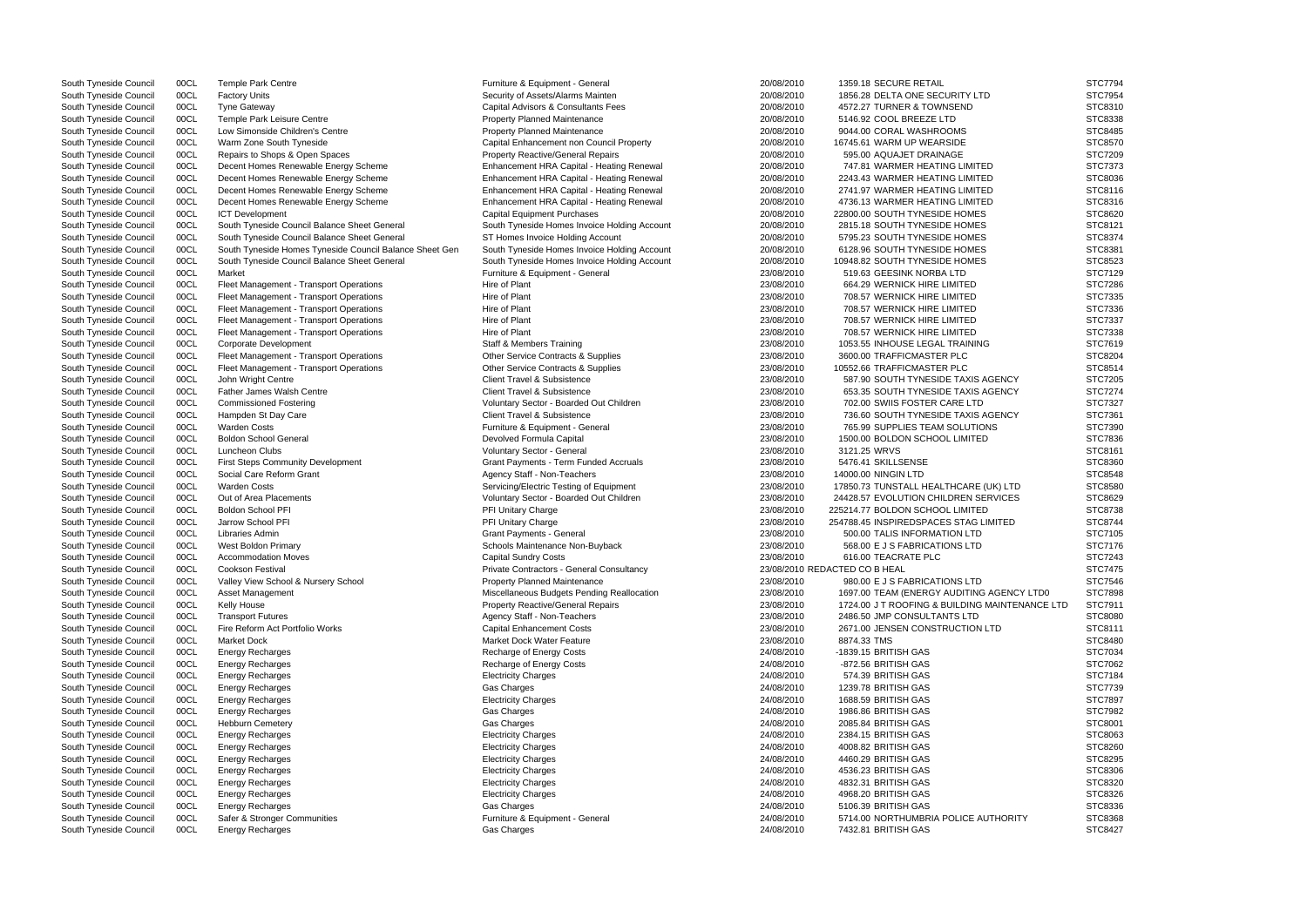| | | | | | | | |
|---|---|---|---|---|---|---|---|
| South Tyneside Council | 00CL | Temple Park Centre | Furniture & Equipment - General | 20/08/2010 | 1359.18 | SECURE RETAIL | STC7794 |
| South Tyneside Council | 00CL | Factory Units | Security of Assets/Alarms Mainten | 20/08/2010 | 1856.28 | DELTA ONE SECURITY LTD | STC7954 |
| South Tyneside Council | 00CL | Tyne Gateway | Capital Advisors & Consultants Fees | 20/08/2010 | 4572.27 | TURNER & TOWNSEND | STC8310 |
| South Tyneside Council | 00CL | Temple Park Leisure Centre | Property Planned Maintenance | 20/08/2010 | 5146.92 | COOL BREEZE LTD | STC8338 |
| South Tyneside Council | 00CL | Low Simonside Children's Centre | Property Planned Maintenance | 20/08/2010 | 9044.00 | CORAL WASHROOMS | STC8485 |
| South Tyneside Council | 00CL | Warm Zone South Tyneside | Capital Enhancement non Council Property | 20/08/2010 | 16745.61 | WARM UP WEARSIDE | STC8570 |
| South Tyneside Council | 00CL | Repairs to Shops & Open Spaces | Property Reactive/General Repairs | 20/08/2010 | 595.00 | AQUAJET DRAINAGE | STC7209 |
| South Tyneside Council | 00CL | Decent Homes Renewable Energy Scheme | Enhancement HRA Capital - Heating Renewal | 20/08/2010 | 747.81 | WARMER HEATING LIMITED | STC7373 |
| South Tyneside Council | 00CL | Decent Homes Renewable Energy Scheme | Enhancement HRA Capital - Heating Renewal | 20/08/2010 | 2243.43 | WARMER HEATING LIMITED | STC8036 |
| South Tyneside Council | 00CL | Decent Homes Renewable Energy Scheme | Enhancement HRA Capital - Heating Renewal | 20/08/2010 | 2741.97 | WARMER HEATING LIMITED | STC8116 |
| South Tyneside Council | 00CL | Decent Homes Renewable Energy Scheme | Enhancement HRA Capital - Heating Renewal | 20/08/2010 | 4736.13 | WARMER HEATING LIMITED | STC8316 |
| South Tyneside Council | 00CL | ICT Development | Capital Equipment Purchases | 20/08/2010 | 22800.00 | SOUTH TYNESIDE HOMES | STC8620 |
| South Tyneside Council | 00CL | South Tyneside Council Balance Sheet General | South Tyneside Homes Invoice Holding Account | 20/08/2010 | 2815.18 | SOUTH TYNESIDE HOMES | STC8121 |
| South Tyneside Council | 00CL | South Tyneside Council Balance Sheet General | ST Homes Invoice Holding Account | 20/08/2010 | 5795.23 | SOUTH TYNESIDE HOMES | STC8374 |
| South Tyneside Council | 00CL | South Tyneside Homes Tyneside Council Balance Sheet Gen | South Tyneside Homes Invoice Holding Account | 20/08/2010 | 6128.96 | SOUTH TYNESIDE HOMES | STC8381 |
| South Tyneside Council | 00CL | South Tyneside Council Balance Sheet General | South Tyneside Homes Invoice Holding Account | 20/08/2010 | 10948.82 | SOUTH TYNESIDE HOMES | STC8523 |
| South Tyneside Council | 00CL | Market | Furniture & Equipment - General | 23/08/2010 | 519.63 | GEESINK NORBA LTD | STC7129 |
| South Tyneside Council | 00CL | Fleet Management - Transport Operations | Hire of Plant | 23/08/2010 | 664.29 | WERNICK HIRE LIMITED | STC7286 |
| South Tyneside Council | 00CL | Fleet Management - Transport Operations | Hire of Plant | 23/08/2010 | 708.57 | WERNICK HIRE LIMITED | STC7335 |
| South Tyneside Council | 00CL | Fleet Management - Transport Operations | Hire of Plant | 23/08/2010 | 708.57 | WERNICK HIRE LIMITED | STC7336 |
| South Tyneside Council | 00CL | Fleet Management - Transport Operations | Hire of Plant | 23/08/2010 | 708.57 | WERNICK HIRE LIMITED | STC7337 |
| South Tyneside Council | 00CL | Fleet Management - Transport Operations | Hire of Plant | 23/08/2010 | 708.57 | WERNICK HIRE LIMITED | STC7338 |
| South Tyneside Council | 00CL | Corporate Development | Staff & Members Training | 23/08/2010 | 1053.55 | INHOUSE LEGAL TRAINING | STC7619 |
| South Tyneside Council | 00CL | Fleet Management - Transport Operations | Other Service Contracts & Supplies | 23/08/2010 | 3600.00 | TRAFFICMASTER PLC | STC8204 |
| South Tyneside Council | 00CL | Fleet Management - Transport Operations | Other Service Contracts & Supplies | 23/08/2010 | 10552.66 | TRAFFICMASTER PLC | STC8514 |
| South Tyneside Council | 00CL | John Wright Centre | Client Travel & Subsistence | 23/08/2010 | 587.90 | SOUTH TYNESIDE TAXIS AGENCY | STC7205 |
| South Tyneside Council | 00CL | Father James Walsh Centre | Client Travel & Subsistence | 23/08/2010 | 653.35 | SOUTH TYNESIDE TAXIS AGENCY | STC7274 |
| South Tyneside Council | 00CL | Commissioned Fostering | Voluntary Sector - Boarded Out Children | 23/08/2010 | 702.00 | SWIIS FOSTER CARE LTD | STC7327 |
| South Tyneside Council | 00CL | Hampden St Day Care | Client Travel & Subsistence | 23/08/2010 | 736.60 | SOUTH TYNESIDE TAXIS AGENCY | STC7361 |
| South Tyneside Council | 00CL | Warden Costs | Furniture & Equipment - General | 23/08/2010 | 765.99 | SUPPLIES TEAM SOLUTIONS | STC7390 |
| South Tyneside Council | 00CL | Boldon School General | Devolved Formula Capital | 23/08/2010 | 1500.00 | BOLDON SCHOOL LIMITED | STC7836 |
| South Tyneside Council | 00CL | Luncheon Clubs | Voluntary Sector - General | 23/08/2010 | 3121.25 | WRVS | STC8161 |
| South Tyneside Council | 00CL | First Steps Community Development | Grant Payments - Term Funded Accruals | 23/08/2010 | 5476.41 | SKILLSENSE | STC8360 |
| South Tyneside Council | 00CL | Social Care Reform Grant | Agency Staff - Non-Teachers | 23/08/2010 | 14000.00 | NINGIN LTD | STC8548 |
| South Tyneside Council | 00CL | Warden Costs | Servicing/Electric Testing of Equipment | 23/08/2010 | 17850.73 | TUNSTALL HEALTHCARE (UK) LTD | STC8580 |
| South Tyneside Council | 00CL | Out of Area Placements | Voluntary Sector - Boarded Out Children | 23/08/2010 | 24428.57 | EVOLUTION CHILDREN SERVICES | STC8629 |
| South Tyneside Council | 00CL | Boldon School PFI | PFI Unitary Charge | 23/08/2010 | 225214.77 | BOLDON SCHOOL LIMITED | STC8738 |
| South Tyneside Council | 00CL | Jarrow School PFI | PFI Unitary Charge | 23/08/2010 | 254788.45 | INSPIREDSPACES STAG LIMITED | STC8744 |
| South Tyneside Council | 00CL | Libraries Admin | Grant Payments - General | 23/08/2010 | 500.00 | TALIS INFORMATION LTD | STC7105 |
| South Tyneside Council | 00CL | West Boldon Primary | Schools Maintenance Non-Buyback | 23/08/2010 | 568.00 | E J S FABRICATIONS LTD | STC7176 |
| South Tyneside Council | 00CL | Accommodation Moves | Capital Sundry Costs | 23/08/2010 | 616.00 | TEACRATE PLC | STC7243 |
| South Tyneside Council | 00CL | Cookson Festival | Private Contractors - General Consultancy | 23/08/2010 | REDACTED | CO B HEAL | STC7475 |
| South Tyneside Council | 00CL | Valley View School & Nursery School | Property Planned Maintenance | 23/08/2010 | 980.00 | E J S FABRICATIONS LTD | STC7546 |
| South Tyneside Council | 00CL | Asset Management | Miscellaneous Budgets Pending Reallocation | 23/08/2010 | 1697.00 | TEAM (ENERGY AUDITING AGENCY LTD0 | STC7898 |
| South Tyneside Council | 00CL | Kelly House | Property Reactive/General Repairs | 23/08/2010 | 1724.00 | J T ROOFING & BUILDING MAINTENANCE LTD | STC7911 |
| South Tyneside Council | 00CL | Transport Futures | Agency Staff - Non-Teachers | 23/08/2010 | 2486.50 | JMP CONSULTANTS LTD | STC8080 |
| South Tyneside Council | 00CL | Fire Reform Act Portfolio Works | Capital Enhancement Costs | 23/08/2010 | 2671.00 | JENSEN CONSTRUCTION LTD | STC8111 |
| South Tyneside Council | 00CL | Market Dock | Market Dock Water Feature | 23/08/2010 | 8874.33 | TMS | STC8480 |
| South Tyneside Council | 00CL | Energy Recharges | Recharge of Energy Costs | 24/08/2010 | -1839.15 | BRITISH GAS | STC7034 |
| South Tyneside Council | 00CL | Energy Recharges | Recharge of Energy Costs | 24/08/2010 | -872.56 | BRITISH GAS | STC7062 |
| South Tyneside Council | 00CL | Energy Recharges | Electricity Charges | 24/08/2010 | 574.39 | BRITISH GAS | STC7184 |
| South Tyneside Council | 00CL | Energy Recharges | Gas Charges | 24/08/2010 | 1239.78 | BRITISH GAS | STC7739 |
| South Tyneside Council | 00CL | Energy Recharges | Electricity Charges | 24/08/2010 | 1688.59 | BRITISH GAS | STC7897 |
| South Tyneside Council | 00CL | Energy Recharges | Gas Charges | 24/08/2010 | 1986.86 | BRITISH GAS | STC7982 |
| South Tyneside Council | 00CL | Hebburn Cemetery | Gas Charges | 24/08/2010 | 2085.84 | BRITISH GAS | STC8001 |
| South Tyneside Council | 00CL | Energy Recharges | Electricity Charges | 24/08/2010 | 2384.15 | BRITISH GAS | STC8063 |
| South Tyneside Council | 00CL | Energy Recharges | Electricity Charges | 24/08/2010 | 4008.82 | BRITISH GAS | STC8260 |
| South Tyneside Council | 00CL | Energy Recharges | Electricity Charges | 24/08/2010 | 4460.29 | BRITISH GAS | STC8295 |
| South Tyneside Council | 00CL | Energy Recharges | Electricity Charges | 24/08/2010 | 4536.23 | BRITISH GAS | STC8306 |
| South Tyneside Council | 00CL | Energy Recharges | Electricity Charges | 24/08/2010 | 4832.31 | BRITISH GAS | STC8320 |
| South Tyneside Council | 00CL | Energy Recharges | Electricity Charges | 24/08/2010 | 4968.20 | BRITISH GAS | STC8326 |
| South Tyneside Council | 00CL | Energy Recharges | Gas Charges | 24/08/2010 | 5106.39 | BRITISH GAS | STC8336 |
| South Tyneside Council | 00CL | Safer & Stronger Communities | Furniture & Equipment - General | 24/08/2010 | 5714.00 | NORTHUMBRIA POLICE AUTHORITY | STC8368 |
| South Tyneside Council | 00CL | Energy Recharges | Gas Charges | 24/08/2010 | 7432.81 | BRITISH GAS | STC8427 |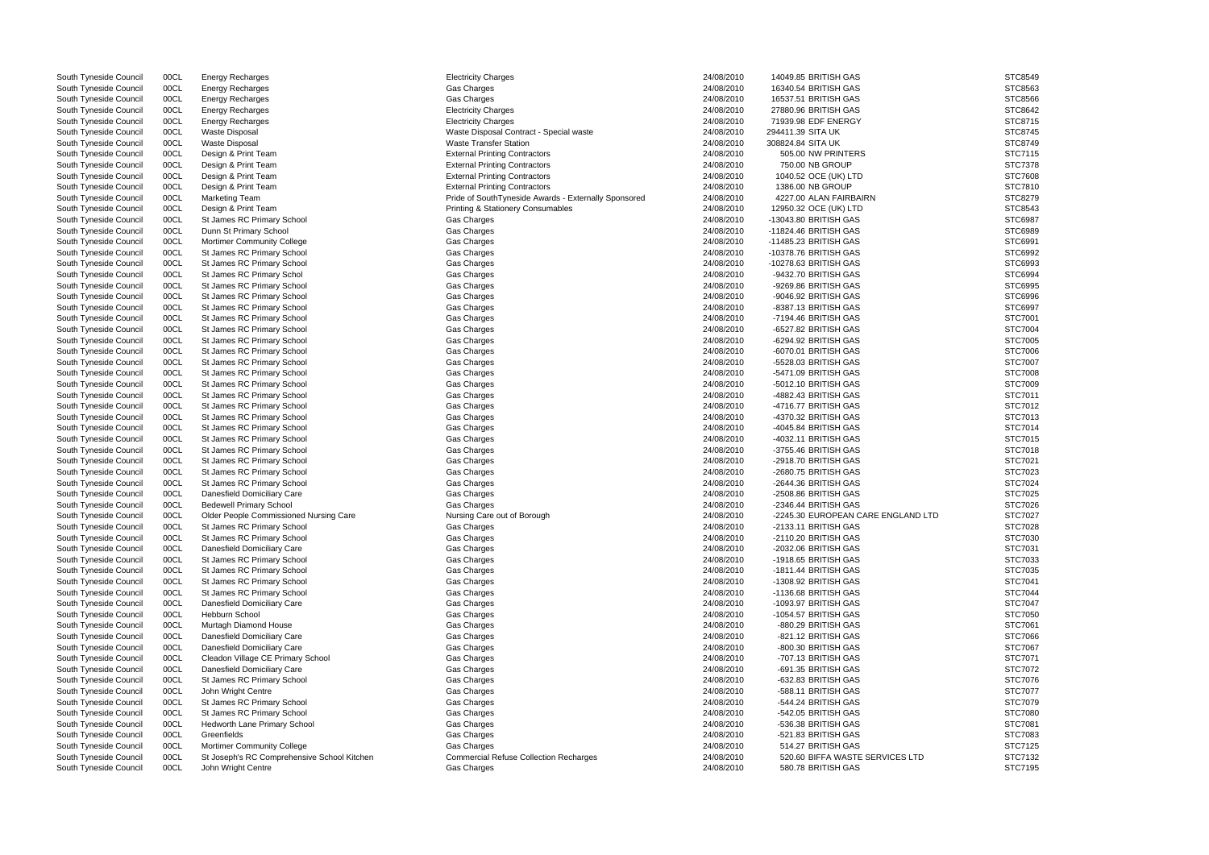| | | | | | | | |
|---|---|---|---|---|---|---|---|
| South Tyneside Council | 00CL | Energy Recharges | Electricity Charges | 24/08/2010 | 14049.85 | BRITISH GAS | STC8549 |
| South Tyneside Council | 00CL | Energy Recharges | Gas Charges | 24/08/2010 | 16340.54 | BRITISH GAS | STC8563 |
| South Tyneside Council | 00CL | Energy Recharges | Gas Charges | 24/08/2010 | 16537.51 | BRITISH GAS | STC8566 |
| South Tyneside Council | 00CL | Energy Recharges | Electricity Charges | 24/08/2010 | 27880.96 | BRITISH GAS | STC8642 |
| South Tyneside Council | 00CL | Energy Recharges | Electricity Charges | 24/08/2010 | 71939.98 | EDF ENERGY | STC8715 |
| South Tyneside Council | 00CL | Waste Disposal | Waste Disposal Contract - Special waste | 24/08/2010 | 294411.39 | SITA UK | STC8745 |
| South Tyneside Council | 00CL | Waste Disposal | Waste Transfer Station | 24/08/2010 | 308824.84 | SITA UK | STC8749 |
| South Tyneside Council | 00CL | Design & Print Team | External Printing Contractors | 24/08/2010 | 505.00 | NW PRINTERS | STC7115 |
| South Tyneside Council | 00CL | Design & Print Team | External Printing Contractors | 24/08/2010 | 750.00 | NB GROUP | STC7378 |
| South Tyneside Council | 00CL | Design & Print Team | External Printing Contractors | 24/08/2010 | 1040.52 | OCE (UK) LTD | STC7608 |
| South Tyneside Council | 00CL | Design & Print Team | External Printing Contractors | 24/08/2010 | 1386.00 | NB GROUP | STC7810 |
| South Tyneside Council | 00CL | Marketing Team | Pride of SouthTyneside Awards - Externally Sponsored | 24/08/2010 | 4227.00 | ALAN FAIRBAIRN | STC8279 |
| South Tyneside Council | 00CL | Design & Print Team | Printing & Stationery Consumables | 24/08/2010 | 12950.32 | OCE (UK) LTD | STC8543 |
| South Tyneside Council | 00CL | St James RC Primary School | Gas Charges | 24/08/2010 | -13043.80 | BRITISH GAS | STC6987 |
| South Tyneside Council | 00CL | Dunn St Primary School | Gas Charges | 24/08/2010 | -11824.46 | BRITISH GAS | STC6989 |
| South Tyneside Council | 00CL | Mortimer Community College | Gas Charges | 24/08/2010 | -11485.23 | BRITISH GAS | STC6991 |
| South Tyneside Council | 00CL | St James RC Primary School | Gas Charges | 24/08/2010 | -10378.76 | BRITISH GAS | STC6992 |
| South Tyneside Council | 00CL | St James RC Primary School | Gas Charges | 24/08/2010 | -10278.63 | BRITISH GAS | STC6993 |
| South Tyneside Council | 00CL | St James RC Primary Schol | Gas Charges | 24/08/2010 | -9432.70 | BRITISH GAS | STC6994 |
| South Tyneside Council | 00CL | St James RC Primary School | Gas Charges | 24/08/2010 | -9269.86 | BRITISH GAS | STC6995 |
| South Tyneside Council | 00CL | St James RC Primary School | Gas Charges | 24/08/2010 | -9046.92 | BRITISH GAS | STC6996 |
| South Tyneside Council | 00CL | St James RC Primary School | Gas Charges | 24/08/2010 | -8387.13 | BRITISH GAS | STC6997 |
| South Tyneside Council | 00CL | St James RC Primary School | Gas Charges | 24/08/2010 | -7194.46 | BRITISH GAS | STC7001 |
| South Tyneside Council | 00CL | St James RC Primary School | Gas Charges | 24/08/2010 | -6527.82 | BRITISH GAS | STC7004 |
| South Tyneside Council | 00CL | St James RC Primary School | Gas Charges | 24/08/2010 | -6294.92 | BRITISH GAS | STC7005 |
| South Tyneside Council | 00CL | St James RC Primary School | Gas Charges | 24/08/2010 | -6070.01 | BRITISH GAS | STC7006 |
| South Tyneside Council | 00CL | St James RC Primary School | Gas Charges | 24/08/2010 | -5528.03 | BRITISH GAS | STC7007 |
| South Tyneside Council | 00CL | St James RC Primary School | Gas Charges | 24/08/2010 | -5471.09 | BRITISH GAS | STC7008 |
| South Tyneside Council | 00CL | St James RC Primary School | Gas Charges | 24/08/2010 | -5012.10 | BRITISH GAS | STC7009 |
| South Tyneside Council | 00CL | St James RC Primary School | Gas Charges | 24/08/2010 | -4882.43 | BRITISH GAS | STC7011 |
| South Tyneside Council | 00CL | St James RC Primary School | Gas Charges | 24/08/2010 | -4716.77 | BRITISH GAS | STC7012 |
| South Tyneside Council | 00CL | St James RC Primary School | Gas Charges | 24/08/2010 | -4370.32 | BRITISH GAS | STC7013 |
| South Tyneside Council | 00CL | St James RC Primary School | Gas Charges | 24/08/2010 | -4045.84 | BRITISH GAS | STC7014 |
| South Tyneside Council | 00CL | St James RC Primary School | Gas Charges | 24/08/2010 | -4032.11 | BRITISH GAS | STC7015 |
| South Tyneside Council | 00CL | St James RC Primary School | Gas Charges | 24/08/2010 | -3755.46 | BRITISH GAS | STC7018 |
| South Tyneside Council | 00CL | St James RC Primary School | Gas Charges | 24/08/2010 | -2918.70 | BRITISH GAS | STC7021 |
| South Tyneside Council | 00CL | St James RC Primary School | Gas Charges | 24/08/2010 | -2680.75 | BRITISH GAS | STC7023 |
| South Tyneside Council | 00CL | St James RC Primary School | Gas Charges | 24/08/2010 | -2644.36 | BRITISH GAS | STC7024 |
| South Tyneside Council | 00CL | Danesfield Domiciliary Care | Gas Charges | 24/08/2010 | -2508.86 | BRITISH GAS | STC7025 |
| South Tyneside Council | 00CL | Bedewell Primary School | Gas Charges | 24/08/2010 | -2346.44 | BRITISH GAS | STC7026 |
| South Tyneside Council | 00CL | Older People Commissioned Nursing Care | Nursing Care out of Borough | 24/08/2010 | -2245.30 | EUROPEAN CARE ENGLAND LTD | STC7027 |
| South Tyneside Council | 00CL | St James RC Primary School | Gas Charges | 24/08/2010 | -2133.11 | BRITISH GAS | STC7028 |
| South Tyneside Council | 00CL | St James RC Primary School | Gas Charges | 24/08/2010 | -2110.20 | BRITISH GAS | STC7030 |
| South Tyneside Council | 00CL | Danesfield Domiciliary Care | Gas Charges | 24/08/2010 | -2032.06 | BRITISH GAS | STC7031 |
| South Tyneside Council | 00CL | St James RC Primary School | Gas Charges | 24/08/2010 | -1918.65 | BRITISH GAS | STC7033 |
| South Tyneside Council | 00CL | St James RC Primary School | Gas Charges | 24/08/2010 | -1811.44 | BRITISH GAS | STC7035 |
| South Tyneside Council | 00CL | St James RC Primary School | Gas Charges | 24/08/2010 | -1308.92 | BRITISH GAS | STC7041 |
| South Tyneside Council | 00CL | St James RC Primary School | Gas Charges | 24/08/2010 | -1136.68 | BRITISH GAS | STC7044 |
| South Tyneside Council | 00CL | Danesfield Domiciliary Care | Gas Charges | 24/08/2010 | -1093.97 | BRITISH GAS | STC7047 |
| South Tyneside Council | 00CL | Hebburn School | Gas Charges | 24/08/2010 | -1054.57 | BRITISH GAS | STC7050 |
| South Tyneside Council | 00CL | Murtagh Diamond House | Gas Charges | 24/08/2010 | -880.29 | BRITISH GAS | STC7061 |
| South Tyneside Council | 00CL | Danesfield Domiciliary Care | Gas Charges | 24/08/2010 | -821.12 | BRITISH GAS | STC7066 |
| South Tyneside Council | 00CL | Danesfield Domiciliary Care | Gas Charges | 24/08/2010 | -800.30 | BRITISH GAS | STC7067 |
| South Tyneside Council | 00CL | Cleadon Village CE Primary School | Gas Charges | 24/08/2010 | -707.13 | BRITISH GAS | STC7071 |
| South Tyneside Council | 00CL | Danesfield Domiciliary Care | Gas Charges | 24/08/2010 | -691.35 | BRITISH GAS | STC7072 |
| South Tyneside Council | 00CL | St James RC Primary School | Gas Charges | 24/08/2010 | -632.83 | BRITISH GAS | STC7076 |
| South Tyneside Council | 00CL | John Wright Centre | Gas Charges | 24/08/2010 | -588.11 | BRITISH GAS | STC7077 |
| South Tyneside Council | 00CL | St James RC Primary School | Gas Charges | 24/08/2010 | -544.24 | BRITISH GAS | STC7079 |
| South Tyneside Council | 00CL | St James RC Primary School | Gas Charges | 24/08/2010 | -542.05 | BRITISH GAS | STC7080 |
| South Tyneside Council | 00CL | Hedworth Lane Primary School | Gas Charges | 24/08/2010 | -536.38 | BRITISH GAS | STC7081 |
| South Tyneside Council | 00CL | Greenfields | Gas Charges | 24/08/2010 | -521.83 | BRITISH GAS | STC7083 |
| South Tyneside Council | 00CL | Mortimer Community College | Gas Charges | 24/08/2010 | 514.27 | BRITISH GAS | STC7125 |
| South Tyneside Council | 00CL | St Joseph's RC Comprehensive School Kitchen | Commercial Refuse Collection Recharges | 24/08/2010 | 520.60 | BIFFA WASTE SERVICES LTD | STC7132 |
| South Tyneside Council | 00CL | John Wright Centre | Gas Charges | 24/08/2010 | 580.78 | BRITISH GAS | STC7195 |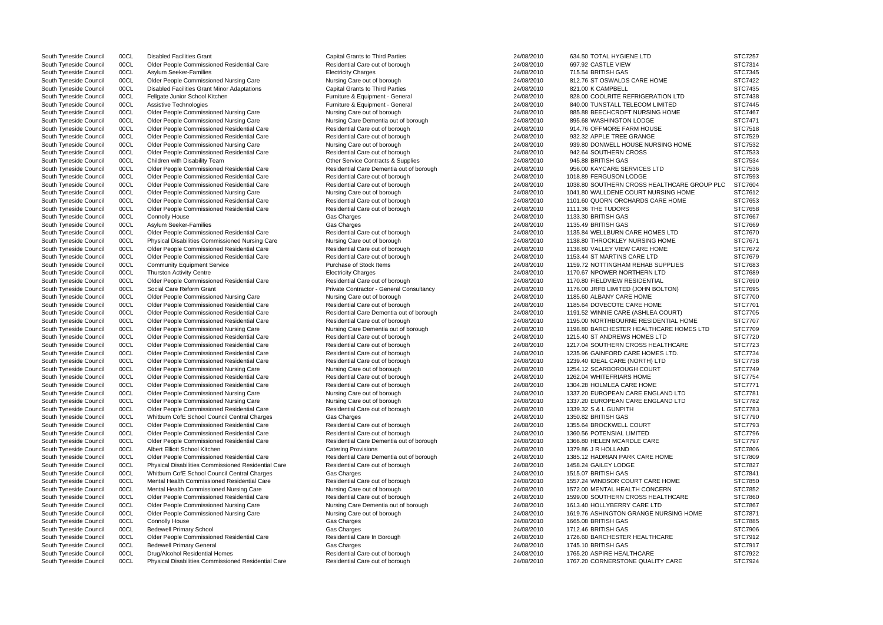| | | | | | | |
|---|---|---|---|---|---|---|
| South Tyneside Council | 00CL | Disabled Facilities Grant | Capital Grants to Third Parties | 24/08/2010 | 634.50 TOTAL HYGIENE LTD | STC7257 |
| South Tyneside Council | 00CL | Older People Commissioned Residential Care | Residential Care out of borough | 24/08/2010 | 697.92 CASTLE VIEW | STC7314 |
| South Tyneside Council | 00CL | Asylum Seeker-Families | Electricity Charges | 24/08/2010 | 715.54 BRITISH GAS | STC7345 |
| South Tyneside Council | 00CL | Older People Commissioned Nursing Care | Nursing Care out of borough | 24/08/2010 | 812.76 ST OSWALDS CARE HOME | STC7422 |
| South Tyneside Council | 00CL | Disabled Facilities Grant Minor Adaptations | Capital Grants to Third Parties | 24/08/2010 | 821.00 K CAMPBELL | STC7435 |
| South Tyneside Council | 00CL | Fellgate Junior School Kitchen | Furniture & Equipment - General | 24/08/2010 | 828.00 COOLRITE REFRIGERATION LTD | STC7438 |
| South Tyneside Council | 00CL | Assistive Technologies | Furniture & Equipment - General | 24/08/2010 | 840.00 TUNSTALL TELECOM LIMITED | STC7445 |
| South Tyneside Council | 00CL | Older People Commissioned Nursing Care | Nursing Care out of borough | 24/08/2010 | 885.88 BEECHCROFT NURSING HOME | STC7467 |
| South Tyneside Council | 00CL | Older People Commissioned Nursing Care | Nursing Care Dementia out of borough | 24/08/2010 | 895.68 WASHINGTON LODGE | STC7471 |
| South Tyneside Council | 00CL | Older People Commissioned Residential Care | Residential Care out of borough | 24/08/2010 | 914.76 OFFMORE FARM HOUSE | STC7518 |
| South Tyneside Council | 00CL | Older People Commissioned Residential Care | Residential Care out of borough | 24/08/2010 | 932.32 APPLE TREE GRANGE | STC7529 |
| South Tyneside Council | 00CL | Older People Commissioned Nursing Care | Nursing Care out of borough | 24/08/2010 | 939.80 DONWELL HOUSE NURSING HOME | STC7532 |
| South Tyneside Council | 00CL | Older People Commissioned Residential Care | Residential Care out of borough | 24/08/2010 | 942.64 SOUTHERN CROSS | STC7533 |
| South Tyneside Council | 00CL | Children with Disability Team | Other Service Contracts & Supplies | 24/08/2010 | 945.88 BRITISH GAS | STC7534 |
| South Tyneside Council | 00CL | Older People Commissioned Residential Care | Residential Care Dementia out of borough | 24/08/2010 | 956.00 KAYCARE SERVICES LTD | STC7536 |
| South Tyneside Council | 00CL | Older People Commissioned Residential Care | Residential Care out of borough | 24/08/2010 | 1018.89 FERGUSON LODGE | STC7593 |
| South Tyneside Council | 00CL | Older People Commissioned Residential Care | Residential Care out of borough | 24/08/2010 | 1038.80 SOUTHERN CROSS HEALTHCARE GROUP PLC | STC7604 |
| South Tyneside Council | 00CL | Older People Commissioned Nursing Care | Nursing Care out of borough | 24/08/2010 | 1041.80 WALLDENE COURT NURSING HOME | STC7612 |
| South Tyneside Council | 00CL | Older People Commissioned Residential Care | Residential Care out of borough | 24/08/2010 | 1101.60 QUORN ORCHARDS CARE HOME | STC7653 |
| South Tyneside Council | 00CL | Older People Commissioned Residential Care | Residential Care out of borough | 24/08/2010 | 1111.36 THE TUDORS | STC7658 |
| South Tyneside Council | 00CL | Connolly House | Gas Charges | 24/08/2010 | 1133.30 BRITISH GAS | STC7667 |
| South Tyneside Council | 00CL | Asylum Seeker-Families | Gas Charges | 24/08/2010 | 1135.49 BRITISH GAS | STC7669 |
| South Tyneside Council | 00CL | Older People Commissioned Residential Care | Residential Care out of borough | 24/08/2010 | 1135.84 WELLBURN CARE HOMES LTD | STC7670 |
| South Tyneside Council | 00CL | Physical Disabilities Commissioned Nursing Care | Nursing Care out of borough | 24/08/2010 | 1138.80 THROCKLEY NURSING HOME | STC7671 |
| South Tyneside Council | 00CL | Older People Commissioned Residential Care | Residential Care out of borough | 24/08/2010 | 1138.80 VALLEY VIEW CARE HOME | STC7672 |
| South Tyneside Council | 00CL | Older People Commissioned Residential Care | Residential Care out of borough | 24/08/2010 | 1153.44 ST MARTINS CARE LTD | STC7679 |
| South Tyneside Council | 00CL | Community Equipment Service | Purchase of Stock Items | 24/08/2010 | 1159.72 NOTTINGHAM REHAB SUPPLIES | STC7683 |
| South Tyneside Council | 00CL | Thurston Activity Centre | Electricity Charges | 24/08/2010 | 1170.67 NPOWER NORTHERN LTD | STC7689 |
| South Tyneside Council | 00CL | Older People Commissioned Residential Care | Residential Care out of borough | 24/08/2010 | 1170.80 FIELDVIEW RESIDENTIAL | STC7690 |
| South Tyneside Council | 00CL | Social Care Reform Grant | Private Contractor - General Consultancy | 24/08/2010 | 1176.00 JRFB LIMITED (JOHN BOLTON) | STC7695 |
| South Tyneside Council | 00CL | Older People Commissioned Nursing Care | Nursing Care out of borough | 24/08/2010 | 1185.60 ALBANY CARE HOME | STC7700 |
| South Tyneside Council | 00CL | Older People Commissioned Residential Care | Residential Care out of borough | 24/08/2010 | 1185.64 DOVECOTE CARE HOME | STC7701 |
| South Tyneside Council | 00CL | Older People Commissioned Residential Care | Residential Care Dementia out of borough | 24/08/2010 | 1191.52 WINNIE CARE (ASHLEA COURT) | STC7705 |
| South Tyneside Council | 00CL | Older People Commissioned Residential Care | Residential Care out of borough | 24/08/2010 | 1195.00 NORTHBOURNE RESIDENTIAL HOME | STC7707 |
| South Tyneside Council | 00CL | Older People Commissioned Nursing Care | Nursing Care Dementia out of borough | 24/08/2010 | 1198.80 BARCHESTER HEALTHCARE HOMES LTD | STC7709 |
| South Tyneside Council | 00CL | Older People Commissioned Residential Care | Residential Care out of borough | 24/08/2010 | 1215.40 ST ANDREWS HOMES LTD | STC7720 |
| South Tyneside Council | 00CL | Older People Commissioned Residential Care | Residential Care out of borough | 24/08/2010 | 1217.04 SOUTHERN CROSS HEALTHCARE | STC7723 |
| South Tyneside Council | 00CL | Older People Commissioned Residential Care | Residential Care out of borough | 24/08/2010 | 1235.96 GAINFORD CARE HOMES LTD. | STC7734 |
| South Tyneside Council | 00CL | Older People Commissioned Residential Care | Residential Care out of borough | 24/08/2010 | 1239.40 IDEAL CARE (NORTH) LTD | STC7738 |
| South Tyneside Council | 00CL | Older People Commissioned Nursing Care | Nursing Care out of borough | 24/08/2010 | 1254.12 SCARBOROUGH COURT | STC7749 |
| South Tyneside Council | 00CL | Older People Commissioned Residential Care | Residential Care out of borough | 24/08/2010 | 1262.04 WHITEFRIARS HOME | STC7754 |
| South Tyneside Council | 00CL | Older People Commissioned Residential Care | Residential Care out of borough | 24/08/2010 | 1304.28 HOLMLEA CARE HOME | STC7771 |
| South Tyneside Council | 00CL | Older People Commissioned Nursing Care | Nursing Care out of borough | 24/08/2010 | 1337.20 EUROPEAN CARE ENGLAND LTD | STC7781 |
| South Tyneside Council | 00CL | Older People Commissioned Nursing Care | Nursing Care out of borough | 24/08/2010 | 1337.20 EUROPEAN CARE ENGLAND LTD | STC7782 |
| South Tyneside Council | 00CL | Older People Commissioned Residential Care | Residential Care out of borough | 24/08/2010 | 1339.32 S & L GUNPITH | STC7783 |
| South Tyneside Council | 00CL | Whitburn CofE School Council Central Charges | Gas Charges | 24/08/2010 | 1350.82 BRITISH GAS | STC7790 |
| South Tyneside Council | 00CL | Older People Commissioned Residential Care | Residential Care out of borough | 24/08/2010 | 1355.64 BROCKWELL COURT | STC7793 |
| South Tyneside Council | 00CL | Older People Commissioned Residential Care | Residential Care out of borough | 24/08/2010 | 1360.56 POTENSIAL LIMITED | STC7796 |
| South Tyneside Council | 00CL | Older People Commissioned Residential Care | Residential Care Dementia out of borough | 24/08/2010 | 1366.80 HELEN MCARDLE CARE | STC7797 |
| South Tyneside Council | 00CL | Albert Elliott School Kitchen | Catering Provisions | 24/08/2010 | 1379.86 J R HOLLAND | STC7806 |
| South Tyneside Council | 00CL | Older People Commissioned Residential Care | Residential Care Dementia out of borough | 24/08/2010 | 1385.12 HADRIAN PARK CARE HOME | STC7809 |
| South Tyneside Council | 00CL | Physical Disabilities Commissioned Residential Care | Residential Care out of borough | 24/08/2010 | 1458.24 GAILEY LODGE | STC7827 |
| South Tyneside Council | 00CL | Whitburn CofE School Council Central Charges | Gas Charges | 24/08/2010 | 1515.07 BRITISH GAS | STC7841 |
| South Tyneside Council | 00CL | Mental Health Commissioned Residential Care | Residential Care out of borough | 24/08/2010 | 1557.24 WINDSOR COURT CARE HOME | STC7850 |
| South Tyneside Council | 00CL | Mental Health Commissioned Nursing Care | Nursing Care out of borough | 24/08/2010 | 1572.00 MENTAL HEALTH CONCERN | STC7852 |
| South Tyneside Council | 00CL | Older People Commissioned Residential Care | Residential Care out of borough | 24/08/2010 | 1599.00 SOUTHERN CROSS HEALTHCARE | STC7860 |
| South Tyneside Council | 00CL | Older People Commissioned Nursing Care | Nursing Care Dementia out of borough | 24/08/2010 | 1613.40 HOLLYBERRY CARE LTD | STC7867 |
| South Tyneside Council | 00CL | Older People Commissioned Nursing Care | Nursing Care out of borough | 24/08/2010 | 1619.76 ASHINGTON GRANGE NURSING HOME | STC7871 |
| South Tyneside Council | 00CL | Connolly House | Gas Charges | 24/08/2010 | 1665.08 BRITISH GAS | STC7885 |
| South Tyneside Council | 00CL | Bedewell Primary School | Gas Charges | 24/08/2010 | 1712.46 BRITISH GAS | STC7906 |
| South Tyneside Council | 00CL | Older People Commissioned Residential Care | Residential Care In Borough | 24/08/2010 | 1726.60 BARCHESTER HEALTHCARE | STC7912 |
| South Tyneside Council | 00CL | Bedewell Primary General | Gas Charges | 24/08/2010 | 1745.10 BRITISH GAS | STC7917 |
| South Tyneside Council | 00CL | Drug/Alcohol Residential Homes | Residential Care out of borough | 24/08/2010 | 1765.20 ASPIRE HEALTHCARE | STC7922 |
| South Tyneside Council | 00CL | Physical Disabilities Commissioned Residential Care | Residential Care out of borough | 24/08/2010 | 1767.20 CORNERSTONE QUALITY CARE | STC7924 |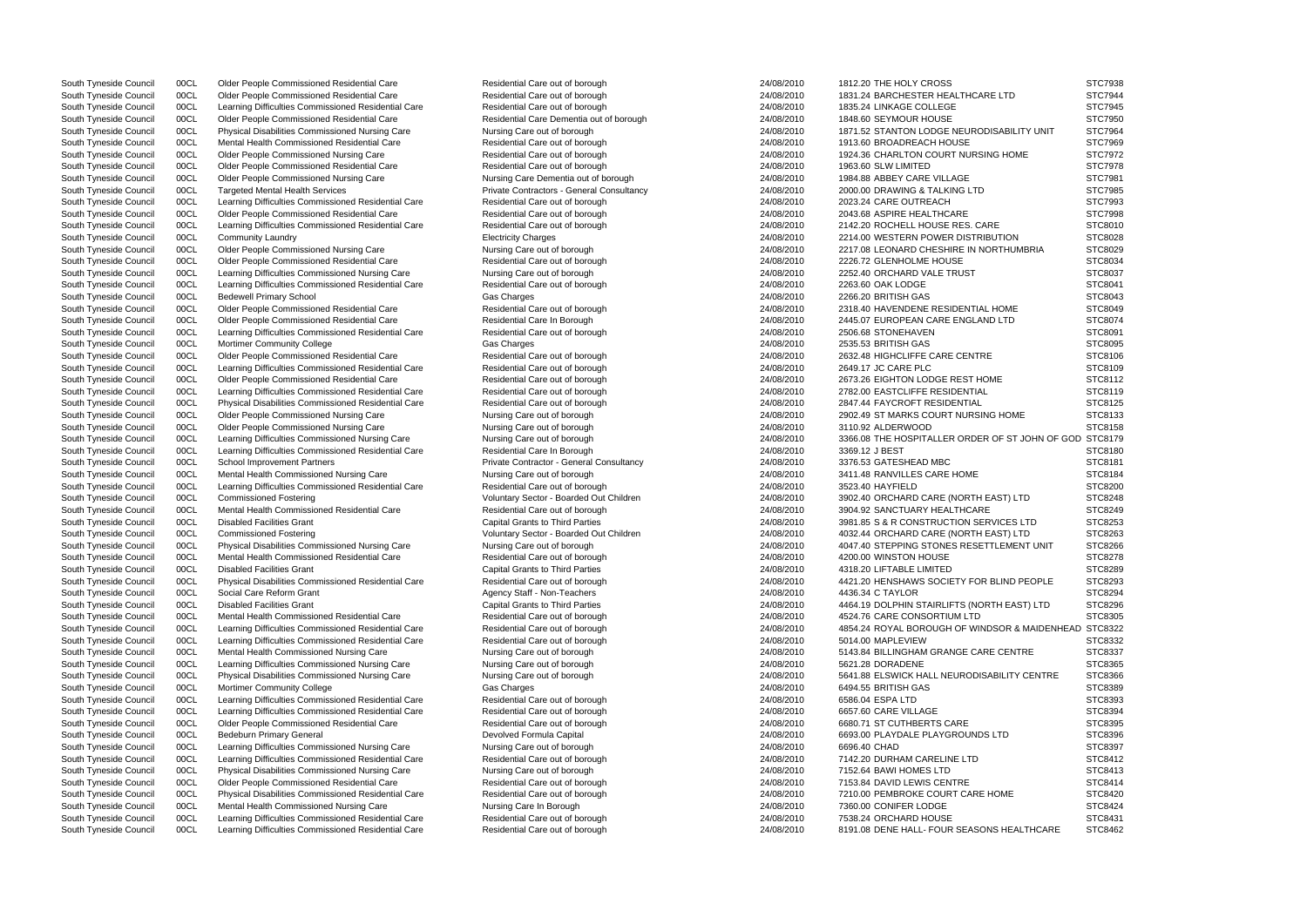| | | | | | | | |
|---|---|---|---|---|---|---|---|
| South Tyneside Council | 00CL | Older People Commissioned Residential Care | Residential Care out of borough | 24/08/2010 | 1812.20 | THE HOLY CROSS | STC7938 |
| South Tyneside Council | 00CL | Older People Commissioned Residential Care | Residential Care out of borough | 24/08/2010 | 1831.24 | BARCHESTER HEALTHCARE LTD | STC7944 |
| South Tyneside Council | 00CL | Learning Difficulties Commissioned Residential Care | Residential Care out of borough | 24/08/2010 | 1835.24 | LINKAGE COLLEGE | STC7945 |
| South Tyneside Council | 00CL | Older People Commissioned Residential Care | Residential Care Dementia out of borough | 24/08/2010 | 1848.60 | SEYMOUR HOUSE | STC7950 |
| South Tyneside Council | 00CL | Physical Disabilities Commissioned Nursing Care | Nursing Care out of borough | 24/08/2010 | 1871.52 | STANTON LODGE NEURODISABILITY UNIT | STC7964 |
| South Tyneside Council | 00CL | Mental Health Commissioned Residential Care | Residential Care out of borough | 24/08/2010 | 1913.60 | BROADREACH HOUSE | STC7969 |
| South Tyneside Council | 00CL | Older People Commissioned Nursing Care | Residential Care out of borough | 24/08/2010 | 1924.36 | CHARLTON COURT NURSING HOME | STC7972 |
| South Tyneside Council | 00CL | Older People Commissioned Residential Care | Residential Care out of borough | 24/08/2010 | 1963.60 | SLW LIMITED | STC7978 |
| South Tyneside Council | 00CL | Older People Commissioned Nursing Care | Nursing Care Dementia out of borough | 24/08/2010 | 1984.88 | ABBEY CARE VILLAGE | STC7981 |
| South Tyneside Council | 00CL | Targeted Mental Health Services | Private Contractors - General Consultancy | 24/08/2010 | 2000.00 | DRAWING & TALKING LTD | STC7985 |
| South Tyneside Council | 00CL | Learning Difficulties Commissioned Residential Care | Residential Care out of borough | 24/08/2010 | 2023.24 | CARE OUTREACH | STC7993 |
| South Tyneside Council | 00CL | Older People Commissioned Residential Care | Residential Care out of borough | 24/08/2010 | 2043.68 | ASPIRE HEALTHCARE | STC7998 |
| South Tyneside Council | 00CL | Learning Difficulties Commissioned Residential Care | Residential Care out of borough | 24/08/2010 | 2142.20 | ROCHELL HOUSE RES. CARE | STC8010 |
| South Tyneside Council | 00CL | Community Laundry | Electricity Charges | 24/08/2010 | 2214.00 | WESTERN POWER DISTRIBUTION | STC8028 |
| South Tyneside Council | 00CL | Older People Commissioned Nursing Care | Nursing Care out of borough | 24/08/2010 | 2217.08 | LEONARD CHESHIRE IN NORTHUMBRIA | STC8029 |
| South Tyneside Council | 00CL | Older People Commissioned Residential Care | Residential Care out of borough | 24/08/2010 | 2226.72 | GLENHOLME HOUSE | STC8034 |
| South Tyneside Council | 00CL | Learning Difficulties Commissioned Nursing Care | Nursing Care out of borough | 24/08/2010 | 2252.40 | ORCHARD VALE TRUST | STC8037 |
| South Tyneside Council | 00CL | Learning Difficulties Commissioned Residential Care | Residential Care out of borough | 24/08/2010 | 2263.60 | OAK LODGE | STC8041 |
| South Tyneside Council | 00CL | Bedewell Primary School | Gas Charges | 24/08/2010 | 2266.20 | BRITISH GAS | STC8043 |
| South Tyneside Council | 00CL | Older People Commissioned Residential Care | Residential Care out of borough | 24/08/2010 | 2318.40 | HAVENDENE RESIDENTIAL HOME | STC8049 |
| South Tyneside Council | 00CL | Older People Commissioned Residential Care | Residential Care In Borough | 24/08/2010 | 2445.07 | EUROPEAN CARE ENGLAND LTD | STC8074 |
| South Tyneside Council | 00CL | Learning Difficulties Commissioned Residential Care | Residential Care out of borough | 24/08/2010 | 2506.68 | STONEHAVEN | STC8091 |
| South Tyneside Council | 00CL | Mortimer Community College | Gas Charges | 24/08/2010 | 2535.53 | BRITISH GAS | STC8095 |
| South Tyneside Council | 00CL | Older People Commissioned Residential Care | Residential Care out of borough | 24/08/2010 | 2632.48 | HIGHCLIFFE CARE CENTRE | STC8106 |
| South Tyneside Council | 00CL | Learning Difficulties Commissioned Residential Care | Residential Care out of borough | 24/08/2010 | 2649.17 | JC CARE PLC | STC8109 |
| South Tyneside Council | 00CL | Older People Commissioned Residential Care | Residential Care out of borough | 24/08/2010 | 2673.26 | EIGHTON LODGE REST HOME | STC8112 |
| South Tyneside Council | 00CL | Learning Difficulties Commissioned Residential Care | Residential Care out of borough | 24/08/2010 | 2782.00 | EASTCLIFFE RESIDENTIAL | STC8119 |
| South Tyneside Council | 00CL | Physical Disabilities Commissioned Residential Care | Residential Care out of borough | 24/08/2010 | 2847.44 | FAYCROFT RESIDENTIAL | STC8125 |
| South Tyneside Council | 00CL | Older People Commissioned Nursing Care | Nursing Care out of borough | 24/08/2010 | 2902.49 | ST MARKS COURT NURSING HOME | STC8133 |
| South Tyneside Council | 00CL | Older People Commissioned Nursing Care | Nursing Care out of borough | 24/08/2010 | 3110.92 | ALDERWOOD | STC8158 |
| South Tyneside Council | 00CL | Learning Difficulties Commissioned Nursing Care | Nursing Care out of borough | 24/08/2010 | 3366.08 | THE HOSPITALLER ORDER OF ST JOHN OF GOD | STC8179 |
| South Tyneside Council | 00CL | Learning Difficulties Commissioned Residential Care | Residential Care In Borough | 24/08/2010 | 3369.12 | J BEST | STC8180 |
| South Tyneside Council | 00CL | School Improvement Partners | Private Contractor - General Consultancy | 24/08/2010 | 3376.53 | GATESHEAD MBC | STC8181 |
| South Tyneside Council | 00CL | Mental Health Commissioned Nursing Care | Nursing Care out of borough | 24/08/2010 | 3411.48 | RANVILLES CARE HOME | STC8184 |
| South Tyneside Council | 00CL | Learning Difficulties Commissioned Residential Care | Residential Care out of borough | 24/08/2010 | 3523.40 | HAYFIELD | STC8200 |
| South Tyneside Council | 00CL | Commissioned Fostering | Voluntary Sector - Boarded Out Children | 24/08/2010 | 3902.40 | ORCHARD CARE (NORTH EAST) LTD | STC8248 |
| South Tyneside Council | 00CL | Mental Health Commissioned Residential Care | Residential Care out of borough | 24/08/2010 | 3904.92 | SANCTUARY HEALTHCARE | STC8249 |
| South Tyneside Council | 00CL | Disabled Facilities Grant | Capital Grants to Third Parties | 24/08/2010 | 3981.85 | S & R CONSTRUCTION SERVICES LTD | STC8253 |
| South Tyneside Council | 00CL | Commissioned Fostering | Voluntary Sector - Boarded Out Children | 24/08/2010 | 4032.44 | ORCHARD CARE (NORTH EAST) LTD | STC8263 |
| South Tyneside Council | 00CL | Physical Disabilities Commissioned Nursing Care | Nursing Care out of borough | 24/08/2010 | 4047.40 | STEPPING STONES RESETTLEMENT UNIT | STC8266 |
| South Tyneside Council | 00CL | Mental Health Commissioned Residential Care | Residential Care out of borough | 24/08/2010 | 4200.00 | WINSTON HOUSE | STC8278 |
| South Tyneside Council | 00CL | Disabled Facilities Grant | Capital Grants to Third Parties | 24/08/2010 | 4318.20 | LIFTABLE LIMITED | STC8289 |
| South Tyneside Council | 00CL | Physical Disabilities Commissioned Residential Care | Residential Care out of borough | 24/08/2010 | 4421.20 | HENSHAWS SOCIETY FOR BLIND PEOPLE | STC8293 |
| South Tyneside Council | 00CL | Social Care Reform Grant | Agency Staff - Non-Teachers | 24/08/2010 | 4436.34 | C TAYLOR | STC8294 |
| South Tyneside Council | 00CL | Disabled Facilities Grant | Capital Grants to Third Parties | 24/08/2010 | 4464.19 | DOLPHIN STAIRLIFTS (NORTH EAST) LTD | STC8296 |
| South Tyneside Council | 00CL | Mental Health Commissioned Residential Care | Residential Care out of borough | 24/08/2010 | 4524.76 | CARE CONSORTIUM LTD | STC8305 |
| South Tyneside Council | 00CL | Learning Difficulties Commissioned Residential Care | Residential Care out of borough | 24/08/2010 | 4854.24 | ROYAL BOROUGH OF WINDSOR & MAIDENHEAD | STC8322 |
| South Tyneside Council | 00CL | Learning Difficulties Commissioned Residential Care | Residential Care out of borough | 24/08/2010 | 5014.00 | MAPLEVIEW | STC8332 |
| South Tyneside Council | 00CL | Mental Health Commissioned Nursing Care | Nursing Care out of borough | 24/08/2010 | 5143.84 | BILLINGHAM GRANGE CARE CENTRE | STC8337 |
| South Tyneside Council | 00CL | Learning Difficulties Commissioned Nursing Care | Nursing Care out of borough | 24/08/2010 | 5621.28 | DORADENE | STC8365 |
| South Tyneside Council | 00CL | Physical Disabilities Commissioned Nursing Care | Nursing Care out of borough | 24/08/2010 | 5641.88 | ELSWICK HALL NEURODISABILITY CENTRE | STC8366 |
| South Tyneside Council | 00CL | Mortimer Community College | Gas Charges | 24/08/2010 | 6494.55 | BRITISH GAS | STC8389 |
| South Tyneside Council | 00CL | Learning Difficulties Commissioned Residential Care | Residential Care out of borough | 24/08/2010 | 6586.04 | ESPA LTD | STC8393 |
| South Tyneside Council | 00CL | Learning Difficulties Commissioned Residential Care | Residential Care out of borough | 24/08/2010 | 6657.60 | CARE VILLAGE | STC8394 |
| South Tyneside Council | 00CL | Older People Commissioned Residential Care | Residential Care out of borough | 24/08/2010 | 6680.71 | ST CUTHBERTS CARE | STC8395 |
| South Tyneside Council | 00CL | Bedeburn Primary General | Devolved Formula Capital | 24/08/2010 | 6693.00 | PLAYDALE PLAYGROUNDS LTD | STC8396 |
| South Tyneside Council | 00CL | Learning Difficulties Commissioned Nursing Care | Nursing Care out of borough | 24/08/2010 | 6696.40 | CHAD | STC8397 |
| South Tyneside Council | 00CL | Learning Difficulties Commissioned Residential Care | Residential Care out of borough | 24/08/2010 | 7142.20 | DURHAM CARELINE LTD | STC8412 |
| South Tyneside Council | 00CL | Physical Disabilities Commissioned Nursing Care | Nursing Care out of borough | 24/08/2010 | 7152.64 | BAWI HOMES LTD | STC8413 |
| South Tyneside Council | 00CL | Older People Commissioned Residential Care | Residential Care out of borough | 24/08/2010 | 7153.84 | DAVID LEWIS CENTRE | STC8414 |
| South Tyneside Council | 00CL | Physical Disabilities Commissioned Residential Care | Residential Care out of borough | 24/08/2010 | 7210.00 | PEMBROKE COURT CARE HOME | STC8420 |
| South Tyneside Council | 00CL | Mental Health Commissioned Nursing Care | Nursing Care In Borough | 24/08/2010 | 7360.00 | CONIFER LODGE | STC8424 |
| South Tyneside Council | 00CL | Learning Difficulties Commissioned Residential Care | Residential Care out of borough | 24/08/2010 | 7538.24 | ORCHARD HOUSE | STC8431 |
| South Tyneside Council | 00CL | Learning Difficulties Commissioned Residential Care | Residential Care out of borough | 24/08/2010 | 8191.08 | DENE HALL- FOUR SEASONS HEALTHCARE | STC8462 |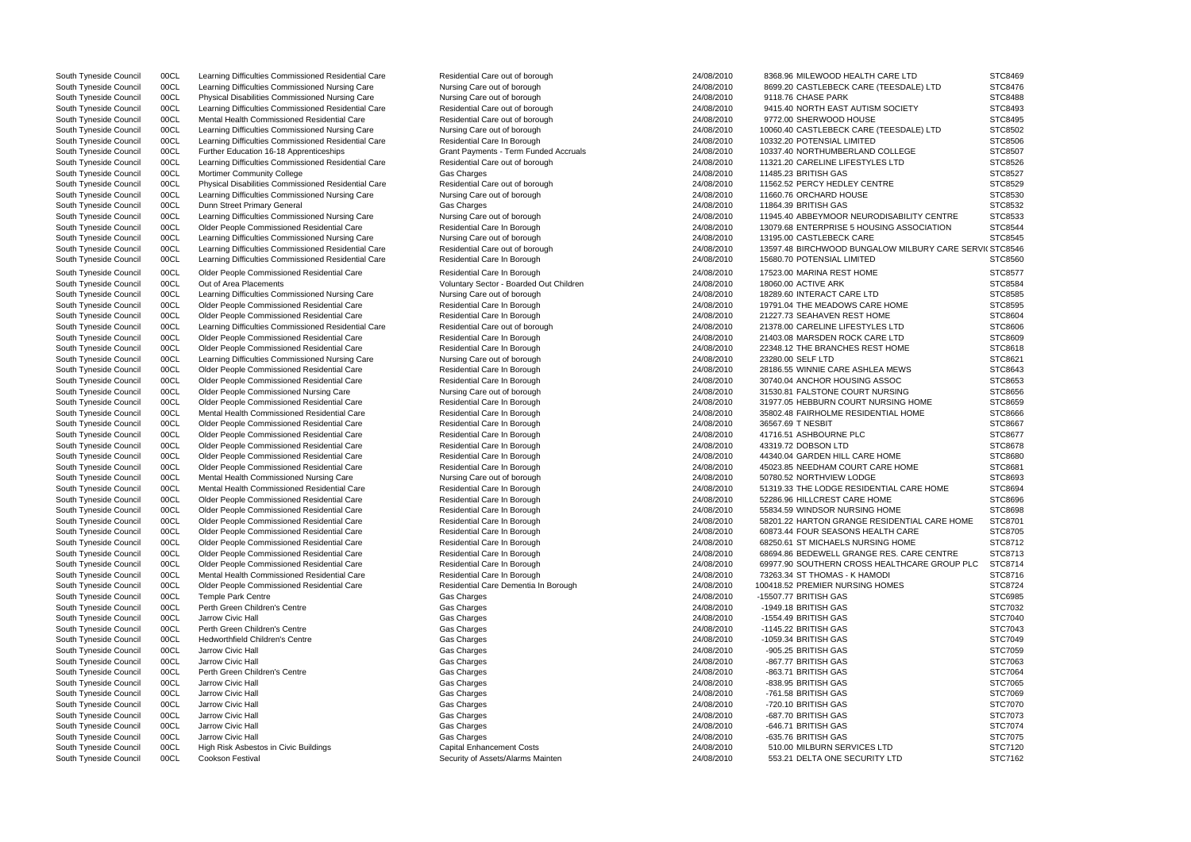| | | | | | | | |
|---|---|---|---|---|---|---|---|
| South Tyneside Council | 00CL | Learning Difficulties Commissioned Residential Care | Residential Care out of borough | 24/08/2010 | 8368.96 | MILEWOOD HEALTH CARE LTD | STC8469 |
| South Tyneside Council | 00CL | Learning Difficulties Commissioned Nursing Care | Nursing Care out of borough | 24/08/2010 | 8699.20 | CASTLEBECK CARE (TEESDALE) LTD | STC8476 |
| South Tyneside Council | 00CL | Physical Disabilities Commissioned Nursing Care | Nursing Care out of borough | 24/08/2010 | 9118.76 | CHASE PARK | STC8488 |
| South Tyneside Council | 00CL | Learning Difficulties Commissioned Residential Care | Residential Care out of borough | 24/08/2010 | 9415.40 | NORTH EAST AUTISM SOCIETY | STC8493 |
| South Tyneside Council | 00CL | Mental Health Commissioned Residential Care | Residential Care out of borough | 24/08/2010 | 9772.00 | SHERWOOD HOUSE | STC8495 |
| South Tyneside Council | 00CL | Learning Difficulties Commissioned Nursing Care | Nursing Care out of borough | 24/08/2010 | 10060.40 | CASTLEBECK CARE (TEESDALE) LTD | STC8502 |
| South Tyneside Council | 00CL | Learning Difficulties Commissioned Residential Care | Residential Care In Borough | 24/08/2010 | 10332.20 | POTENSIAL LIMITED | STC8506 |
| South Tyneside Council | 00CL | Further Education 16-18 Apprenticeships | Grant Payments - Term Funded Accruals | 24/08/2010 | 10337.40 | NORTHUMBERLAND COLLEGE | STC8507 |
| South Tyneside Council | 00CL | Learning Difficulties Commissioned Residential Care | Residential Care out of borough | 24/08/2010 | 11321.20 | CARELINE LIFESTYLES LTD | STC8526 |
| South Tyneside Council | 00CL | Mortimer Community College | Gas Charges | 24/08/2010 | 11485.23 | BRITISH GAS | STC8527 |
| South Tyneside Council | 00CL | Physical Disabilities Commissioned Residential Care | Residential Care out of borough | 24/08/2010 | 11562.52 | PERCY HEDLEY CENTRE | STC8529 |
| South Tyneside Council | 00CL | Learning Difficulties Commissioned Nursing Care | Nursing Care out of borough | 24/08/2010 | 11660.76 | ORCHARD HOUSE | STC8530 |
| South Tyneside Council | 00CL | Dunn Street Primary General | Gas Charges | 24/08/2010 | 11864.39 | BRITISH GAS | STC8532 |
| South Tyneside Council | 00CL | Learning Difficulties Commissioned Nursing Care | Nursing Care out of borough | 24/08/2010 | 11945.40 | ABBEYMOOR NEURODISABILITY CENTRE | STC8533 |
| South Tyneside Council | 00CL | Older People Commissioned Residential Care | Residential Care In Borough | 24/08/2010 | 13079.68 | ENTERPRISE 5 HOUSING ASSOCIATION | STC8544 |
| South Tyneside Council | 00CL | Learning Difficulties Commissioned Nursing Care | Nursing Care out of borough | 24/08/2010 | 13195.00 | CASTLEBECK CARE | STC8545 |
| South Tyneside Council | 00CL | Learning Difficulties Commissioned Residential Care | Residential Care out of borough | 24/08/2010 | 13597.48 | BIRCHWOOD BUNGALOW MILBURY CARE SERVI | STC8546 |
| South Tyneside Council | 00CL | Learning Difficulties Commissioned Residential Care | Residential Care In Borough | 24/08/2010 | 15680.70 | POTENSIAL LIMITED | STC8560 |
| South Tyneside Council | 00CL | Older People Commissioned Residential Care | Residential Care In Borough | 24/08/2010 | 17523.00 | MARINA REST HOME | STC8577 |
| South Tyneside Council | 00CL | Out of Area Placements | Voluntary Sector - Boarded Out Children | 24/08/2010 | 18060.00 | ACTIVE ARK | STC8584 |
| South Tyneside Council | 00CL | Learning Difficulties Commissioned Nursing Care | Nursing Care out of borough | 24/08/2010 | 18289.60 | INTERACT CARE LTD | STC8585 |
| South Tyneside Council | 00CL | Older People Commissioned Residential Care | Residential Care In Borough | 24/08/2010 | 19791.04 | THE MEADOWS CARE HOME | STC8595 |
| South Tyneside Council | 00CL | Older People Commissioned Residential Care | Residential Care In Borough | 24/08/2010 | 21227.73 | SEAHAVEN REST HOME | STC8604 |
| South Tyneside Council | 00CL | Learning Difficulties Commissioned Residential Care | Residential Care out of borough | 24/08/2010 | 21378.00 | CARELINE LIFESTYLES LTD | STC8606 |
| South Tyneside Council | 00CL | Older People Commissioned Residential Care | Residential Care In Borough | 24/08/2010 | 21403.08 | MARSDEN ROCK CARE LTD | STC8609 |
| South Tyneside Council | 00CL | Older People Commissioned Residential Care | Residential Care In Borough | 24/08/2010 | 22348.12 | THE BRANCHES REST HOME | STC8618 |
| South Tyneside Council | 00CL | Learning Difficulties Commissioned Nursing Care | Nursing Care out of borough | 24/08/2010 | 23280.00 | SELF LTD | STC8621 |
| South Tyneside Council | 00CL | Older People Commissioned Residential Care | Residential Care In Borough | 24/08/2010 | 28186.55 | WINNIE CARE ASHLEA MEWS | STC8643 |
| South Tyneside Council | 00CL | Older People Commissioned Residential Care | Residential Care In Borough | 24/08/2010 | 30740.04 | ANCHOR HOUSING ASSOC | STC8653 |
| South Tyneside Council | 00CL | Older People Commissioned Nursing Care | Nursing Care out of borough | 24/08/2010 | 31530.81 | FALSTONE COURT NURSING | STC8656 |
| South Tyneside Council | 00CL | Older People Commissioned Residential Care | Residential Care In Borough | 24/08/2010 | 31977.05 | HEBBURN COURT NURSING HOME | STC8659 |
| South Tyneside Council | 00CL | Mental Health Commissioned Residential Care | Residential Care In Borough | 24/08/2010 | 35802.48 | FAIRHOLME RESIDENTIAL HOME | STC8666 |
| South Tyneside Council | 00CL | Older People Commissioned Residential Care | Residential Care In Borough | 24/08/2010 | 36567.69 | T NESBIT | STC8667 |
| South Tyneside Council | 00CL | Older People Commissioned Residential Care | Residential Care In Borough | 24/08/2010 | 41716.51 | ASHBOURNE PLC | STC8677 |
| South Tyneside Council | 00CL | Older People Commissioned Residential Care | Residential Care In Borough | 24/08/2010 | 43319.72 | DOBSON LTD | STC8678 |
| South Tyneside Council | 00CL | Older People Commissioned Residential Care | Residential Care In Borough | 24/08/2010 | 44340.04 | GARDEN HILL CARE HOME | STC8680 |
| South Tyneside Council | 00CL | Older People Commissioned Residential Care | Residential Care In Borough | 24/08/2010 | 45023.85 | NEEDHAM COURT CARE HOME | STC8681 |
| South Tyneside Council | 00CL | Mental Health Commissioned Nursing Care | Nursing Care out of borough | 24/08/2010 | 50780.52 | NORTHVIEW LODGE | STC8693 |
| South Tyneside Council | 00CL | Mental Health Commissioned Residential Care | Residential Care In Borough | 24/08/2010 | 51319.33 | THE LODGE RESIDENTIAL CARE HOME | STC8694 |
| South Tyneside Council | 00CL | Older People Commissioned Residential Care | Residential Care In Borough | 24/08/2010 | 52286.96 | HILLCREST CARE HOME | STC8696 |
| South Tyneside Council | 00CL | Older People Commissioned Residential Care | Residential Care In Borough | 24/08/2010 | 55834.59 | WINDSOR NURSING HOME | STC8698 |
| South Tyneside Council | 00CL | Older People Commissioned Residential Care | Residential Care In Borough | 24/08/2010 | 58201.22 | HARTON GRANGE RESIDENTIAL CARE HOME | STC8701 |
| South Tyneside Council | 00CL | Older People Commissioned Residential Care | Residential Care In Borough | 24/08/2010 | 60873.44 | FOUR SEASONS HEALTH CARE | STC8705 |
| South Tyneside Council | 00CL | Older People Commissioned Residential Care | Residential Care In Borough | 24/08/2010 | 68250.61 | ST MICHAELS NURSING HOME | STC8712 |
| South Tyneside Council | 00CL | Older People Commissioned Residential Care | Residential Care In Borough | 24/08/2010 | 68694.86 | BEDEWELL GRANGE RES. CARE CENTRE | STC8713 |
| South Tyneside Council | 00CL | Older People Commissioned Residential Care | Residential Care In Borough | 24/08/2010 | 69977.90 | SOUTHERN CROSS HEALTHCARE GROUP PLC | STC8714 |
| South Tyneside Council | 00CL | Mental Health Commissioned Residential Care | Residential Care In Borough | 24/08/2010 | 73263.34 | ST THOMAS - K HAMODI | STC8716 |
| South Tyneside Council | 00CL | Older People Commissioned Residential Care | Residential Care Dementia In Borough | 24/08/2010 | 100418.52 | PREMIER NURSING HOMES | STC8724 |
| South Tyneside Council | 00CL | Temple Park Centre | Gas Charges | 24/08/2010 | -15507.77 | BRITISH GAS | STC6985 |
| South Tyneside Council | 00CL | Perth Green Children's Centre | Gas Charges | 24/08/2010 | -1949.18 | BRITISH GAS | STC7032 |
| South Tyneside Council | 00CL | Jarrow Civic Hall | Gas Charges | 24/08/2010 | -1554.49 | BRITISH GAS | STC7040 |
| South Tyneside Council | 00CL | Perth Green Children's Centre | Gas Charges | 24/08/2010 | -1145.22 | BRITISH GAS | STC7043 |
| South Tyneside Council | 00CL | Hedworthfield Children's Centre | Gas Charges | 24/08/2010 | -1059.34 | BRITISH GAS | STC7049 |
| South Tyneside Council | 00CL | Jarrow Civic Hall | Gas Charges | 24/08/2010 | -905.25 | BRITISH GAS | STC7059 |
| South Tyneside Council | 00CL | Jarrow Civic Hall | Gas Charges | 24/08/2010 | -867.77 | BRITISH GAS | STC7063 |
| South Tyneside Council | 00CL | Perth Green Children's Centre | Gas Charges | 24/08/2010 | -863.71 | BRITISH GAS | STC7064 |
| South Tyneside Council | 00CL | Jarrow Civic Hall | Gas Charges | 24/08/2010 | -838.95 | BRITISH GAS | STC7065 |
| South Tyneside Council | 00CL | Jarrow Civic Hall | Gas Charges | 24/08/2010 | -761.58 | BRITISH GAS | STC7069 |
| South Tyneside Council | 00CL | Jarrow Civic Hall | Gas Charges | 24/08/2010 | -720.10 | BRITISH GAS | STC7070 |
| South Tyneside Council | 00CL | Jarrow Civic Hall | Gas Charges | 24/08/2010 | -687.70 | BRITISH GAS | STC7073 |
| South Tyneside Council | 00CL | Jarrow Civic Hall | Gas Charges | 24/08/2010 | -646.71 | BRITISH GAS | STC7074 |
| South Tyneside Council | 00CL | Jarrow Civic Hall | Gas Charges | 24/08/2010 | -635.76 | BRITISH GAS | STC7075 |
| South Tyneside Council | 00CL | High Risk Asbestos in Civic Buildings | Capital Enhancement Costs | 24/08/2010 | 510.00 | MILBURN SERVICES LTD | STC7120 |
| South Tyneside Council | 00CL | Cookson Festival | Security of Assets/Alarms Mainten | 24/08/2010 | 553.21 | DELTA ONE SECURITY LTD | STC7162 |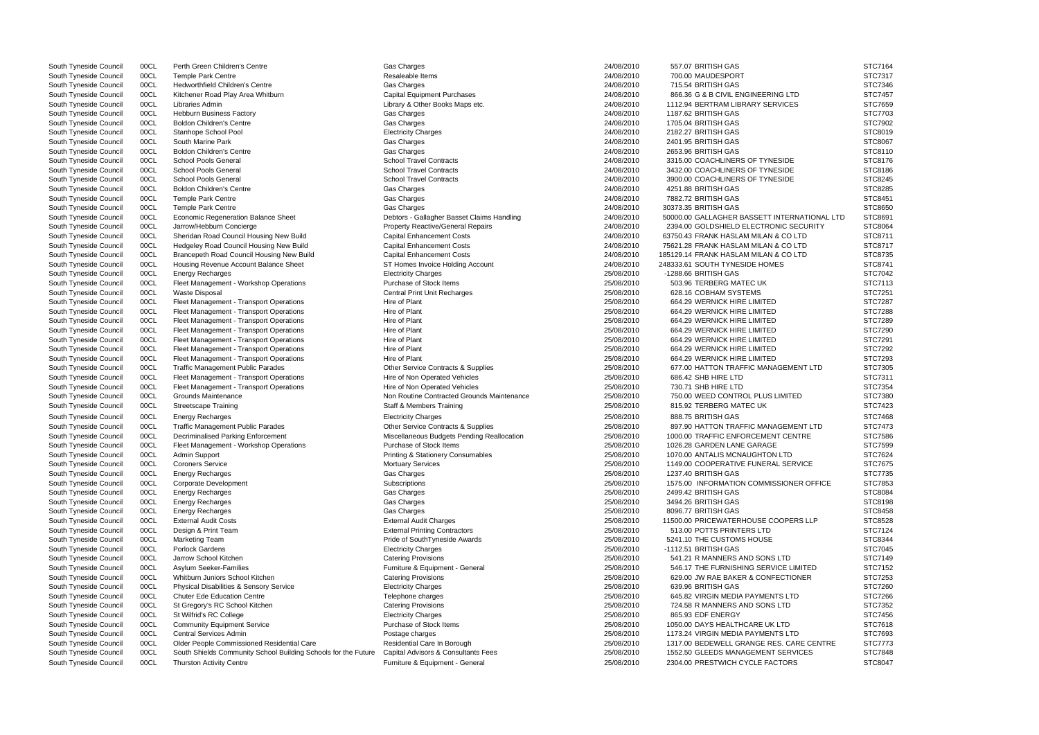| | | | | | | | |
|---|---|---|---|---|---|---|---|
| South Tyneside Council | 00CL | Perth Green Children's Centre | Gas Charges | 24/08/2010 | 557.07 | BRITISH GAS | STC7164 |
| South Tyneside Council | 00CL | Temple Park Centre | Resaleable Items | 24/08/2010 | 700.00 | MAUDESPORT | STC7317 |
| South Tyneside Council | 00CL | Hedworthfield Children's Centre | Gas Charges | 24/08/2010 | 715.54 | BRITISH GAS | STC7346 |
| South Tyneside Council | 00CL | Kitchener Road Play Area Whitburn | Capital Equipment Purchases | 24/08/2010 | 866.36 | G & B CIVIL ENGINEERING LTD | STC7457 |
| South Tyneside Council | 00CL | Libraries Admin | Library & Other Books Maps etc. | 24/08/2010 | 1112.94 | BERTRAM LIBRARY SERVICES | STC7659 |
| South Tyneside Council | 00CL | Hebburn Business Factory | Gas Charges | 24/08/2010 | 1187.62 | BRITISH GAS | STC7703 |
| South Tyneside Council | 00CL | Boldon Children's Centre | Gas Charges | 24/08/2010 | 1705.04 | BRITISH GAS | STC7902 |
| South Tyneside Council | 00CL | Stanhope School Pool | Electricity Charges | 24/08/2010 | 2182.27 | BRITISH GAS | STC8019 |
| South Tyneside Council | 00CL | South Marine Park | Gas Charges | 24/08/2010 | 2401.95 | BRITISH GAS | STC8067 |
| South Tyneside Council | 00CL | Boldon Children's Centre | Gas Charges | 24/08/2010 | 2653.96 | BRITISH GAS | STC8110 |
| South Tyneside Council | 00CL | School Pools General | School Travel Contracts | 24/08/2010 | 3315.00 | COACHLINERS OF TYNESIDE | STC8176 |
| South Tyneside Council | 00CL | School Pools General | School Travel Contracts | 24/08/2010 | 3432.00 | COACHLINERS OF TYNESIDE | STC8186 |
| South Tyneside Council | 00CL | School Pools General | School Travel Contracts | 24/08/2010 | 3900.00 | COACHLINERS OF TYNESIDE | STC8245 |
| South Tyneside Council | 00CL | Boldon Children's Centre | Gas Charges | 24/08/2010 | 4251.88 | BRITISH GAS | STC8285 |
| South Tyneside Council | 00CL | Temple Park Centre | Gas Charges | 24/08/2010 | 7882.72 | BRITISH GAS | STC8451 |
| South Tyneside Council | 00CL | Temple Park Centre | Gas Charges | 24/08/2010 | 30373.35 | BRITISH GAS | STC8650 |
| South Tyneside Council | 00CL | Economic Regeneration Balance Sheet | Debtors - Gallagher Basset Claims Handling | 24/08/2010 | 50000.00 | GALLAGHER BASSETT INTERNATIONAL LTD | STC8691 |
| South Tyneside Council | 00CL | Jarrow/Hebburn Concierge | Property Reactive/General Repairs | 24/08/2010 | 2394.00 | GOLDSHIELD ELECTRONIC SECURITY | STC8064 |
| South Tyneside Council | 00CL | Sheridan Road Council Housing New Build | Capital Enhancement Costs | 24/08/2010 | 63750.43 | FRANK HASLAM MILAN & CO LTD | STC8711 |
| South Tyneside Council | 00CL | Hedgeley Road Council Housing New Build | Capital Enhancement Costs | 24/08/2010 | 75621.28 | FRANK HASLAM MILAN & CO LTD | STC8717 |
| South Tyneside Council | 00CL | Brancepeth Road Council Housing New Build | Capital Enhancement Costs | 24/08/2010 | 185129.14 | FRANK HASLAM MILAN & CO LTD | STC8735 |
| South Tyneside Council | 00CL | Housing Revenue Account Balance Sheet | ST Homes Invoice Holding Account | 24/08/2010 | 248333.61 | SOUTH TYNESIDE HOMES | STC8741 |
| South Tyneside Council | 00CL | Energy Recharges | Electricity Charges | 25/08/2010 | -1288.66 | BRITISH GAS | STC7042 |
| South Tyneside Council | 00CL | Fleet Management - Workshop Operations | Purchase of Stock Items | 25/08/2010 | 503.96 | TERBERG MATEC UK | STC7113 |
| South Tyneside Council | 00CL | Waste Disposal | Central Print Unit Recharges | 25/08/2010 | 628.16 | COBHAM SYSTEMS | STC7251 |
| South Tyneside Council | 00CL | Fleet Management - Transport Operations | Hire of Plant | 25/08/2010 | 664.29 | WERNICK HIRE LIMITED | STC7287 |
| South Tyneside Council | 00CL | Fleet Management - Transport Operations | Hire of Plant | 25/08/2010 | 664.29 | WERNICK HIRE LIMITED | STC7288 |
| South Tyneside Council | 00CL | Fleet Management - Transport Operations | Hire of Plant | 25/08/2010 | 664.29 | WERNICK HIRE LIMITED | STC7289 |
| South Tyneside Council | 00CL | Fleet Management - Transport Operations | Hire of Plant | 25/08/2010 | 664.29 | WERNICK HIRE LIMITED | STC7290 |
| South Tyneside Council | 00CL | Fleet Management - Transport Operations | Hire of Plant | 25/08/2010 | 664.29 | WERNICK HIRE LIMITED | STC7291 |
| South Tyneside Council | 00CL | Fleet Management - Transport Operations | Hire of Plant | 25/08/2010 | 664.29 | WERNICK HIRE LIMITED | STC7292 |
| South Tyneside Council | 00CL | Fleet Management - Transport Operations | Hire of Plant | 25/08/2010 | 664.29 | WERNICK HIRE LIMITED | STC7293 |
| South Tyneside Council | 00CL | Traffic Management Public Parades | Other Service Contracts & Supplies | 25/08/2010 | 677.00 | HATTON TRAFFIC MANAGEMENT LTD | STC7305 |
| South Tyneside Council | 00CL | Fleet Management - Transport Operations | Hire of Non Operated Vehicles | 25/08/2010 | 686.42 | SHB HIRE LTD | STC7311 |
| South Tyneside Council | 00CL | Fleet Management - Transport Operations | Hire of Non Operated Vehicles | 25/08/2010 | 730.71 | SHB HIRE LTD | STC7354 |
| South Tyneside Council | 00CL | Grounds Maintenance | Non Routine Contracted Grounds Maintenance | 25/08/2010 | 750.00 | WEED CONTROL PLUS LIMITED | STC7380 |
| South Tyneside Council | 00CL | Streetscape Training | Staff & Members Training | 25/08/2010 | 815.92 | TERBERG MATEC UK | STC7423 |
| South Tyneside Council | 00CL | Energy Recharges | Electricity Charges | 25/08/2010 | 888.75 | BRITISH GAS | STC7468 |
| South Tyneside Council | 00CL | Traffic Management Public Parades | Other Service Contracts & Supplies | 25/08/2010 | 897.90 | HATTON TRAFFIC MANAGEMENT LTD | STC7473 |
| South Tyneside Council | 00CL | Decriminalised Parking Enforcement | Miscellaneous Budgets Pending Reallocation | 25/08/2010 | 1000.00 | TRAFFIC ENFORCEMENT CENTRE | STC7586 |
| South Tyneside Council | 00CL | Fleet Management - Workshop Operations | Purchase of Stock Items | 25/08/2010 | 1026.28 | GARDEN LANE GARAGE | STC7599 |
| South Tyneside Council | 00CL | Admin Support | Printing & Stationery Consumables | 25/08/2010 | 1070.00 | ANTALIS MCNAUGHTON LTD | STC7624 |
| South Tyneside Council | 00CL | Coroners Service | Mortuary Services | 25/08/2010 | 1149.00 | COOPERATIVE FUNERAL SERVICE | STC7675 |
| South Tyneside Council | 00CL | Energy Recharges | Gas Charges | 25/08/2010 | 1237.40 | BRITISH GAS | STC7735 |
| South Tyneside Council | 00CL | Corporate Development | Subscriptions | 25/08/2010 | 1575.00 | INFORMATION COMMISSIONER OFFICE | STC7853 |
| South Tyneside Council | 00CL | Energy Recharges | Gas Charges | 25/08/2010 | 2499.42 | BRITISH GAS | STC8084 |
| South Tyneside Council | 00CL | Energy Recharges | Gas Charges | 25/08/2010 | 3494.26 | BRITISH GAS | STC8198 |
| South Tyneside Council | 00CL | Energy Recharges | Gas Charges | 25/08/2010 | 8096.77 | BRITISH GAS | STC8458 |
| South Tyneside Council | 00CL | External Audit Costs | External Audit Charges | 25/08/2010 | 11500.00 | PRICEWATERHOUSE COOPERS LLP | STC8528 |
| South Tyneside Council | 00CL | Design & Print Team | External Printing Contractors | 25/08/2010 | 513.00 | POTTS PRINTERS LTD | STC7124 |
| South Tyneside Council | 00CL | Marketing Team | Pride of SouthTyneside Awards | 25/08/2010 | 5241.10 | THE CUSTOMS HOUSE | STC8344 |
| South Tyneside Council | 00CL | Porlock Gardens | Electricity Charges | 25/08/2010 | -1112.51 | BRITISH GAS | STC7045 |
| South Tyneside Council | 00CL | Jarrow School Kitchen | Catering Provisions | 25/08/2010 | 541.21 | R MANNERS AND SONS LTD | STC7149 |
| South Tyneside Council | 00CL | Asylum Seeker-Families | Furniture & Equipment - General | 25/08/2010 | 546.17 | THE FURNISHING SERVICE LIMITED | STC7152 |
| South Tyneside Council | 00CL | Whitburn Juniors School Kitchen | Catering Provisions | 25/08/2010 | 629.00 | JW RAE BAKER & CONFECTIONER | STC7253 |
| South Tyneside Council | 00CL | Physical Disabilities & Sensory Service | Electricity Charges | 25/08/2010 | 639.96 | BRITISH GAS | STC7260 |
| South Tyneside Council | 00CL | Chuter Ede Education Centre | Telephone charges | 25/08/2010 | 645.82 | VIRGIN MEDIA PAYMENTS LTD | STC7266 |
| South Tyneside Council | 00CL | St Gregory's RC School Kitchen | Catering Provisions | 25/08/2010 | 724.58 | R MANNERS AND SONS LTD | STC7352 |
| South Tyneside Council | 00CL | St Wilfrid's RC College | Electricity Charges | 25/08/2010 | 865.93 | EDF ENERGY | STC7456 |
| South Tyneside Council | 00CL | Community Equipment Service | Purchase of Stock Items | 25/08/2010 | 1050.00 | DAYS HEALTHCARE UK LTD | STC7618 |
| South Tyneside Council | 00CL | Central Services Admin | Postage charges | 25/08/2010 | 1173.24 | VIRGIN MEDIA PAYMENTS LTD | STC7693 |
| South Tyneside Council | 00CL | Older People Commissioned Residential Care | Residential Care In Borough | 25/08/2010 | 1317.00 | BEDEWELL GRANGE RES. CARE CENTRE | STC7773 |
| South Tyneside Council | 00CL | South Shields Community School Building Schools for the Future | Capital Advisors & Consultants Fees | 25/08/2010 | 1552.50 | GLEEDS MANAGEMENT SERVICES | STC7848 |
| South Tyneside Council | 00CL | Thurston Activity Centre | Furniture & Equipment - General | 25/08/2010 | 2304.00 | PRESTWICH CYCLE FACTORS | STC8047 |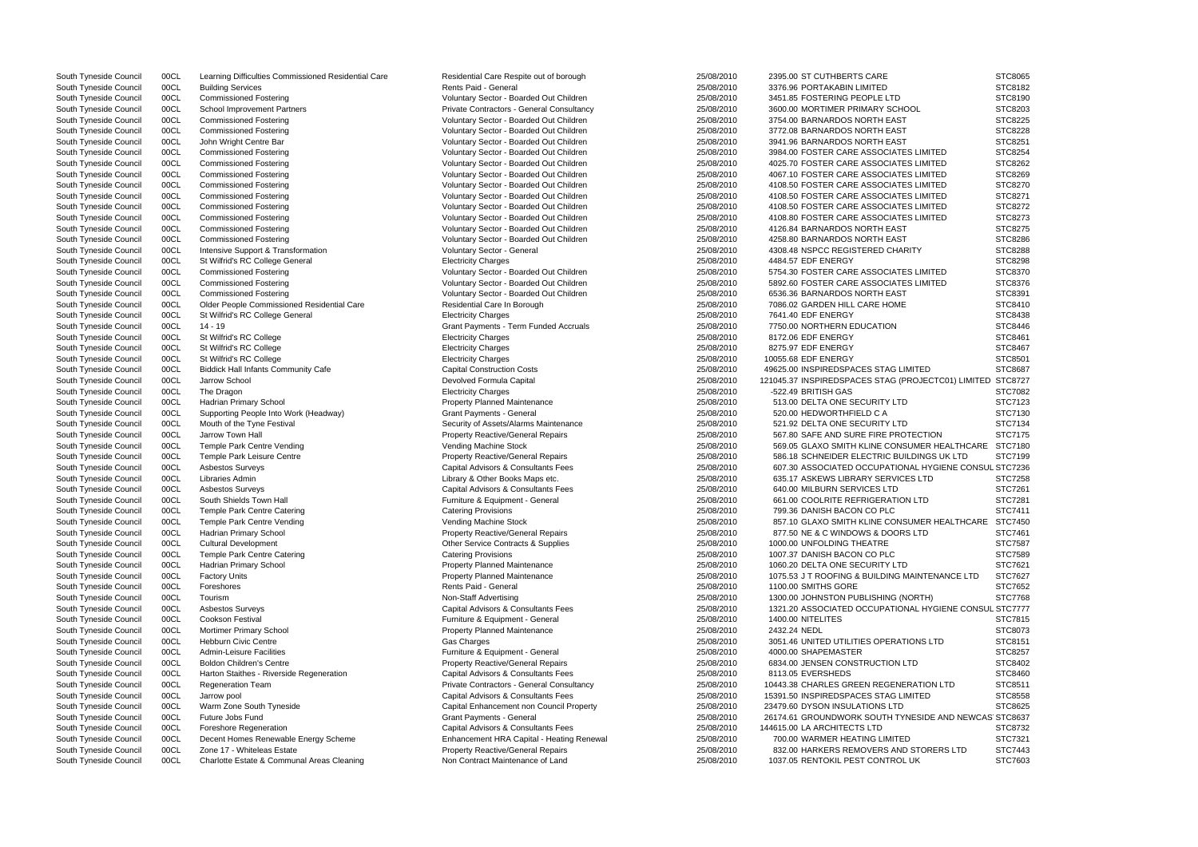| | | | | | | | |
|---|---|---|---|---|---|---|---|
| South Tyneside Council | 00CL | Learning Difficulties Commissioned Residential Care | Residential Care Respite out of borough | 25/08/2010 | 2395.00 | ST CUTHBERTS CARE | STC8065 |
| South Tyneside Council | 00CL | Building Services | Rents Paid - General | 25/08/2010 | 3376.96 | PORTAKABIN LIMITED | STC8182 |
| South Tyneside Council | 00CL | Commissioned Fostering | Voluntary Sector - Boarded Out Children | 25/08/2010 | 3451.85 | FOSTERING PEOPLE LTD | STC8190 |
| South Tyneside Council | 00CL | School Improvement Partners | Private Contractors - General Consultancy | 25/08/2010 | 3600.00 | MORTIMER PRIMARY SCHOOL | STC8203 |
| South Tyneside Council | 00CL | Commissioned Fostering | Voluntary Sector - Boarded Out Children | 25/08/2010 | 3754.00 | BARNARDOS NORTH EAST | STC8225 |
| South Tyneside Council | 00CL | Commissioned Fostering | Voluntary Sector - Boarded Out Children | 25/08/2010 | 3772.08 | BARNARDOS NORTH EAST | STC8228 |
| South Tyneside Council | 00CL | John Wright Centre Bar | Voluntary Sector - Boarded Out Children | 25/08/2010 | 3941.96 | BARNARDOS NORTH EAST | STC8251 |
| South Tyneside Council | 00CL | Commissioned Fostering | Voluntary Sector - Boarded Out Children | 25/08/2010 | 3984.00 | FOSTER CARE ASSOCIATES LIMITED | STC8254 |
| South Tyneside Council | 00CL | Commissioned Fostering | Voluntary Sector - Boarded Out Children | 25/08/2010 | 4025.70 | FOSTER CARE ASSOCIATES LIMITED | STC8262 |
| South Tyneside Council | 00CL | Commissioned Fostering | Voluntary Sector - Boarded Out Children | 25/08/2010 | 4067.10 | FOSTER CARE ASSOCIATES LIMITED | STC8269 |
| South Tyneside Council | 00CL | Commissioned Fostering | Voluntary Sector - Boarded Out Children | 25/08/2010 | 4108.50 | FOSTER CARE ASSOCIATES LIMITED | STC8270 |
| South Tyneside Council | 00CL | Commissioned Fostering | Voluntary Sector - Boarded Out Children | 25/08/2010 | 4108.50 | FOSTER CARE ASSOCIATES LIMITED | STC8271 |
| South Tyneside Council | 00CL | Commissioned Fostering | Voluntary Sector - Boarded Out Children | 25/08/2010 | 4108.50 | FOSTER CARE ASSOCIATES LIMITED | STC8272 |
| South Tyneside Council | 00CL | Commissioned Fostering | Voluntary Sector - Boarded Out Children | 25/08/2010 | 4108.80 | FOSTER CARE ASSOCIATES LIMITED | STC8273 |
| South Tyneside Council | 00CL | Commissioned Fostering | Voluntary Sector - Boarded Out Children | 25/08/2010 | 4126.84 | BARNARDOS NORTH EAST | STC8275 |
| South Tyneside Council | 00CL | Commissioned Fostering | Voluntary Sector - Boarded Out Children | 25/08/2010 | 4258.80 | BARNARDOS NORTH EAST | STC8286 |
| South Tyneside Council | 00CL | Intensive Support & Transformation | Voluntary Sector - General | 25/08/2010 | 4308.48 | NSPCC REGISTERED CHARITY | STC8288 |
| South Tyneside Council | 00CL | St Wilfrid's RC College General | Electricity Charges | 25/08/2010 | 4484.57 | EDF ENERGY | STC8298 |
| South Tyneside Council | 00CL | Commissioned Fostering | Voluntary Sector - Boarded Out Children | 25/08/2010 | 5754.30 | FOSTER CARE ASSOCIATES LIMITED | STC8370 |
| South Tyneside Council | 00CL | Commissioned Fostering | Voluntary Sector - Boarded Out Children | 25/08/2010 | 5892.60 | FOSTER CARE ASSOCIATES LIMITED | STC8376 |
| South Tyneside Council | 00CL | Commissioned Fostering | Voluntary Sector - Boarded Out Children | 25/08/2010 | 6536.36 | BARNARDOS NORTH EAST | STC8391 |
| South Tyneside Council | 00CL | Older People Commissioned Residential Care | Residential Care In Borough | 25/08/2010 | 7086.02 | GARDEN HILL CARE HOME | STC8410 |
| South Tyneside Council | 00CL | St Wilfrid's RC College General | Electricity Charges | 25/08/2010 | 7641.40 | EDF ENERGY | STC8438 |
| South Tyneside Council | 00CL | 14 - 19 | Grant Payments - Term Funded Accruals | 25/08/2010 | 7750.00 | NORTHERN EDUCATION | STC8446 |
| South Tyneside Council | 00CL | St Wilfrid's RC College | Electricity Charges | 25/08/2010 | 8172.06 | EDF ENERGY | STC8461 |
| South Tyneside Council | 00CL | St Wilfrid's RC College | Electricity Charges | 25/08/2010 | 8275.97 | EDF ENERGY | STC8467 |
| South Tyneside Council | 00CL | St Wilfrid's RC College | Electricity Charges | 25/08/2010 | 10055.68 | EDF ENERGY | STC8501 |
| South Tyneside Council | 00CL | Biddick Hall Infants Community Cafe | Capital Construction Costs | 25/08/2010 | 49625.00 | INSPIREDSPACES STAG LIMITED | STC8687 |
| South Tyneside Council | 00CL | Jarrow School | Devolved Formula Capital | 25/08/2010 | 121045.37 | INSPIREDSPACES STAG (PROJECTC01) LIMITED | STC8727 |
| South Tyneside Council | 00CL | The Dragon | Electricity Charges | 25/08/2010 | -522.49 | BRITISH GAS | STC7082 |
| South Tyneside Council | 00CL | Hadrian Primary School | Property Planned Maintenance | 25/08/2010 | 513.00 | DELTA ONE SECURITY LTD | STC7123 |
| South Tyneside Council | 00CL | Supporting People Into Work (Headway) | Grant Payments - General | 25/08/2010 | 520.00 | HEDWORTHFIELD C A | STC7130 |
| South Tyneside Council | 00CL | Mouth of the Tyne Festival | Security of Assets/Alarms Maintenance | 25/08/2010 | 521.92 | DELTA ONE SECURITY LTD | STC7134 |
| South Tyneside Council | 00CL | Jarrow Town Hall | Property Reactive/General Repairs | 25/08/2010 | 567.80 | SAFE AND SURE FIRE PROTECTION | STC7175 |
| South Tyneside Council | 00CL | Temple Park Centre Vending | Vending Machine Stock | 25/08/2010 | 569.05 | GLAXO SMITH KLINE CONSUMER HEALTHCARE | STC7180 |
| South Tyneside Council | 00CL | Temple Park Leisure Centre | Property Reactive/General Repairs | 25/08/2010 | 586.18 | SCHNEIDER ELECTRIC BUILDINGS UK LTD | STC7199 |
| South Tyneside Council | 00CL | Asbestos Surveys | Capital Advisors & Consultants Fees | 25/08/2010 | 607.30 | ASSOCIATED OCCUPATIONAL HYGIENE CONSUL | STC7236 |
| South Tyneside Council | 00CL | Libraries Admin | Library & Other Books Maps etc. | 25/08/2010 | 635.17 | ASKEWS LIBRARY SERVICES LTD | STC7258 |
| South Tyneside Council | 00CL | Asbestos Surveys | Capital Advisors & Consultants Fees | 25/08/2010 | 640.00 | MILBURN SERVICES LTD | STC7261 |
| South Tyneside Council | 00CL | South Shields Town Hall | Furniture & Equipment - General | 25/08/2010 | 661.00 | COOLRITE REFRIGERATION LTD | STC7281 |
| South Tyneside Council | 00CL | Temple Park Centre Catering | Catering Provisions | 25/08/2010 | 799.36 | DANISH BACON CO PLC | STC7411 |
| South Tyneside Council | 00CL | Temple Park Centre Vending | Vending Machine Stock | 25/08/2010 | 857.10 | GLAXO SMITH KLINE CONSUMER HEALTHCARE | STC7450 |
| South Tyneside Council | 00CL | Hadrian Primary School | Property Reactive/General Repairs | 25/08/2010 | 877.50 | NE & C WINDOWS & DOORS LTD | STC7461 |
| South Tyneside Council | 00CL | Cultural Development | Other Service Contracts & Supplies | 25/08/2010 | 1000.00 | UNFOLDING THEATRE | STC7587 |
| South Tyneside Council | 00CL | Temple Park Centre Catering | Catering Provisions | 25/08/2010 | 1007.37 | DANISH BACON CO PLC | STC7589 |
| South Tyneside Council | 00CL | Hadrian Primary School | Property Planned Maintenance | 25/08/2010 | 1060.20 | DELTA ONE SECURITY LTD | STC7621 |
| South Tyneside Council | 00CL | Factory Units | Property Planned Maintenance | 25/08/2010 | 1075.53 | J T ROOFING & BUILDING MAINTENANCE LTD | STC7627 |
| South Tyneside Council | 00CL | Foreshores | Rents Paid - General | 25/08/2010 | 1100.00 | SMITHS GORE | STC7652 |
| South Tyneside Council | 00CL | Tourism | Non-Staff Advertising | 25/08/2010 | 1300.00 | JOHNSTON PUBLISHING (NORTH) | STC7768 |
| South Tyneside Council | 00CL | Asbestos Surveys | Capital Advisors & Consultants Fees | 25/08/2010 | 1321.20 | ASSOCIATED OCCUPATIONAL HYGIENE CONSUL | STC7777 |
| South Tyneside Council | 00CL | Cookson Festival | Furniture & Equipment - General | 25/08/2010 | 1400.00 | NITELITES | STC7815 |
| South Tyneside Council | 00CL | Mortimer Primary School | Property Planned Maintenance | 25/08/2010 | 2432.24 | NEDL | STC8073 |
| South Tyneside Council | 00CL | Hebburn Civic Centre | Gas Charges | 25/08/2010 | 3051.46 | UNITED UTILITIES OPERATIONS LTD | STC8151 |
| South Tyneside Council | 00CL | Admin-Leisure Facilities | Furniture & Equipment - General | 25/08/2010 | 4000.00 | SHAPEMASTER | STC8257 |
| South Tyneside Council | 00CL | Boldon Children's Centre | Property Reactive/General Repairs | 25/08/2010 | 6834.00 | JENSEN CONSTRUCTION LTD | STC8402 |
| South Tyneside Council | 00CL | Harton Staithes - Riverside Regeneration | Capital Advisors & Consultants Fees | 25/08/2010 | 8113.05 | EVERSHEDS | STC8460 |
| South Tyneside Council | 00CL | Regeneration Team | Private Contractors - General Consultancy | 25/08/2010 | 10443.38 | CHARLES GREEN REGENERATION LTD | STC8511 |
| South Tyneside Council | 00CL | Jarrow pool | Capital Advisors & Consultants Fees | 25/08/2010 | 15391.50 | INSPIREDSPACES STAG LIMITED | STC8558 |
| South Tyneside Council | 00CL | Warm Zone South Tyneside | Capital Enhancement non Council Property | 25/08/2010 | 23479.60 | DYSON INSULATIONS LTD | STC8625 |
| South Tyneside Council | 00CL | Future Jobs Fund | Grant Payments - General | 25/08/2010 | 26174.61 | GROUNDWORK SOUTH TYNESIDE AND NEWCAS | STC8637 |
| South Tyneside Council | 00CL | Foreshore Regeneration | Capital Advisors & Consultants Fees | 25/08/2010 | 144615.00 | LA ARCHITECTS LTD | STC8732 |
| South Tyneside Council | 00CL | Decent Homes Renewable Energy Scheme | Enhancement HRA Capital - Heating Renewal | 25/08/2010 | 700.00 | WARMER HEATING LIMITED | STC7321 |
| South Tyneside Council | 00CL | Zone 17 - Whiteleas Estate | Property Reactive/General Repairs | 25/08/2010 | 832.00 | HARKERS REMOVERS AND STORERS LTD | STC7443 |
| South Tyneside Council | 00CL | Charlotte Estate & Communal Areas Cleaning | Non Contract Maintenance of Land | 25/08/2010 | 1037.05 | RENTOKIL PEST CONTROL UK | STC7603 |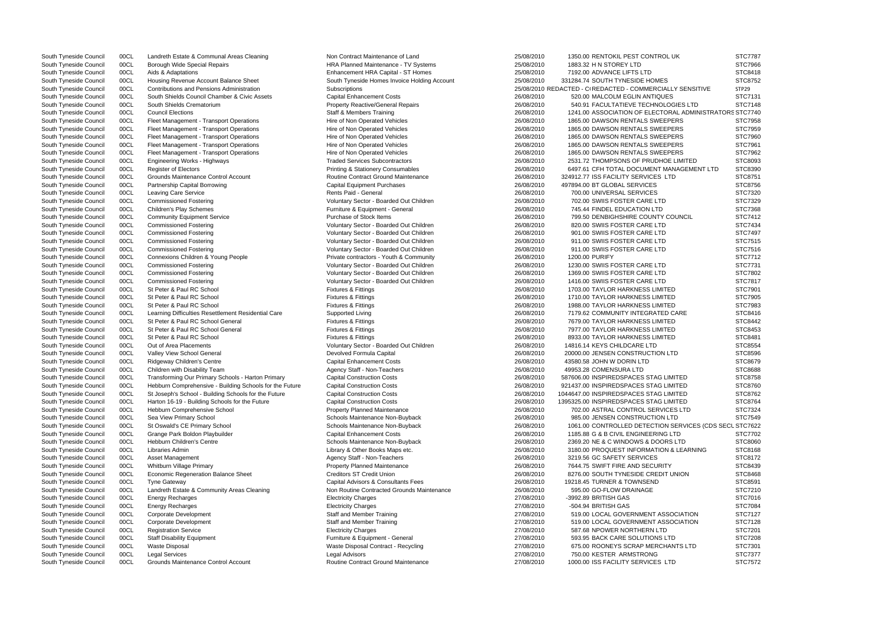| | | | | | | | |
|---|---|---|---|---|---|---|---|
| South Tyneside Council | 00CL | Landreth Estate & Communal Areas Cleaning | Non Contract Maintenance of Land | 25/08/2010 | 1350.00 | RENTOKIL PEST CONTROL UK | STC7787 |
| South Tyneside Council | 00CL | Borough Wide Special Repairs | HRA Planned Maintenance - TV Systems | 25/08/2010 | 1883.32 | H N STOREY LTD | STC7966 |
| South Tyneside Council | 00CL | Aids & Adaptations | Enhancement HRA Capital - ST Homes | 25/08/2010 | 7192.00 | ADVANCE LIFTS LTD | STC8418 |
| South Tyneside Council | 00CL | Housing Revenue Account Balance Sheet | South Tyneside Homes Invoice Holding Account | 25/08/2010 | 331284.74 | SOUTH TYNESIDE HOMES | STC8752 |
| South Tyneside Council | 00CL | Contributions and Pensions Administration | Subscriptions | 25/08/2010 | REDACTED - C( | REDACTED - COMMERCIALLY SENSITIVE | STP29 |
| South Tyneside Council | 00CL | South Shields Council Chamber & Civic Assets | Capital Enhancement Costs | 26/08/2010 | 520.00 | MALCOLM EGLIN ANTIQUES | STC7131 |
| South Tyneside Council | 00CL | South Shields Crematorium | Property Reactive/General Repairs | 26/08/2010 | 540.91 | FACULTATIEVE TECHNOLOGIES LTD | STC7148 |
| South Tyneside Council | 00CL | Council Elections | Staff & Members Training | 26/08/2010 | 1241.00 | ASSOCIATION OF ELECTORAL ADMINISTRATORS | STC7740 |
| South Tyneside Council | 00CL | Fleet Management - Transport Operations | Hire of Non Operated Vehicles | 26/08/2010 | 1865.00 | DAWSON RENTALS SWEEPERS | STC7958 |
| South Tyneside Council | 00CL | Fleet Management - Transport Operations | Hire of Non Operated Vehicles | 26/08/2010 | 1865.00 | DAWSON RENTALS SWEEPERS | STC7959 |
| South Tyneside Council | 00CL | Fleet Management - Transport Operations | Hire of Non Operated Vehicles | 26/08/2010 | 1865.00 | DAWSON RENTALS SWEEPERS | STC7960 |
| South Tyneside Council | 00CL | Fleet Management - Transport Operations | Hire of Non Operated Vehicles | 26/08/2010 | 1865.00 | DAWSON RENTALS SWEEPERS | STC7961 |
| South Tyneside Council | 00CL | Fleet Management - Transport Operations | Hire of Non Operated Vehicles | 26/08/2010 | 1865.00 | DAWSON RENTALS SWEEPERS | STC7962 |
| South Tyneside Council | 00CL | Engineering Works - Highways | Traded Services Subcontractors | 26/08/2010 | 2531.72 | THOMPSONS OF PRUDHOE LIMITED | STC8093 |
| South Tyneside Council | 00CL | Register of Electors | Printing & Stationery Consumables | 26/08/2010 | 6497.61 | CFH TOTAL DOCUMENT MANAGEMENT LTD | STC8390 |
| South Tyneside Council | 00CL | Grounds Maintenance Control Account | Routine Contract Ground Maintenance | 26/08/2010 | 324912.77 | ISS FACILITY SERVICES LTD | STC8751 |
| South Tyneside Council | 00CL | Partnership Capital Borrowing | Capital Equipment Purchases | 26/08/2010 | 497894.00 | BT GLOBAL SERVICES | STC8756 |
| South Tyneside Council | 00CL | Leaving Care Service | Rents Paid - General | 26/08/2010 | 700.00 | UNIVERSAL SERVICES | STC7320 |
| South Tyneside Council | 00CL | Commissioned Fostering | Voluntary Sector - Boarded Out Children | 26/08/2010 | 702.00 | SWIIS FOSTER CARE LTD | STC7329 |
| South Tyneside Council | 00CL | Children's Play Schemes | Furniture & Equipment - General | 26/08/2010 | 745.44 | FINDEL EDUCATION LTD | STC7368 |
| South Tyneside Council | 00CL | Community Equipment Service | Purchase of Stock Items | 26/08/2010 | 799.50 | DENBIGHSHIRE COUNTY COUNCIL | STC7412 |
| South Tyneside Council | 00CL | Commissioned Fostering | Voluntary Sector - Boarded Out Children | 26/08/2010 | 820.00 | SWIIS FOSTER CARE LTD | STC7434 |
| South Tyneside Council | 00CL | Commissioned Fostering | Voluntary Sector - Boarded Out Children | 26/08/2010 | 901.00 | SWIIS FOSTER CARE LTD | STC7497 |
| South Tyneside Council | 00CL | Commissioned Fostering | Voluntary Sector - Boarded Out Children | 26/08/2010 | 911.00 | SWIIS FOSTER CARE LTD | STC7515 |
| South Tyneside Council | 00CL | Commissioned Fostering | Voluntary Sector - Boarded Out Children | 26/08/2010 | 911.00 | SWIIS FOSTER CARE LTD | STC7516 |
| South Tyneside Council | 00CL | Connexions Children & Young People | Private contractors - Youth & Community | 26/08/2010 | 1200.00 | PURIFY | STC7712 |
| South Tyneside Council | 00CL | Commissioned Fostering | Voluntary Sector - Boarded Out Children | 26/08/2010 | 1230.00 | SWIIS FOSTER CARE LTD | STC7731 |
| South Tyneside Council | 00CL | Commissioned Fostering | Voluntary Sector - Boarded Out Children | 26/08/2010 | 1369.00 | SWIIS FOSTER CARE LTD | STC7802 |
| South Tyneside Council | 00CL | Commissioned Fostering | Voluntary Sector - Boarded Out Children | 26/08/2010 | 1416.00 | SWIIS FOSTER CARE LTD | STC7817 |
| South Tyneside Council | 00CL | St Peter & Paul RC School | Fixtures & Fittings | 26/08/2010 | 1703.00 | TAYLOR HARKNESS LIMITED | STC7901 |
| South Tyneside Council | 00CL | St Peter & Paul RC School | Fixtures & Fittings | 26/08/2010 | 1710.00 | TAYLOR HARKNESS LIMITED | STC7905 |
| South Tyneside Council | 00CL | St Peter & Paul RC School | Fixtures & Fittings | 26/08/2010 | 1988.00 | TAYLOR HARKNESS LIMITED | STC7983 |
| South Tyneside Council | 00CL | Learning Difficulties Resettlement Residential Care | Supported Living | 26/08/2010 | 7179.62 | COMMUNITY INTEGRATED CARE | STC8416 |
| South Tyneside Council | 00CL | St Peter & Paul RC School General | Fixtures & Fittings | 26/08/2010 | 7679.00 | TAYLOR HARKNESS LIMITED | STC8442 |
| South Tyneside Council | 00CL | St Peter & Paul RC School General | Fixtures & Fittings | 26/08/2010 | 7977.00 | TAYLOR HARKNESS LIMITED | STC8453 |
| South Tyneside Council | 00CL | St Peter & Paul RC School | Fixtures & Fittings | 26/08/2010 | 8933.00 | TAYLOR HARKNESS LIMITED | STC8481 |
| South Tyneside Council | 00CL | Out of Area Placements | Voluntary Sector - Boarded Out Children | 26/08/2010 | 14816.14 | KEYS CHILDCARE LTD | STC8554 |
| South Tyneside Council | 00CL | Valley View School General | Devolved Formula Capital | 26/08/2010 | 20000.00 | JENSEN CONSTRUCTION LTD | STC8596 |
| South Tyneside Council | 00CL | Ridgeway Children's Centre | Capital Enhancement Costs | 26/08/2010 | 43580.58 | JOHN W DORIN LTD | STC8679 |
| South Tyneside Council | 00CL | Children with Disability Team | Agency Staff - Non-Teachers | 26/08/2010 | 49953.28 | COMENSURA LTD | STC8688 |
| South Tyneside Council | 00CL | Transforming Our Primary Schools - Harton Primary | Capital Construction Costs | 26/08/2010 | 587606.00 | INSPIREDSPACES STAG LIMITED | STC8758 |
| South Tyneside Council | 00CL | Hebburn Comprehensive - Building Schools for the Future | Capital Construction Costs | 26/08/2010 | 921437.00 | INSPIREDSPACES STAG LIMITED | STC8760 |
| South Tyneside Council | 00CL | St Joseph's School - Building Schools for the Future | Capital Construction Costs | 26/08/2010 | 1044647.00 | INSPIREDSPACES STAG LIMITED | STC8762 |
| South Tyneside Council | 00CL | Harton 16-19 - Building Schools for the Future | Capital Construction Costs | 26/08/2010 | 1395325.00 | INSPIREDSPACES STAG LIMITED | STC8764 |
| South Tyneside Council | 00CL | Hebburn Comprehensive School | Property Planned Maintenance | 26/08/2010 | 702.00 | ASTRAL CONTROL SERVICES LTD | STC7324 |
| South Tyneside Council | 00CL | Sea View Primary School | Schools Maintenance Non-Buyback | 26/08/2010 | 985.00 | JENSEN CONSTRUCTION LTD | STC7549 |
| South Tyneside Council | 00CL | St Oswald's CE Primary School | Schools Maintenance Non-Buyback | 26/08/2010 | 1061.00 | CONTROLLED DETECTION SERVICES (CDS SECU | STC7622 |
| South Tyneside Council | 00CL | Grange Park Boldon Playbuilder | Capital Enhancement Costs | 26/08/2010 | 1185.88 | G & B CIVIL ENGINEERING LTD | STC7702 |
| South Tyneside Council | 00CL | Hebburn Children's Centre | Schools Maintenance Non-Buyback | 26/08/2010 | 2369.20 | NE & C WINDOWS & DOORS LTD | STC8060 |
| South Tyneside Council | 00CL | Libraries Admin | Library & Other Books Maps etc. | 26/08/2010 | 3180.00 | PROQUEST INFORMATION & LEARNING | STC8168 |
| South Tyneside Council | 00CL | Asset Management | Agency Staff - Non-Teachers | 26/08/2010 | 3219.56 | GC SAFETY SERVICES | STC8172 |
| South Tyneside Council | 00CL | Whitburn Village Primary | Property Planned Maintenance | 26/08/2010 | 7644.75 | SWIFT FIRE AND SECURITY | STC8439 |
| South Tyneside Council | 00CL | Economic Regeneration Balance Sheet | Creditors ST Credit Union | 26/08/2010 | 8276.00 | SOUTH TYNESIDE CREDIT UNION | STC8468 |
| South Tyneside Council | 00CL | Tyne Gateway | Capital Advisors & Consultants Fees | 26/08/2010 | 19218.45 | TURNER & TOWNSEND | STC8591 |
| South Tyneside Council | 00CL | Landreth Estate & Community Areas Cleaning | Non Routine Contracted Grounds Maintenance | 26/08/2010 | 595.00 | GO-FLOW DRAINAGE | STC7210 |
| South Tyneside Council | 00CL | Energy Recharges | Electricity Charges | 27/08/2010 | -3992.89 | BRITISH GAS | STC7016 |
| South Tyneside Council | 00CL | Energy Recharges | Electricity Charges | 27/08/2010 | -504.94 | BRITISH GAS | STC7084 |
| South Tyneside Council | 00CL | Corporate Development | Staff and Member Training | 27/08/2010 | 519.00 | LOCAL GOVERNMENT ASSOCIATION | STC7127 |
| South Tyneside Council | 00CL | Corporate Development | Staff and Member Training | 27/08/2010 | 519.00 | LOCAL GOVERNMENT ASSOCIATION | STC7128 |
| South Tyneside Council | 00CL | Registration Service | Electricity Charges | 27/08/2010 | 587.68 | NPOWER NORTHERN LTD | STC7201 |
| South Tyneside Council | 00CL | Staff Disability Equipment | Furniture & Equipment - General | 27/08/2010 | 593.95 | BACK CARE SOLUTIONS LTD | STC7208 |
| South Tyneside Council | 00CL | Waste Disposal | Waste Disposal Contract - Recycling | 27/08/2010 | 675.00 | ROONEYS SCRAP MERCHANTS LTD | STC7301 |
| South Tyneside Council | 00CL | Legal Services | Legal Advisors | 27/08/2010 | 750.00 | KESTER ARMSTRONG | STC7377 |
| South Tyneside Council | 00CL | Grounds Maintenance Control Account | Routine Contract Ground Maintenance | 27/08/2010 | 1000.00 | ISS FACILITY SERVICES LTD | STC7572 |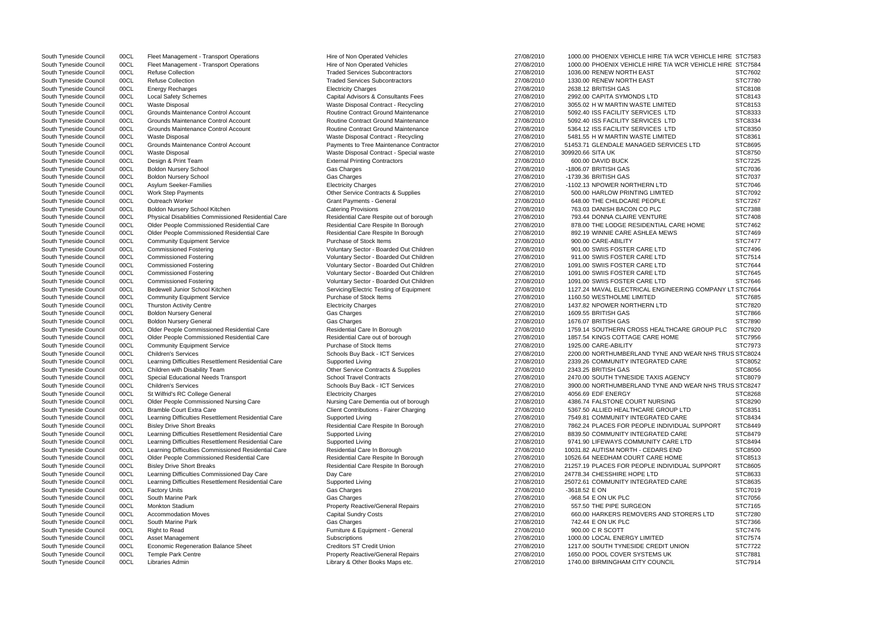| | | | | | | | |
|---|---|---|---|---|---|---|---|
| South Tyneside Council | 00CL | Fleet Management - Transport Operations | Hire of Non Operated Vehicles | 27/08/2010 | 1000.00 | PHOENIX VEHICLE HIRE T/A WCR VEHICLE HIRE | STC7583 |
| South Tyneside Council | 00CL | Fleet Management - Transport Operations | Hire of Non Operated Vehicles | 27/08/2010 | 1000.00 | PHOENIX VEHICLE HIRE T/A WCR VEHICLE HIRE | STC7584 |
| South Tyneside Council | 00CL | Refuse Collection | Traded Services Subcontractors | 27/08/2010 | 1036.00 | RENEW NORTH EAST | STC7602 |
| South Tyneside Council | 00CL | Refuse Collection | Traded Services Subcontractors | 27/08/2010 | 1330.00 | RENEW NORTH EAST | STC7780 |
| South Tyneside Council | 00CL | Energy Recharges | Electricity Charges | 27/08/2010 | 2638.12 | BRITISH GAS | STC8108 |
| South Tyneside Council | 00CL | Local Safety Schemes | Capital Advisors & Consultants Fees | 27/08/2010 | 2992.00 | CAPITA SYMONDS LTD | STC8143 |
| South Tyneside Council | 00CL | Waste Disposal | Waste Disposal Contract - Recycling | 27/08/2010 | 3055.02 | H W MARTIN WASTE LIMITED | STC8153 |
| South Tyneside Council | 00CL | Grounds Maintenance Control Account | Routine Contract Ground Maintenance | 27/08/2010 | 5092.40 | ISS FACILITY SERVICES LTD | STC8333 |
| South Tyneside Council | 00CL | Grounds Maintenance Control Account | Routine Contract Ground Maintenance | 27/08/2010 | 5092.40 | ISS FACILITY SERVICES LTD | STC8334 |
| South Tyneside Council | 00CL | Grounds Maintenance Control Account | Routine Contract Ground Maintenance | 27/08/2010 | 5364.12 | ISS FACILITY SERVICES LTD | STC8350 |
| South Tyneside Council | 00CL | Waste Disposal | Waste Disposal Contract - Recycling | 27/08/2010 | 5481.55 | H W MARTIN WASTE LIMITED | STC8361 |
| South Tyneside Council | 00CL | Grounds Maintenance Control Account | Payments to Tree Maintenance Contractor | 27/08/2010 | 51453.71 | GLENDALE MANAGED SERVICES LTD | STC8695 |
| South Tyneside Council | 00CL | Waste Disposal | Waste Disposal Contract - Special waste | 27/08/2010 | 309920.66 | SITA UK | STC8750 |
| South Tyneside Council | 00CL | Design & Print Team | External Printing Contractors | 27/08/2010 | 600.00 | DAVID BUCK | STC7225 |
| South Tyneside Council | 00CL | Boldon Nursery School | Gas Charges | 27/08/2010 | -1806.07 | BRITISH GAS | STC7036 |
| South Tyneside Council | 00CL | Boldon Nursery School | Gas Charges | 27/08/2010 | -1739.36 | BRITISH GAS | STC7037 |
| South Tyneside Council | 00CL | Asylum Seeker-Families | Electricity Charges | 27/08/2010 | -1102.13 | NPOWER NORTHERN LTD | STC7046 |
| South Tyneside Council | 00CL | Work Step Payments | Other Service Contracts & Supplies | 27/08/2010 | 500.00 | HARLOW PRINTING LIMITED | STC7092 |
| South Tyneside Council | 00CL | Outreach Worker | Grant Payments - General | 27/08/2010 | 648.00 | THE CHILDCARE PEOPLE | STC7267 |
| South Tyneside Council | 00CL | Boldon Nursery School Kitchen | Catering Provisions | 27/08/2010 | 763.03 | DANISH BACON CO PLC | STC7388 |
| South Tyneside Council | 00CL | Physical Disabilities Commissioned Residential Care | Residential Care Respite out of borough | 27/08/2010 | 793.44 | DONNA CLAIRE VENTURE | STC7408 |
| South Tyneside Council | 00CL | Older People Commissioned Residential Care | Residential Care Respite In Borough | 27/08/2010 | 878.00 | THE LODGE RESIDENTIAL CARE HOME | STC7462 |
| South Tyneside Council | 00CL | Older People Commissioned Residential Care | Residential Care Respite In Borough | 27/08/2010 | 892.19 | WINNIE CARE ASHLEA MEWS | STC7469 |
| South Tyneside Council | 00CL | Community Equipment Service | Purchase of Stock Items | 27/08/2010 | 900.00 | CARE-ABILITY | STC7477 |
| South Tyneside Council | 00CL | Commissioned Fostering | Voluntary Sector - Boarded Out Children | 27/08/2010 | 901.00 | SWIIS FOSTER CARE LTD | STC7496 |
| South Tyneside Council | 00CL | Commissioned Fostering | Voluntary Sector - Boarded Out Children | 27/08/2010 | 911.00 | SWIIS FOSTER CARE LTD | STC7514 |
| South Tyneside Council | 00CL | Commissioned Fostering | Voluntary Sector - Boarded Out Children | 27/08/2010 | 1091.00 | SWIIS FOSTER CARE LTD | STC7644 |
| South Tyneside Council | 00CL | Commissioned Fostering | Voluntary Sector - Boarded Out Children | 27/08/2010 | 1091.00 | SWIIS FOSTER CARE LTD | STC7645 |
| South Tyneside Council | 00CL | Commissioned Fostering | Voluntary Sector - Boarded Out Children | 27/08/2010 | 1091.00 | SWIIS FOSTER CARE LTD | STC7646 |
| South Tyneside Council | 00CL | Bedewell Junior School Kitchen | Servicing/Electric Testing of Equipment | 27/08/2010 | 1127.24 | MAVAL ELECTRICAL ENGINEERING COMPANY LT | STC7664 |
| South Tyneside Council | 00CL | Community Equipment Service | Purchase of Stock Items | 27/08/2010 | 1160.50 | WESTHOLME LIMITED | STC7685 |
| South Tyneside Council | 00CL | Thurston Activity Centre | Electricity Charges | 27/08/2010 | 1437.82 | NPOWER NORTHERN LTD | STC7820 |
| South Tyneside Council | 00CL | Boldon Nursery General | Gas Charges | 27/08/2010 | 1609.55 | BRITISH GAS | STC7866 |
| South Tyneside Council | 00CL | Boldon Nursery General | Gas Charges | 27/08/2010 | 1676.07 | BRITISH GAS | STC7890 |
| South Tyneside Council | 00CL | Older People Commissioned Residential Care | Residential Care In Borough | 27/08/2010 | 1759.14 | SOUTHERN CROSS HEALTHCARE GROUP PLC | STC7920 |
| South Tyneside Council | 00CL | Older People Commissioned Residential Care | Residential Care out of borough | 27/08/2010 | 1857.54 | KINGS COTTAGE CARE HOME | STC7956 |
| South Tyneside Council | 00CL | Community Equipment Service | Purchase of Stock Items | 27/08/2010 | 1925.00 | CARE-ABILITY | STC7973 |
| South Tyneside Council | 00CL | Children's Services | Schools Buy Back - ICT Services | 27/08/2010 | 2200.00 | NORTHUMBERLAND TYNE AND WEAR NHS TRUS | STC8024 |
| South Tyneside Council | 00CL | Learning Difficulties Resettlement Residential Care | Supported Living | 27/08/2010 | 2339.26 | COMMUNITY INTEGRATED CARE | STC8052 |
| South Tyneside Council | 00CL | Children with Disability Team | Other Service Contracts & Supplies | 27/08/2010 | 2343.25 | BRITISH GAS | STC8056 |
| South Tyneside Council | 00CL | Special Educational Needs Transport | School Travel Contracts | 27/08/2010 | 2470.00 | SOUTH TYNESIDE TAXIS AGENCY | STC8079 |
| South Tyneside Council | 00CL | Children's Services | Schools Buy Back - ICT Services | 27/08/2010 | 3900.00 | NORTHUMBERLAND TYNE AND WEAR NHS TRUS | STC8247 |
| South Tyneside Council | 00CL | St Wilfrid's RC College General | Electricity Charges | 27/08/2010 | 4056.69 | EDF ENERGY | STC8268 |
| South Tyneside Council | 00CL | Older People Commissioned Nursing Care | Nursing Care Dementia out of borough | 27/08/2010 | 4386.74 | FALSTONE COURT NURSING | STC8290 |
| South Tyneside Council | 00CL | Bramble Court Extra Care | Client Contributions - Fairer Charging | 27/08/2010 | 5367.50 | ALLIED HEALTHCARE GROUP LTD | STC8351 |
| South Tyneside Council | 00CL | Learning Difficulties Resettlement Residential Care | Supported Living | 27/08/2010 | 7549.81 | COMMUNITY INTEGRATED CARE | STC8434 |
| South Tyneside Council | 00CL | Bisley Drive Short Breaks | Residential Care Respite In Borough | 27/08/2010 | 7862.24 | PLACES FOR PEOPLE INDIVIDUAL SUPPORT | STC8449 |
| South Tyneside Council | 00CL | Learning Difficulties Resettlement Residential Care | Supported Living | 27/08/2010 | 8839.50 | COMMUNITY INTEGRATED CARE | STC8479 |
| South Tyneside Council | 00CL | Learning Difficulties Resettlement Residential Care | Supported Living | 27/08/2010 | 9741.90 | LIFEWAYS COMMUNITY CARE LTD | STC8494 |
| South Tyneside Council | 00CL | Learning Difficulties Commissioned Residential Care | Residential Care In Borough | 27/08/2010 | 10031.82 | AUTISM NORTH - CEDARS END | STC8500 |
| South Tyneside Council | 00CL | Older People Commissioned Residential Care | Residential Care Respite In Borough | 27/08/2010 | 10526.64 | NEEDHAM COURT CARE HOME | STC8513 |
| South Tyneside Council | 00CL | Bisley Drive Short Breaks | Residential Care Respite In Borough | 27/08/2010 | 21257.19 | PLACES FOR PEOPLE INDIVIDUAL SUPPORT | STC8605 |
| South Tyneside Council | 00CL | Learning Difficulties Commissioned Day Care | Day Care | 27/08/2010 | 24778.34 | CHESSHIRE HOPE LTD | STC8633 |
| South Tyneside Council | 00CL | Learning Difficulties Resettlement Residential Care | Supported Living | 27/08/2010 | 25072.61 | COMMUNITY INTEGRATED CARE | STC8635 |
| South Tyneside Council | 00CL | Factory Units | Gas Charges | 27/08/2010 | -3618.52 | E ON | STC7019 |
| South Tyneside Council | 00CL | South Marine Park | Gas Charges | 27/08/2010 | -968.54 | E ON UK PLC | STC7056 |
| South Tyneside Council | 00CL | Monkton Stadium | Property Reactive/General Repairs | 27/08/2010 | 557.50 | THE PIPE SURGEON | STC7165 |
| South Tyneside Council | 00CL | Accommodation Moves | Capital Sundry Costs | 27/08/2010 | 660.00 | HARKERS REMOVERS AND STORERS LTD | STC7280 |
| South Tyneside Council | 00CL | South Marine Park | Gas Charges | 27/08/2010 | 742.44 | E ON UK PLC | STC7366 |
| South Tyneside Council | 00CL | Right to Read | Furniture & Equipment - General | 27/08/2010 | 900.00 | C R SCOTT | STC7476 |
| South Tyneside Council | 00CL | Asset Management | Subscriptions | 27/08/2010 | 1000.00 | LOCAL ENERGY LIMITED | STC7574 |
| South Tyneside Council | 00CL | Economic Regeneration Balance Sheet | Creditors ST Credit Union | 27/08/2010 | 1217.00 | SOUTH TYNESIDE CREDIT UNION | STC7722 |
| South Tyneside Council | 00CL | Temple Park Centre | Property Reactive/General Repairs | 27/08/2010 | 1650.00 | POOL COVER SYSTEMS UK | STC7881 |
| South Tyneside Council | 00CL | Libraries Admin | Library & Other Books Maps etc. | 27/08/2010 | 1740.00 | BIRMINGHAM CITY COUNCIL | STC7914 |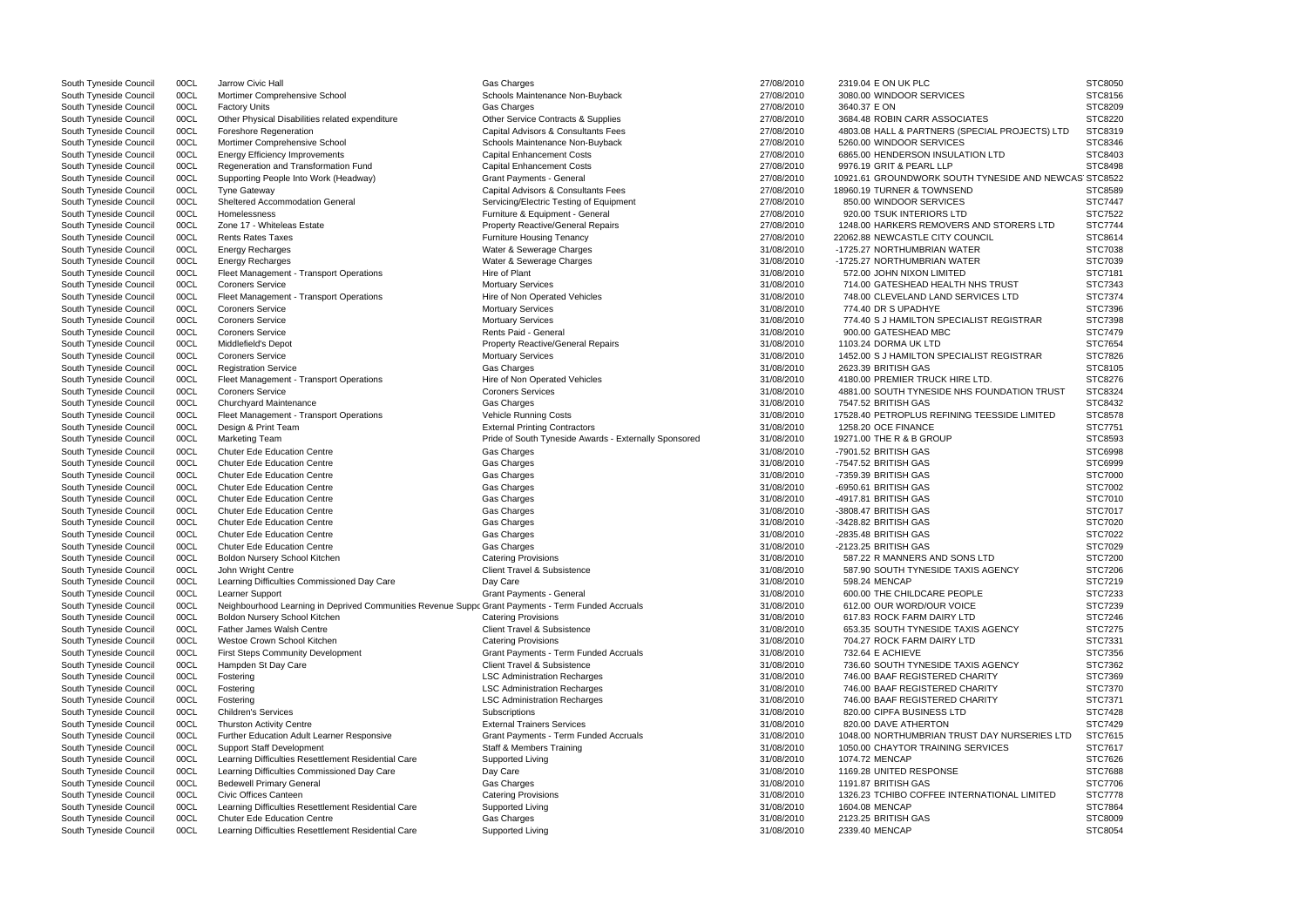| | | | | | | | |
|---|---|---|---|---|---|---|---|
| South Tyneside Council | 00CL | Jarrow Civic Hall | Gas Charges | 27/08/2010 | 2319.04 | E ON UK PLC | STC8050 |
| South Tyneside Council | 00CL | Mortimer Comprehensive School | Schools Maintenance Non-Buyback | 27/08/2010 | 3080.00 | WINDOOR SERVICES | STC8156 |
| South Tyneside Council | 00CL | Factory Units | Gas Charges | 27/08/2010 | 3640.37 | E ON | STC8209 |
| South Tyneside Council | 00CL | Other Physical Disabilities related expenditure | Other Service Contracts & Supplies | 27/08/2010 | 3684.48 | ROBIN CARR ASSOCIATES | STC8220 |
| South Tyneside Council | 00CL | Foreshore Regeneration | Capital Advisors & Consultants Fees | 27/08/2010 | 4803.08 | HALL & PARTNERS (SPECIAL PROJECTS) LTD | STC8319 |
| South Tyneside Council | 00CL | Mortimer Comprehensive School | Schools Maintenance Non-Buyback | 27/08/2010 | 5260.00 | WINDOOR SERVICES | STC8346 |
| South Tyneside Council | 00CL | Energy Efficiency Improvements | Capital Enhancement Costs | 27/08/2010 | 6865.00 | HENDERSON INSULATION LTD | STC8403 |
| South Tyneside Council | 00CL | Regeneration and Transformation Fund | Capital Enhancement Costs | 27/08/2010 | 9976.19 | GRIT & PEARL LLP | STC8498 |
| South Tyneside Council | 00CL | Supporting People Into Work (Headway) | Grant Payments - General | 27/08/2010 | 10921.61 | GROUNDWORK SOUTH TYNESIDE AND NEWCAS | STC8522 |
| South Tyneside Council | 00CL | Tyne Gateway | Capital Advisors & Consultants Fees | 27/08/2010 | 18960.19 | TURNER & TOWNSEND | STC8589 |
| South Tyneside Council | 00CL | Sheltered Accommodation General | Servicing/Electric Testing of Equipment | 27/08/2010 | 850.00 | WINDOOR SERVICES | STC7447 |
| South Tyneside Council | 00CL | Homelessness | Furniture & Equipment - General | 27/08/2010 | 920.00 | TSUK INTERIORS LTD | STC7522 |
| South Tyneside Council | 00CL | Zone 17 - Whiteleas Estate | Property Reactive/General Repairs | 27/08/2010 | 1248.00 | HARKERS REMOVERS AND STORERS LTD | STC7744 |
| South Tyneside Council | 00CL | Rents Rates Taxes | Furniture Housing Tenancy | 27/08/2010 | 22062.88 | NEWCASTLE CITY COUNCIL | STC8614 |
| South Tyneside Council | 00CL | Energy Recharges | Water & Sewerage Charges | 31/08/2010 | -1725.27 | NORTHUMBRIAN WATER | STC7038 |
| South Tyneside Council | 00CL | Energy Recharges | Water & Sewerage Charges | 31/08/2010 | -1725.27 | NORTHUMBRIAN WATER | STC7039 |
| South Tyneside Council | 00CL | Fleet Management - Transport Operations | Hire of Plant | 31/08/2010 | 572.00 | JOHN NIXON LIMITED | STC7181 |
| South Tyneside Council | 00CL | Coroners Service | Mortuary Services | 31/08/2010 | 714.00 | GATESHEAD HEALTH NHS TRUST | STC7343 |
| South Tyneside Council | 00CL | Fleet Management - Transport Operations | Hire of Non Operated Vehicles | 31/08/2010 | 748.00 | CLEVELAND LAND SERVICES LTD | STC7374 |
| South Tyneside Council | 00CL | Coroners Service | Mortuary Services | 31/08/2010 | 774.40 | DR S UPADHYE | STC7396 |
| South Tyneside Council | 00CL | Coroners Service | Mortuary Services | 31/08/2010 | 774.40 | S J HAMILTON SPECIALIST REGISTRAR | STC7398 |
| South Tyneside Council | 00CL | Coroners Service | Rents Paid - General | 31/08/2010 | 900.00 | GATESHEAD MBC | STC7479 |
| South Tyneside Council | 00CL | Middlefield's Depot | Property Reactive/General Repairs | 31/08/2010 | 1103.24 | DORMA UK LTD | STC7654 |
| South Tyneside Council | 00CL | Coroners Service | Mortuary Services | 31/08/2010 | 1452.00 | S J HAMILTON SPECIALIST REGISTRAR | STC7826 |
| South Tyneside Council | 00CL | Registration Service | Gas Charges | 31/08/2010 | 2623.39 | BRITISH GAS | STC8105 |
| South Tyneside Council | 00CL | Fleet Management - Transport Operations | Hire of Non Operated Vehicles | 31/08/2010 | 4180.00 | PREMIER TRUCK HIRE LTD. | STC8276 |
| South Tyneside Council | 00CL | Coroners Service | Coroners Services | 31/08/2010 | 4881.00 | SOUTH TYNESIDE NHS FOUNDATION TRUST | STC8324 |
| South Tyneside Council | 00CL | Churchyard Maintenance | Gas Charges | 31/08/2010 | 7547.52 | BRITISH GAS | STC8432 |
| South Tyneside Council | 00CL | Fleet Management - Transport Operations | Vehicle Running Costs | 31/08/2010 | 17528.40 | PETROPLUS REFINING TEESSIDE LIMITED | STC8578 |
| South Tyneside Council | 00CL | Design & Print Team | External Printing Contractors | 31/08/2010 | 1258.20 | OCE FINANCE | STC7751 |
| South Tyneside Council | 00CL | Marketing Team | Pride of South Tyneside Awards - Externally Sponsored | 31/08/2010 | 19271.00 | THE R & B GROUP | STC8593 |
| South Tyneside Council | 00CL | Chuter Ede Education Centre | Gas Charges | 31/08/2010 | -7901.52 | BRITISH GAS | STC6998 |
| South Tyneside Council | 00CL | Chuter Ede Education Centre | Gas Charges | 31/08/2010 | -7547.52 | BRITISH GAS | STC6999 |
| South Tyneside Council | 00CL | Chuter Ede Education Centre | Gas Charges | 31/08/2010 | -7359.39 | BRITISH GAS | STC7000 |
| South Tyneside Council | 00CL | Chuter Ede Education Centre | Gas Charges | 31/08/2010 | -6950.61 | BRITISH GAS | STC7002 |
| South Tyneside Council | 00CL | Chuter Ede Education Centre | Gas Charges | 31/08/2010 | -4917.81 | BRITISH GAS | STC7010 |
| South Tyneside Council | 00CL | Chuter Ede Education Centre | Gas Charges | 31/08/2010 | -3808.47 | BRITISH GAS | STC7017 |
| South Tyneside Council | 00CL | Chuter Ede Education Centre | Gas Charges | 31/08/2010 | -3428.82 | BRITISH GAS | STC7020 |
| South Tyneside Council | 00CL | Chuter Ede Education Centre | Gas Charges | 31/08/2010 | -2835.48 | BRITISH GAS | STC7022 |
| South Tyneside Council | 00CL | Chuter Ede Education Centre | Gas Charges | 31/08/2010 | -2123.25 | BRITISH GAS | STC7029 |
| South Tyneside Council | 00CL | Boldon Nursery School Kitchen | Catering Provisions | 31/08/2010 | 587.22 | R MANNERS AND SONS LTD | STC7200 |
| South Tyneside Council | 00CL | John Wright Centre | Client Travel & Subsistence | 31/08/2010 | 587.90 | SOUTH TYNESIDE TAXIS AGENCY | STC7206 |
| South Tyneside Council | 00CL | Learning Difficulties Commissioned Day Care | Day Care | 31/08/2010 | 598.24 | MENCAP | STC7219 |
| South Tyneside Council | 00CL | Learner Support | Grant Payments - General | 31/08/2010 | 600.00 | THE CHILDCARE PEOPLE | STC7233 |
| South Tyneside Council | 00CL | Neighbourhood Learning in Deprived Communities Revenue Suppc | Grant Payments - Term Funded Accruals | 31/08/2010 | 612.00 | OUR WORD/OUR VOICE | STC7239 |
| South Tyneside Council | 00CL | Boldon Nursery School Kitchen | Catering Provisions | 31/08/2010 | 617.83 | ROCK FARM DAIRY LTD | STC7246 |
| South Tyneside Council | 00CL | Father James Walsh Centre | Client Travel & Subsistence | 31/08/2010 | 653.35 | SOUTH TYNESIDE TAXIS AGENCY | STC7275 |
| South Tyneside Council | 00CL | Westoe Crown School Kitchen | Catering Provisions | 31/08/2010 | 704.27 | ROCK FARM DAIRY LTD | STC7331 |
| South Tyneside Council | 00CL | First Steps Community Development | Grant Payments - Term Funded Accruals | 31/08/2010 | 732.64 | E ACHIEVE | STC7356 |
| South Tyneside Council | 00CL | Hampden St Day Care | Client Travel & Subsistence | 31/08/2010 | 736.60 | SOUTH TYNESIDE TAXIS AGENCY | STC7362 |
| South Tyneside Council | 00CL | Fostering | LSC Administration Recharges | 31/08/2010 | 746.00 | BAAF REGISTERED CHARITY | STC7369 |
| South Tyneside Council | 00CL | Fostering | LSC Administration Recharges | 31/08/2010 | 746.00 | BAAF REGISTERED CHARITY | STC7370 |
| South Tyneside Council | 00CL | Fostering | LSC Administration Recharges | 31/08/2010 | 746.00 | BAAF REGISTERED CHARITY | STC7371 |
| South Tyneside Council | 00CL | Children's Services | Subscriptions | 31/08/2010 | 820.00 | CIPFA BUSINESS LTD | STC7428 |
| South Tyneside Council | 00CL | Thurston Activity Centre | External Trainers Services | 31/08/2010 | 820.00 | DAVE ATHERTON | STC7429 |
| South Tyneside Council | 00CL | Further Education Adult Learner Responsive | Grant Payments - Term Funded Accruals | 31/08/2010 | 1048.00 | NORTHUMBRIAN TRUST DAY NURSERIES LTD | STC7615 |
| South Tyneside Council | 00CL | Support Staff Development | Staff & Members Training | 31/08/2010 | 1050.00 | CHAYTOR TRAINING SERVICES | STC7617 |
| South Tyneside Council | 00CL | Learning Difficulties Resettlement Residential Care | Supported Living | 31/08/2010 | 1074.72 | MENCAP | STC7626 |
| South Tyneside Council | 00CL | Learning Difficulties Commissioned Day Care | Day Care | 31/08/2010 | 1169.28 | UNITED RESPONSE | STC7688 |
| South Tyneside Council | 00CL | Bedewell Primary General | Gas Charges | 31/08/2010 | 1191.87 | BRITISH GAS | STC7706 |
| South Tyneside Council | 00CL | Civic Offices Canteen | Catering Provisions | 31/08/2010 | 1326.23 | TCHIBO COFFEE INTERNATIONAL LIMITED | STC7778 |
| South Tyneside Council | 00CL | Learning Difficulties Resettlement Residential Care | Supported Living | 31/08/2010 | 1604.08 | MENCAP | STC7864 |
| South Tyneside Council | 00CL | Chuter Ede Education Centre | Gas Charges | 31/08/2010 | 2123.25 | BRITISH GAS | STC8009 |
| South Tyneside Council | 00CL | Learning Difficulties Resettlement Residential Care | Supported Living | 31/08/2010 | 2339.40 | MENCAP | STC8054 |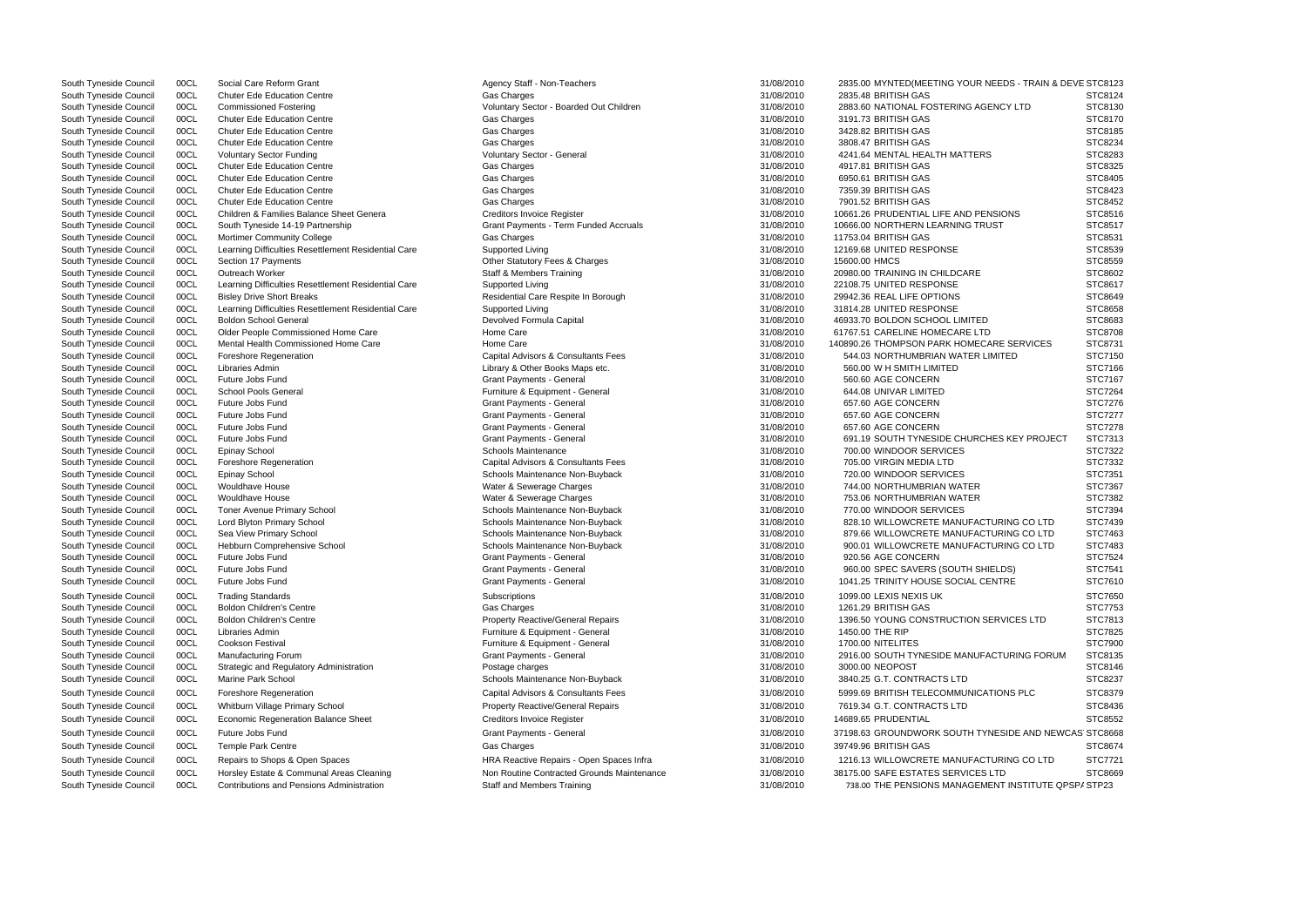| | | | | | | | |
|---|---|---|---|---|---|---|---|
| South Tyneside Council | 00CL | Social Care Reform Grant | Agency Staff - Non-Teachers | 31/08/2010 | 2835.00 | MYNTED(MEETING YOUR NEEDS - TRAIN & DEVE | STC8123 |
| South Tyneside Council | 00CL | Chuter Ede Education Centre | Gas Charges | 31/08/2010 | 2835.48 | BRITISH GAS | STC8124 |
| South Tyneside Council | 00CL | Commissioned Fostering | Voluntary Sector - Boarded Out Children | 31/08/2010 | 2883.60 | NATIONAL FOSTERING AGENCY LTD | STC8130 |
| South Tyneside Council | 00CL | Chuter Ede Education Centre | Gas Charges | 31/08/2010 | 3191.73 | BRITISH GAS | STC8170 |
| South Tyneside Council | 00CL | Chuter Ede Education Centre | Gas Charges | 31/08/2010 | 3428.82 | BRITISH GAS | STC8185 |
| South Tyneside Council | 00CL | Chuter Ede Education Centre | Gas Charges | 31/08/2010 | 3808.47 | BRITISH GAS | STC8234 |
| South Tyneside Council | 00CL | Voluntary Sector Funding | Voluntary Sector - General | 31/08/2010 | 4241.64 | MENTAL HEALTH MATTERS | STC8283 |
| South Tyneside Council | 00CL | Chuter Ede Education Centre | Gas Charges | 31/08/2010 | 4917.81 | BRITISH GAS | STC8325 |
| South Tyneside Council | 00CL | Chuter Ede Education Centre | Gas Charges | 31/08/2010 | 6950.61 | BRITISH GAS | STC8405 |
| South Tyneside Council | 00CL | Chuter Ede Education Centre | Gas Charges | 31/08/2010 | 7359.39 | BRITISH GAS | STC8423 |
| South Tyneside Council | 00CL | Chuter Ede Education Centre | Gas Charges | 31/08/2010 | 7901.52 | BRITISH GAS | STC8452 |
| South Tyneside Council | 00CL | Children & Families Balance Sheet Genera | Creditors Invoice Register | 31/08/2010 | 10661.26 | PRUDENTIAL LIFE AND PENSIONS | STC8516 |
| South Tyneside Council | 00CL | South Tyneside 14-19 Partnership | Grant Payments - Term Funded Accruals | 31/08/2010 | 10666.00 | NORTHERN LEARNING TRUST | STC8517 |
| South Tyneside Council | 00CL | Mortimer Community College | Gas Charges | 31/08/2010 | 11753.04 | BRITISH GAS | STC8531 |
| South Tyneside Council | 00CL | Learning Difficulties Resettlement Residential Care | Supported Living | 31/08/2010 | 12169.68 | UNITED RESPONSE | STC8539 |
| South Tyneside Council | 00CL | Section 17 Payments | Other Statutory Fees & Charges | 31/08/2010 | 15600.00 | HMCS | STC8559 |
| South Tyneside Council | 00CL | Outreach Worker | Staff & Members Training | 31/08/2010 | 20980.00 | TRAINING IN CHILDCARE | STC8602 |
| South Tyneside Council | 00CL | Learning Difficulties Resettlement Residential Care | Supported Living | 31/08/2010 | 22108.75 | UNITED RESPONSE | STC8617 |
| South Tyneside Council | 00CL | Bisley Drive Short Breaks | Residential Care Respite In Borough | 31/08/2010 | 29942.36 | REAL LIFE OPTIONS | STC8649 |
| South Tyneside Council | 00CL | Learning Difficulties Resettlement Residential Care | Supported Living | 31/08/2010 | 31814.28 | UNITED RESPONSE | STC8658 |
| South Tyneside Council | 00CL | Boldon School General | Devolved Formula Capital | 31/08/2010 | 46933.70 | BOLDON SCHOOL LIMITED | STC8683 |
| South Tyneside Council | 00CL | Older People Commissioned Home Care | Home Care | 31/08/2010 | 61767.51 | CARELINE HOMECARE LTD | STC8708 |
| South Tyneside Council | 00CL | Mental Health Commissioned Home Care | Home Care | 31/08/2010 | 140890.26 | THOMPSON PARK HOMECARE SERVICES | STC8731 |
| South Tyneside Council | 00CL | Foreshore Regeneration | Capital Advisors & Consultants Fees | 31/08/2010 | 544.03 | NORTHUMBRIAN WATER LIMITED | STC7150 |
| South Tyneside Council | 00CL | Libraries Admin | Library & Other Books Maps etc. | 31/08/2010 | 560.00 | W H SMITH LIMITED | STC7166 |
| South Tyneside Council | 00CL | Future Jobs Fund | Grant Payments - General | 31/08/2010 | 560.60 | AGE CONCERN | STC7167 |
| South Tyneside Council | 00CL | School Pools General | Furniture & Equipment - General | 31/08/2010 | 644.08 | UNIVAR LIMITED | STC7264 |
| South Tyneside Council | 00CL | Future Jobs Fund | Grant Payments - General | 31/08/2010 | 657.60 | AGE CONCERN | STC7276 |
| South Tyneside Council | 00CL | Future Jobs Fund | Grant Payments - General | 31/08/2010 | 657.60 | AGE CONCERN | STC7277 |
| South Tyneside Council | 00CL | Future Jobs Fund | Grant Payments - General | 31/08/2010 | 657.60 | AGE CONCERN | STC7278 |
| South Tyneside Council | 00CL | Future Jobs Fund | Grant Payments - General | 31/08/2010 | 691.19 | SOUTH TYNESIDE CHURCHES KEY PROJECT | STC7313 |
| South Tyneside Council | 00CL | Epinay School | Schools Maintenance | 31/08/2010 | 700.00 | WINDOOR SERVICES | STC7322 |
| South Tyneside Council | 00CL | Foreshore Regeneration | Capital Advisors & Consultants Fees | 31/08/2010 | 705.00 | VIRGIN MEDIA LTD | STC7332 |
| South Tyneside Council | 00CL | Epinay School | Schools Maintenance Non-Buyback | 31/08/2010 | 720.00 | WINDOOR SERVICES | STC7351 |
| South Tyneside Council | 00CL | Wouldhave House | Water & Sewerage Charges | 31/08/2010 | 744.00 | NORTHUMBRIAN WATER | STC7367 |
| South Tyneside Council | 00CL | Wouldhave House | Water & Sewerage Charges | 31/08/2010 | 753.06 | NORTHUMBRIAN WATER | STC7382 |
| South Tyneside Council | 00CL | Toner Avenue Primary School | Schools Maintenance Non-Buyback | 31/08/2010 | 770.00 | WINDOOR SERVICES | STC7394 |
| South Tyneside Council | 00CL | Lord Blyton Primary School | Schools Maintenance Non-Buyback | 31/08/2010 | 828.10 | WILLOWCRETE MANUFACTURING CO LTD | STC7439 |
| South Tyneside Council | 00CL | Sea View Primary School | Schools Maintenance Non-Buyback | 31/08/2010 | 879.66 | WILLOWCRETE MANUFACTURING CO LTD | STC7463 |
| South Tyneside Council | 00CL | Hebburn Comprehensive School | Schools Maintenance Non-Buyback | 31/08/2010 | 900.01 | WILLOWCRETE MANUFACTURING CO LTD | STC7483 |
| South Tyneside Council | 00CL | Future Jobs Fund | Grant Payments - General | 31/08/2010 | 920.56 | AGE CONCERN | STC7524 |
| South Tyneside Council | 00CL | Future Jobs Fund | Grant Payments - General | 31/08/2010 | 960.00 | SPEC SAVERS (SOUTH SHIELDS) | STC7541 |
| South Tyneside Council | 00CL | Future Jobs Fund | Grant Payments - General | 31/08/2010 | 1041.25 | TRINITY HOUSE SOCIAL CENTRE | STC7610 |
| South Tyneside Council | 00CL | Trading Standards | Subscriptions | 31/08/2010 | 1099.00 | LEXIS NEXIS UK | STC7650 |
| South Tyneside Council | 00CL | Boldon Children's Centre | Gas Charges | 31/08/2010 | 1261.29 | BRITISH GAS | STC7753 |
| South Tyneside Council | 00CL | Boldon Children's Centre | Property Reactive/General Repairs | 31/08/2010 | 1396.50 | YOUNG CONSTRUCTION SERVICES LTD | STC7813 |
| South Tyneside Council | 00CL | Libraries Admin | Furniture & Equipment - General | 31/08/2010 | 1450.00 | THE RIP | STC7825 |
| South Tyneside Council | 00CL | Cookson Festival | Furniture & Equipment - General | 31/08/2010 | 1700.00 | NITELITES | STC7900 |
| South Tyneside Council | 00CL | Manufacturing Forum | Grant Payments - General | 31/08/2010 | 2916.00 | SOUTH TYNESIDE MANUFACTURING FORUM | STC8135 |
| South Tyneside Council | 00CL | Strategic and Regulatory Administration | Postage charges | 31/08/2010 | 3000.00 | NEOPOST | STC8146 |
| South Tyneside Council | 00CL | Marine Park School | Schools Maintenance Non-Buyback | 31/08/2010 | 3840.25 | G.T. CONTRACTS LTD | STC8237 |
| South Tyneside Council | 00CL | Foreshore Regeneration | Capital Advisors & Consultants Fees | 31/08/2010 | 5999.69 | BRITISH TELECOMMUNICATIONS PLC | STC8379 |
| South Tyneside Council | 00CL | Whitburn Village Primary School | Property Reactive/General Repairs | 31/08/2010 | 7619.34 | G.T. CONTRACTS LTD | STC8436 |
| South Tyneside Council | 00CL | Economic Regeneration Balance Sheet | Creditors Invoice Register | 31/08/2010 | 14689.65 | PRUDENTIAL | STC8552 |
| South Tyneside Council | 00CL | Future Jobs Fund | Grant Payments - General | 31/08/2010 | 37198.63 | GROUNDWORK SOUTH TYNESIDE AND NEWCAS | STC8668 |
| South Tyneside Council | 00CL | Temple Park Centre | Gas Charges | 31/08/2010 | 39749.96 | BRITISH GAS | STC8674 |
| South Tyneside Council | 00CL | Repairs to Shops & Open Spaces | HRA Reactive Repairs - Open Spaces Infra | 31/08/2010 | 1216.13 | WILLOWCRETE MANUFACTURING CO LTD | STC7721 |
| South Tyneside Council | 00CL | Horsley Estate & Communal Areas Cleaning | Non Routine Contracted Grounds Maintenance | 31/08/2010 | 38175.00 | SAFE ESTATES SERVICES LTD | STC8669 |
| South Tyneside Council | 00CL | Contributions and Pensions Administration | Staff and Members Training | 31/08/2010 | 738.00 | THE PENSIONS MANAGEMENT INSTITUTE QPSPA | STP23 |